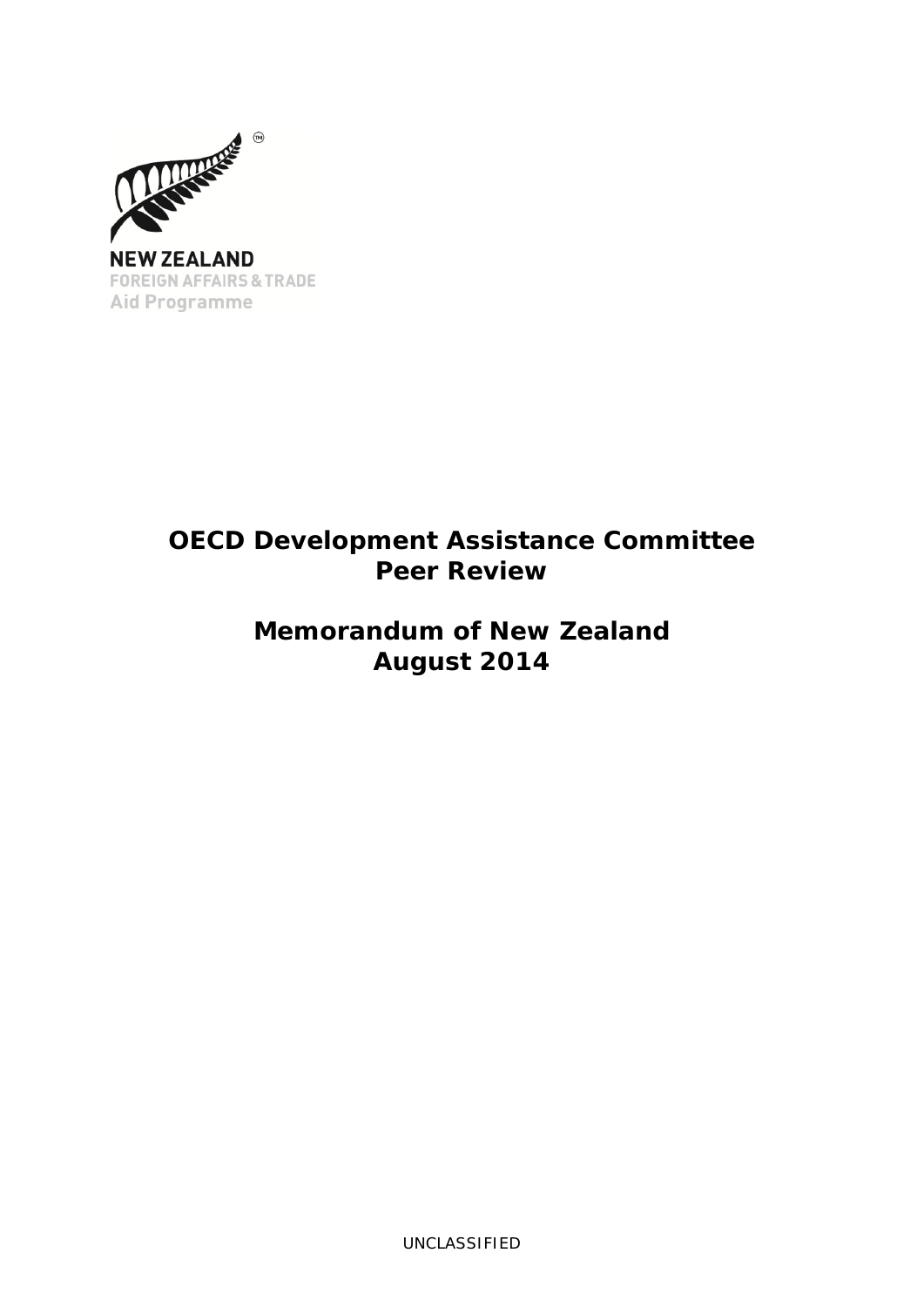NEW ZEALAND
FOREIGN AFFAIRS & TRADE
Aid Programme

# OECD Development Assistance Committee Peer Review

# Memorandum of New Zealand August 2014

UNCLASSIFIED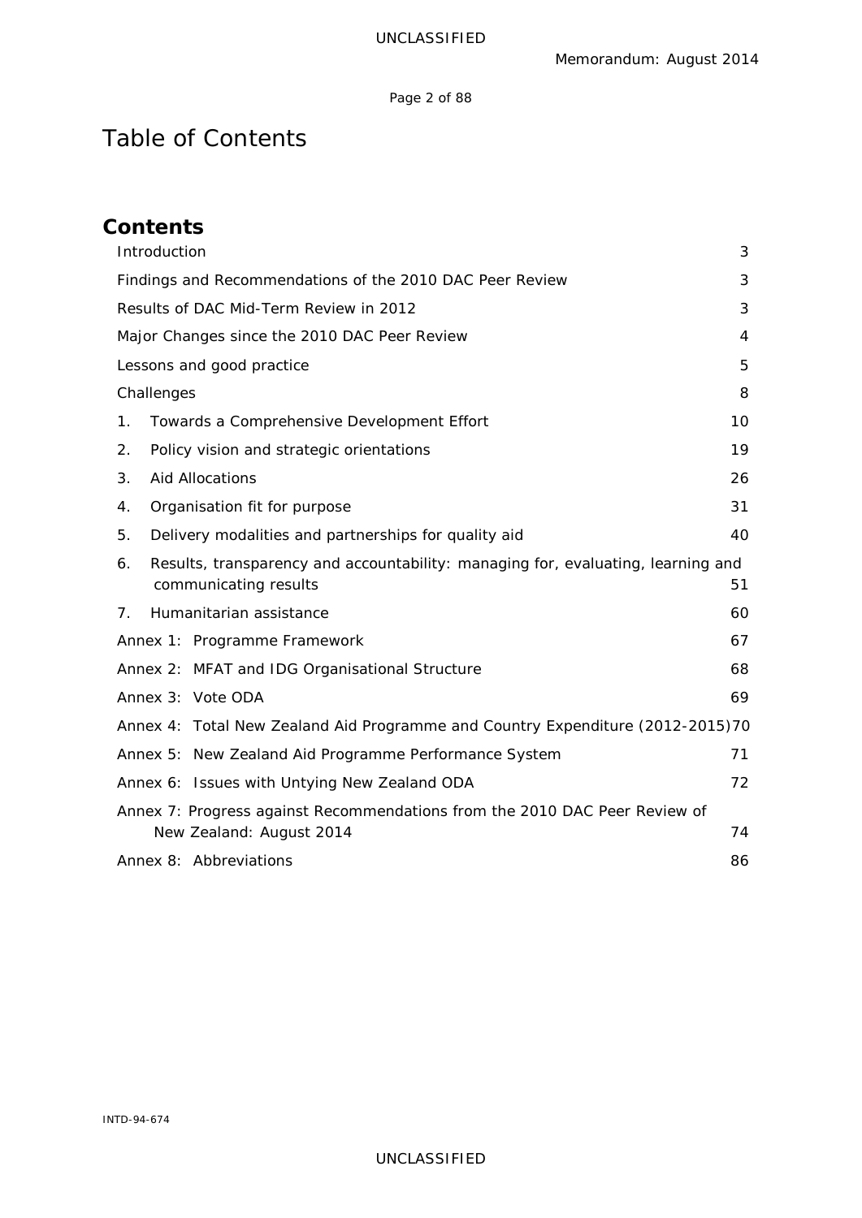# Table of Contents

## Contents

| | |
|---|---|
| Introduction | 3 |
| Findings and Recommendations of the 2010 DAC Peer Review | 3 |
| Results of DAC Mid-Term Review in 2012 | 3 |
| Major Changes since the 2010 DAC Peer Review | 4 |
| Lessons and good practice | 5 |
| Challenges | 8 |
| 1. Towards a Comprehensive Development Effort | 10 |
| 2. Policy vision and strategic orientations | 19 |
| 3. Aid Allocations | 26 |
| 4. Organisation fit for purpose | 31 |
| 5. Delivery modalities and partnerships for quality aid | 40 |
| 6. Results, transparency and accountability: managing for, evaluating, learning and communicating results | 51 |
| 7. Humanitarian assistance | 60 |
| Annex 1: Programme Framework | 67 |
| Annex 2: MFAT and IDG Organisational Structure | 68 |
| Annex 3: Vote ODA | 69 |
| Annex 4: Total New Zealand Aid Programme and Country Expenditure (2012-2015) | 70 |
| Annex 5: New Zealand Aid Programme Performance System | 71 |
| Annex 6: Issues with Untying New Zealand ODA | 72 |
| Annex 7: Progress against Recommendations from the 2010 DAC Peer Review of New Zealand: August 2014 | 74 |
| Annex 8: Abbreviations | 86 |

INTD-94-674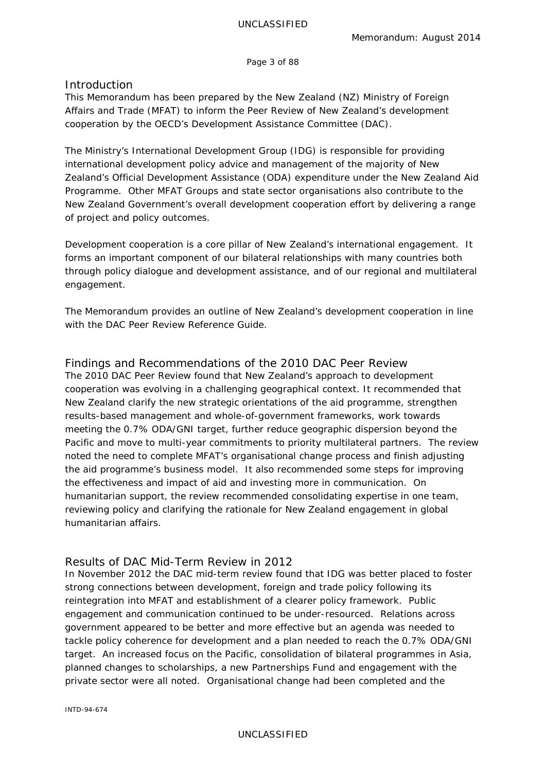## Introduction

This Memorandum has been prepared by the New Zealand (NZ) Ministry of Foreign Affairs and Trade (MFAT) to inform the Peer Review of New Zealand's development cooperation by the OECD's Development Assistance Committee (DAC).

The Ministry's International Development Group (IDG) is responsible for providing international development policy advice and management of the majority of New Zealand's Official Development Assistance (ODA) expenditure under the New Zealand Aid Programme. Other MFAT Groups and state sector organisations also contribute to the New Zealand Government's overall development cooperation effort by delivering a range of project and policy outcomes.

Development cooperation is a core pillar of New Zealand's international engagement. It forms an important component of our bilateral relationships with many countries both through policy dialogue and development assistance, and of our regional and multilateral engagement.

The Memorandum provides an outline of New Zealand's development cooperation in line with the DAC Peer Review Reference Guide.

## Findings and Recommendations of the 2010 DAC Peer Review

The 2010 DAC Peer Review found that New Zealand's approach to development cooperation was evolving in a challenging geographical context. It recommended that New Zealand clarify the new strategic orientations of the aid programme, strengthen results-based management and whole-of-government frameworks, work towards meeting the 0.7% ODA/GNI target, further reduce geographic dispersion beyond the Pacific and move to multi-year commitments to priority multilateral partners. The review noted the need to complete MFAT's organisational change process and finish adjusting the aid programme's business model. It also recommended some steps for improving the effectiveness and impact of aid and investing more in communication. On humanitarian support, the review recommended consolidating expertise in one team, reviewing policy and clarifying the rationale for New Zealand engagement in global humanitarian affairs.

## Results of DAC Mid-Term Review in 2012

In November 2012 the DAC mid-term review found that IDG was better placed to foster strong connections between development, foreign and trade policy following its reintegration into MFAT and establishment of a clearer policy framework. Public engagement and communication continued to be under-resourced. Relations across government appeared to be better and more effective but an agenda was needed to tackle policy coherence for development and a plan needed to reach the 0.7% ODA/GNI target. An increased focus on the Pacific, consolidation of bilateral programmes in Asia, planned changes to scholarships, a new Partnerships Fund and engagement with the private sector were all noted. Organisational change had been completed and the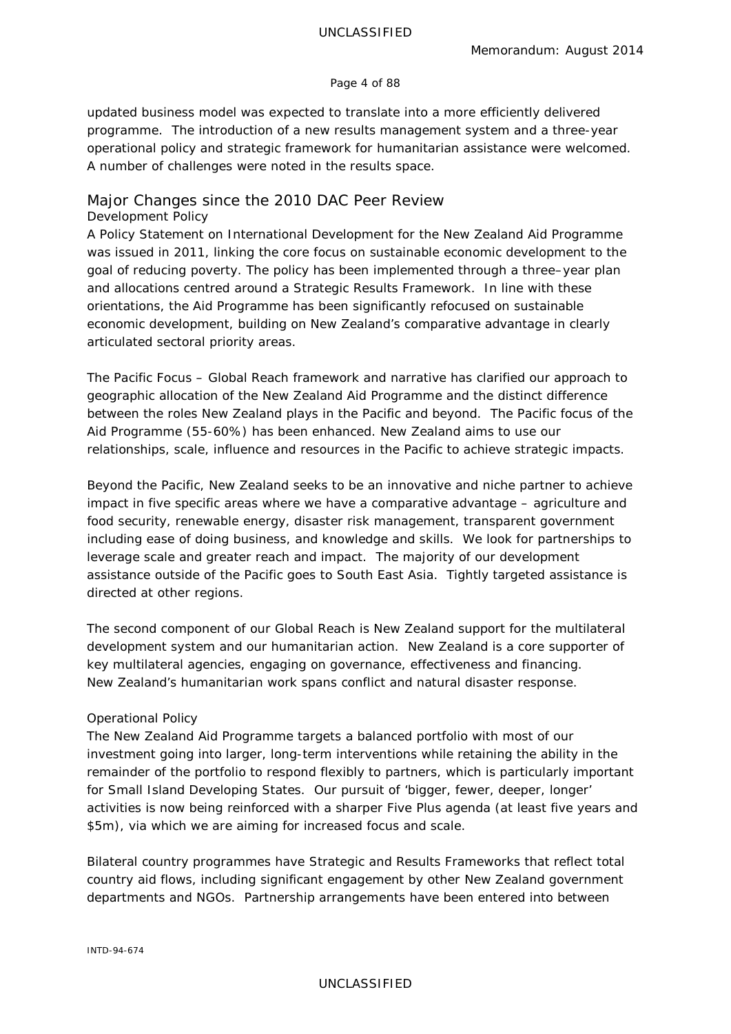updated business model was expected to translate into a more efficiently delivered programme. The introduction of a new results management system and a three-year operational policy and strategic framework for humanitarian assistance were welcomed. A number of challenges were noted in the results space.

## Major Changes since the 2010 DAC Peer Review

### Development Policy

A Policy Statement on International Development for the New Zealand Aid Programme was issued in 2011, linking the core focus on sustainable economic development to the goal of reducing poverty. The policy has been implemented through a three–year plan and allocations centred around a Strategic Results Framework. In line with these orientations, the Aid Programme has been significantly refocused on sustainable economic development, building on New Zealand's comparative advantage in clearly articulated sectoral priority areas.

The Pacific Focus – Global Reach framework and narrative has clarified our approach to geographic allocation of the New Zealand Aid Programme and the distinct difference between the roles New Zealand plays in the Pacific and beyond. The Pacific focus of the Aid Programme (55-60%) has been enhanced. New Zealand aims to use our relationships, scale, influence and resources in the Pacific to achieve strategic impacts.

Beyond the Pacific, New Zealand seeks to be an innovative and niche partner to achieve impact in five specific areas where we have a comparative advantage – agriculture and food security, renewable energy, disaster risk management, transparent government including ease of doing business, and knowledge and skills. We look for partnerships to leverage scale and greater reach and impact. The majority of our development assistance outside of the Pacific goes to South East Asia. Tightly targeted assistance is directed at other regions.

The second component of our Global Reach is New Zealand support for the multilateral development system and our humanitarian action. New Zealand is a core supporter of key multilateral agencies, engaging on governance, effectiveness and financing. New Zealand's humanitarian work spans conflict and natural disaster response.

### Operational Policy

The New Zealand Aid Programme targets a balanced portfolio with most of our investment going into larger, long-term interventions while retaining the ability in the remainder of the portfolio to respond flexibly to partners, which is particularly important for Small Island Developing States. Our pursuit of 'bigger, fewer, deeper, longer' activities is now being reinforced with a sharper Five Plus agenda (at least five years and $5m), via which we are aiming for increased focus and scale.

Bilateral country programmes have Strategic and Results Frameworks that reflect total country aid flows, including significant engagement by other New Zealand government departments and NGOs. Partnership arrangements have been entered into between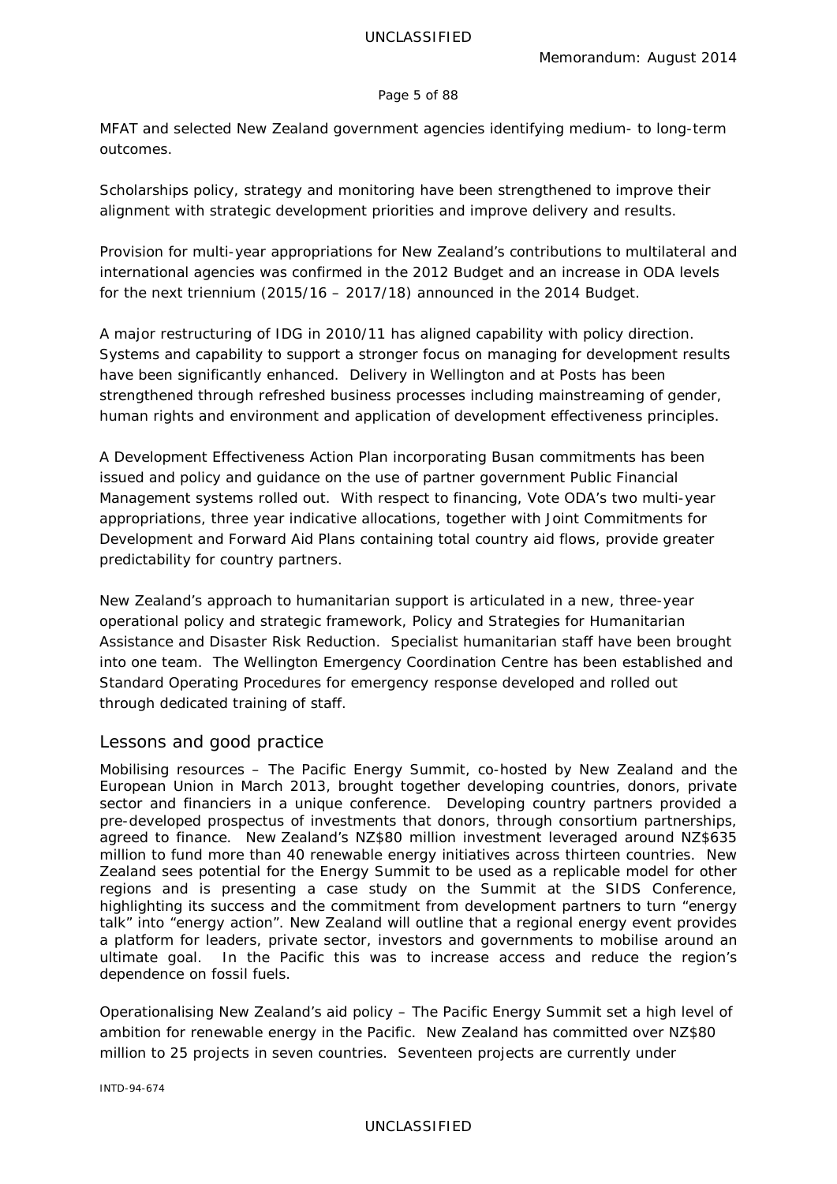MFAT and selected New Zealand government agencies identifying medium- to long-term outcomes.

Scholarships policy, strategy and monitoring have been strengthened to improve their alignment with strategic development priorities and improve delivery and results.

Provision for multi-year appropriations for New Zealand's contributions to multilateral and international agencies was confirmed in the 2012 Budget and an increase in ODA levels for the next triennium (2015/16 – 2017/18) announced in the 2014 Budget.

A major restructuring of IDG in 2010/11 has aligned capability with policy direction. Systems and capability to support a stronger focus on managing for development results have been significantly enhanced. Delivery in Wellington and at Posts has been strengthened through refreshed business processes including mainstreaming of gender, human rights and environment and application of development effectiveness principles.

A Development Effectiveness Action Plan incorporating Busan commitments has been issued and policy and guidance on the use of partner government Public Financial Management systems rolled out. With respect to financing, Vote ODA's two multi-year appropriations, three year indicative allocations, together with Joint Commitments for Development and Forward Aid Plans containing total country aid flows, provide greater predictability for country partners.

New Zealand's approach to humanitarian support is articulated in a new, three-year operational policy and strategic framework, Policy and Strategies for Humanitarian Assistance and Disaster Risk Reduction. Specialist humanitarian staff have been brought into one team. The Wellington Emergency Coordination Centre has been established and Standard Operating Procedures for emergency response developed and rolled out through dedicated training of staff.

## Lessons and good practice

Mobilising resources – The Pacific Energy Summit, co-hosted by New Zealand and the European Union in March 2013, brought together developing countries, donors, private sector and financiers in a unique conference. Developing country partners provided a pre-developed prospectus of investments that donors, through consortium partnerships, agreed to finance. New Zealand's NZ$80 million investment leveraged around NZ$635 million to fund more than 40 renewable energy initiatives across thirteen countries. New Zealand sees potential for the Energy Summit to be used as a replicable model for other regions and is presenting a case study on the Summit at the SIDS Conference, highlighting its success and the commitment from development partners to turn "energy talk" into "energy action". New Zealand will outline that a regional energy event provides a platform for leaders, private sector, investors and governments to mobilise around an ultimate goal. In the Pacific this was to increase access and reduce the region's dependence on fossil fuels.

Operationalising New Zealand's aid policy – The Pacific Energy Summit set a high level of ambition for renewable energy in the Pacific. New Zealand has committed over NZ$80 million to 25 projects in seven countries. Seventeen projects are currently under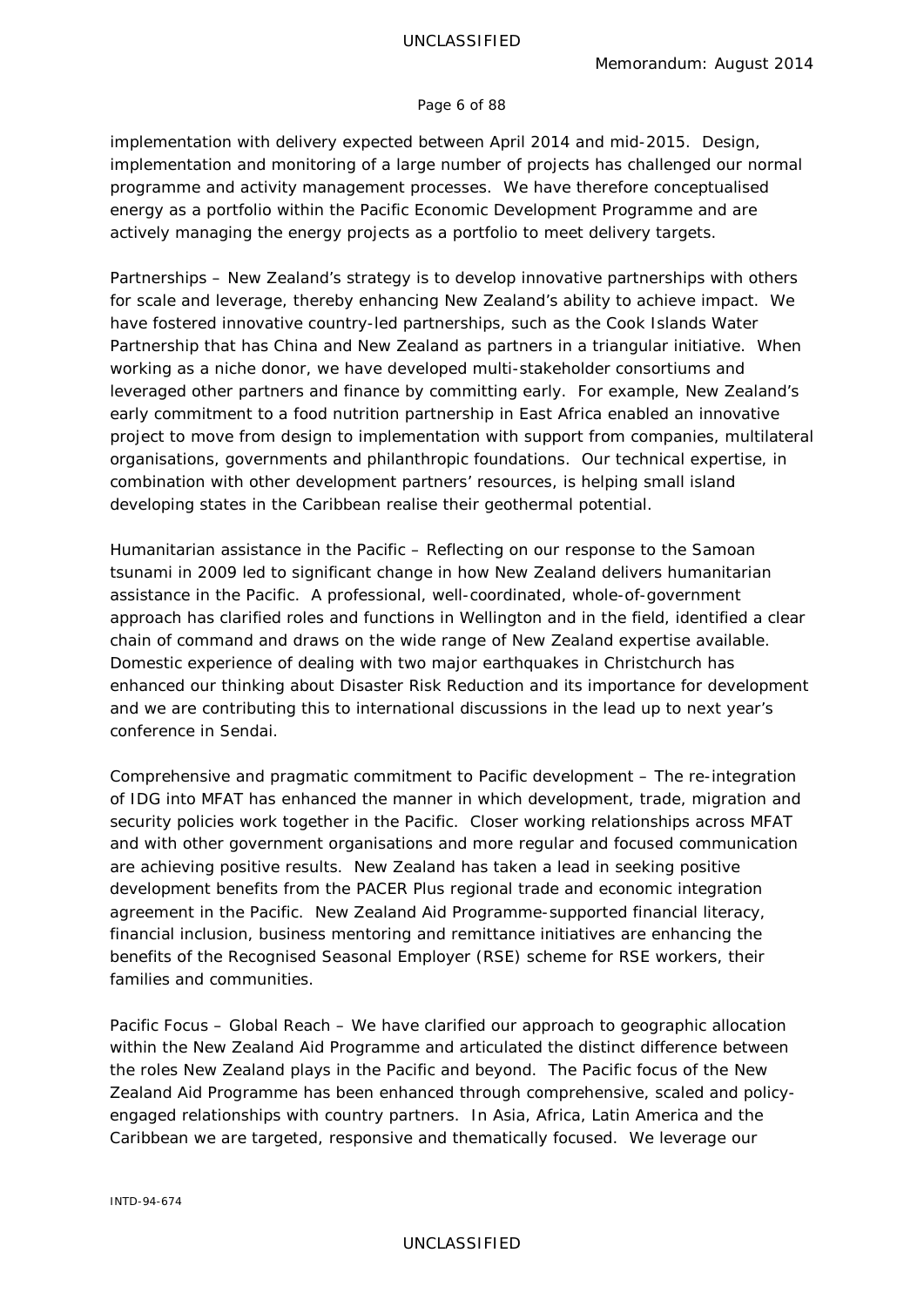implementation with delivery expected between April 2014 and mid-2015. Design, implementation and monitoring of a large number of projects has challenged our normal programme and activity management processes. We have therefore conceptualised energy as a portfolio within the Pacific Economic Development Programme and are actively managing the energy projects as a portfolio to meet delivery targets.

Partnerships – New Zealand's strategy is to develop innovative partnerships with others for scale and leverage, thereby enhancing New Zealand's ability to achieve impact. We have fostered innovative country-led partnerships, such as the Cook Islands Water Partnership that has China and New Zealand as partners in a triangular initiative. When working as a niche donor, we have developed multi-stakeholder consortiums and leveraged other partners and finance by committing early. For example, New Zealand's early commitment to a food nutrition partnership in East Africa enabled an innovative project to move from design to implementation with support from companies, multilateral organisations, governments and philanthropic foundations. Our technical expertise, in combination with other development partners' resources, is helping small island developing states in the Caribbean realise their geothermal potential.

Humanitarian assistance in the Pacific – Reflecting on our response to the Samoan tsunami in 2009 led to significant change in how New Zealand delivers humanitarian assistance in the Pacific. A professional, well-coordinated, whole-of-government approach has clarified roles and functions in Wellington and in the field, identified a clear chain of command and draws on the wide range of New Zealand expertise available. Domestic experience of dealing with two major earthquakes in Christchurch has enhanced our thinking about Disaster Risk Reduction and its importance for development and we are contributing this to international discussions in the lead up to next year's conference in Sendai.

Comprehensive and pragmatic commitment to Pacific development – The re-integration of IDG into MFAT has enhanced the manner in which development, trade, migration and security policies work together in the Pacific. Closer working relationships across MFAT and with other government organisations and more regular and focused communication are achieving positive results. New Zealand has taken a lead in seeking positive development benefits from the PACER Plus regional trade and economic integration agreement in the Pacific. New Zealand Aid Programme-supported financial literacy, financial inclusion, business mentoring and remittance initiatives are enhancing the benefits of the Recognised Seasonal Employer (RSE) scheme for RSE workers, their families and communities.

Pacific Focus – Global Reach – We have clarified our approach to geographic allocation within the New Zealand Aid Programme and articulated the distinct difference between the roles New Zealand plays in the Pacific and beyond. The Pacific focus of the New Zealand Aid Programme has been enhanced through comprehensive, scaled and policy-engaged relationships with country partners. In Asia, Africa, Latin America and the Caribbean we are targeted, responsive and thematically focused. We leverage our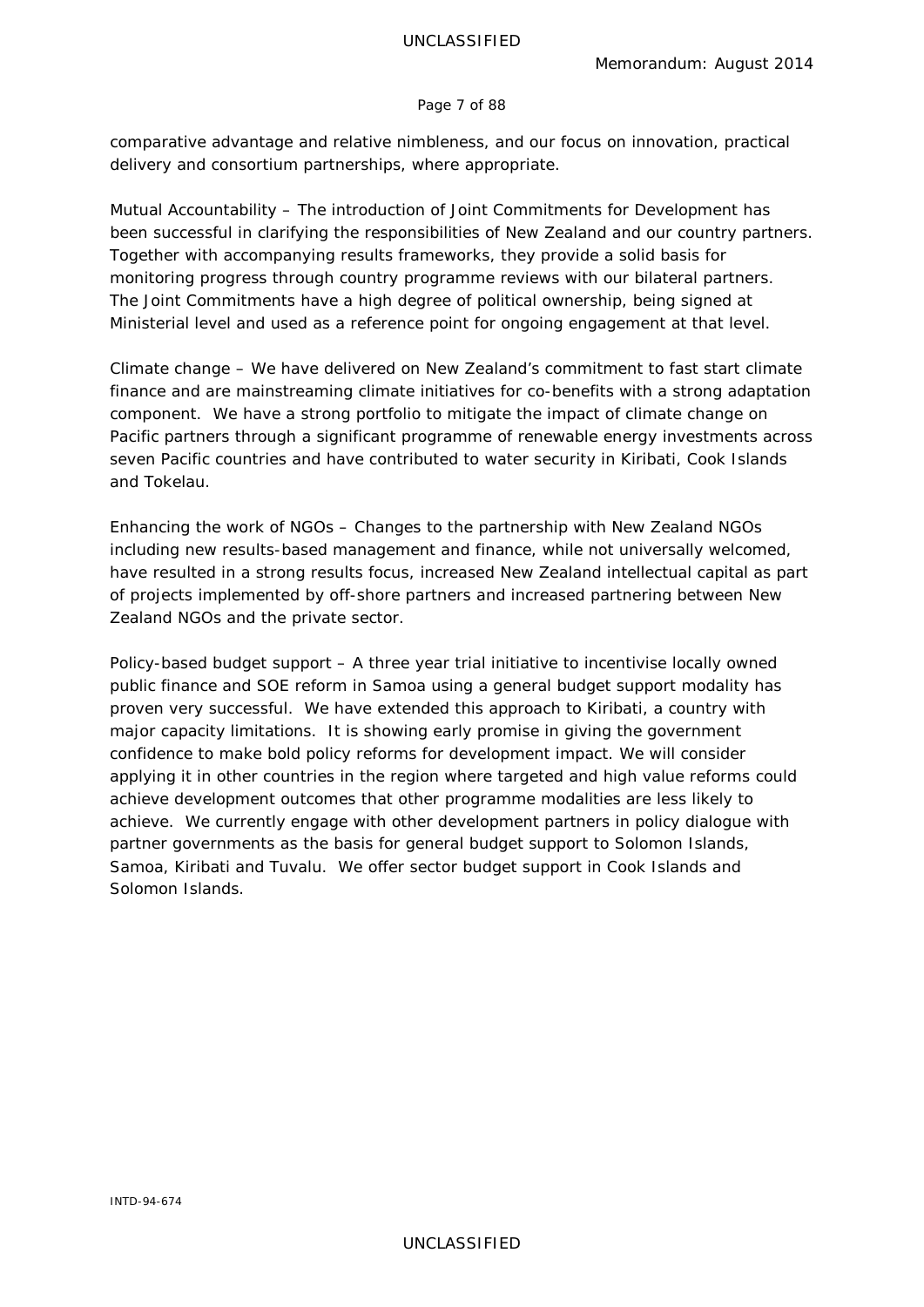comparative advantage and relative nimbleness, and our focus on innovation, practical delivery and consortium partnerships, where appropriate.

Mutual Accountability – The introduction of Joint Commitments for Development has been successful in clarifying the responsibilities of New Zealand and our country partners. Together with accompanying results frameworks, they provide a solid basis for monitoring progress through country programme reviews with our bilateral partners. The Joint Commitments have a high degree of political ownership, being signed at Ministerial level and used as a reference point for ongoing engagement at that level.

Climate change – We have delivered on New Zealand's commitment to fast start climate finance and are mainstreaming climate initiatives for co-benefits with a strong adaptation component. We have a strong portfolio to mitigate the impact of climate change on Pacific partners through a significant programme of renewable energy investments across seven Pacific countries and have contributed to water security in Kiribati, Cook Islands and Tokelau.

Enhancing the work of NGOs – Changes to the partnership with New Zealand NGOs including new results-based management and finance, while not universally welcomed, have resulted in a strong results focus, increased New Zealand intellectual capital as part of projects implemented by off-shore partners and increased partnering between New Zealand NGOs and the private sector.

Policy-based budget support – A three year trial initiative to incentivise locally owned public finance and SOE reform in Samoa using a general budget support modality has proven very successful. We have extended this approach to Kiribati, a country with major capacity limitations. It is showing early promise in giving the government confidence to make bold policy reforms for development impact. We will consider applying it in other countries in the region where targeted and high value reforms could achieve development outcomes that other programme modalities are less likely to achieve. We currently engage with other development partners in policy dialogue with partner governments as the basis for general budget support to Solomon Islands, Samoa, Kiribati and Tuvalu. We offer sector budget support in Cook Islands and Solomon Islands.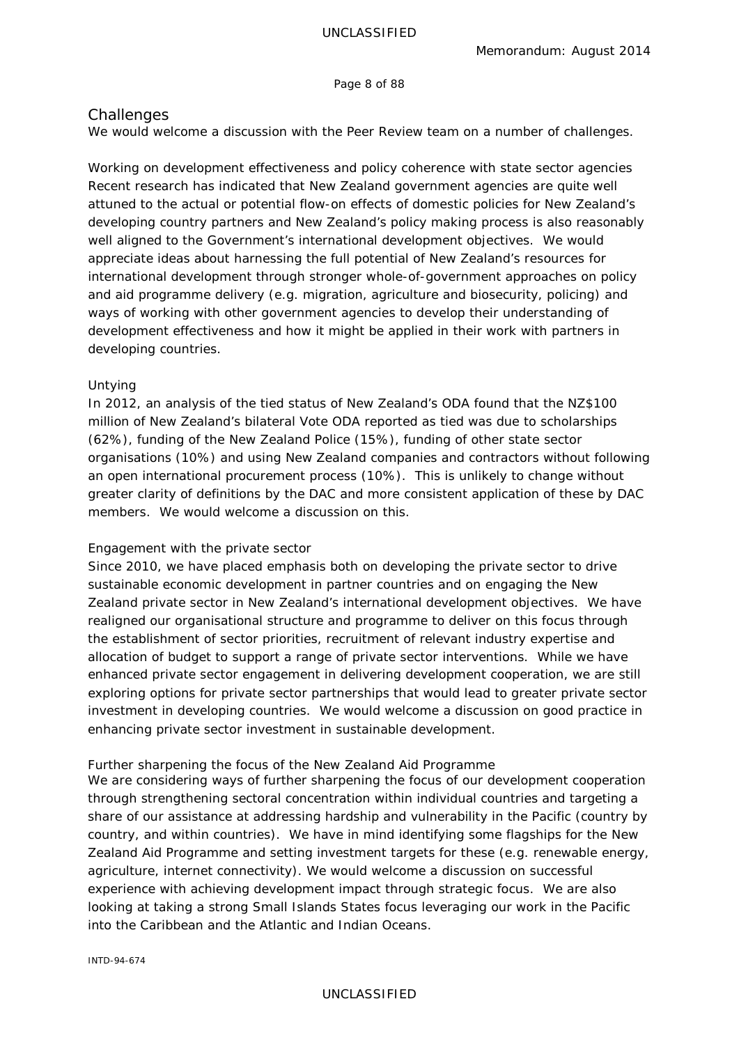## Challenges

We would welcome a discussion with the Peer Review team on a number of challenges.

### Working on development effectiveness and policy coherence with state sector agencies

Recent research has indicated that New Zealand government agencies are quite well attuned to the actual or potential flow-on effects of domestic policies for New Zealand's developing country partners and New Zealand's policy making process is also reasonably well aligned to the Government's international development objectives. We would appreciate ideas about harnessing the full potential of New Zealand's resources for international development through stronger whole-of-government approaches on policy and aid programme delivery (e.g. migration, agriculture and biosecurity, policing) and ways of working with other government agencies to develop their understanding of development effectiveness and how it might be applied in their work with partners in developing countries.

### Untying

In 2012, an analysis of the tied status of New Zealand's ODA found that the NZ$100 million of New Zealand's bilateral Vote ODA reported as tied was due to scholarships (62%), funding of the New Zealand Police (15%), funding of other state sector organisations (10%) and using New Zealand companies and contractors without following an open international procurement process (10%). This is unlikely to change without greater clarity of definitions by the DAC and more consistent application of these by DAC members. We would welcome a discussion on this.

### Engagement with the private sector

Since 2010, we have placed emphasis both on developing the private sector to drive sustainable economic development in partner countries and on engaging the New Zealand private sector in New Zealand's international development objectives. We have realigned our organisational structure and programme to deliver on this focus through the establishment of sector priorities, recruitment of relevant industry expertise and allocation of budget to support a range of private sector interventions. While we have enhanced private sector engagement in delivering development cooperation, we are still exploring options for private sector partnerships that would lead to greater private sector investment in developing countries. We would welcome a discussion on good practice in enhancing private sector investment in sustainable development.

### Further sharpening the focus of the New Zealand Aid Programme

We are considering ways of further sharpening the focus of our development cooperation through strengthening sectoral concentration within individual countries and targeting a share of our assistance at addressing hardship and vulnerability in the Pacific (country by country, and within countries). We have in mind identifying some flagships for the New Zealand Aid Programme and setting investment targets for these (e.g. renewable energy, agriculture, internet connectivity). We would welcome a discussion on successful experience with achieving development impact through strategic focus. We are also looking at taking a strong Small Islands States focus leveraging our work in the Pacific into the Caribbean and the Atlantic and Indian Oceans.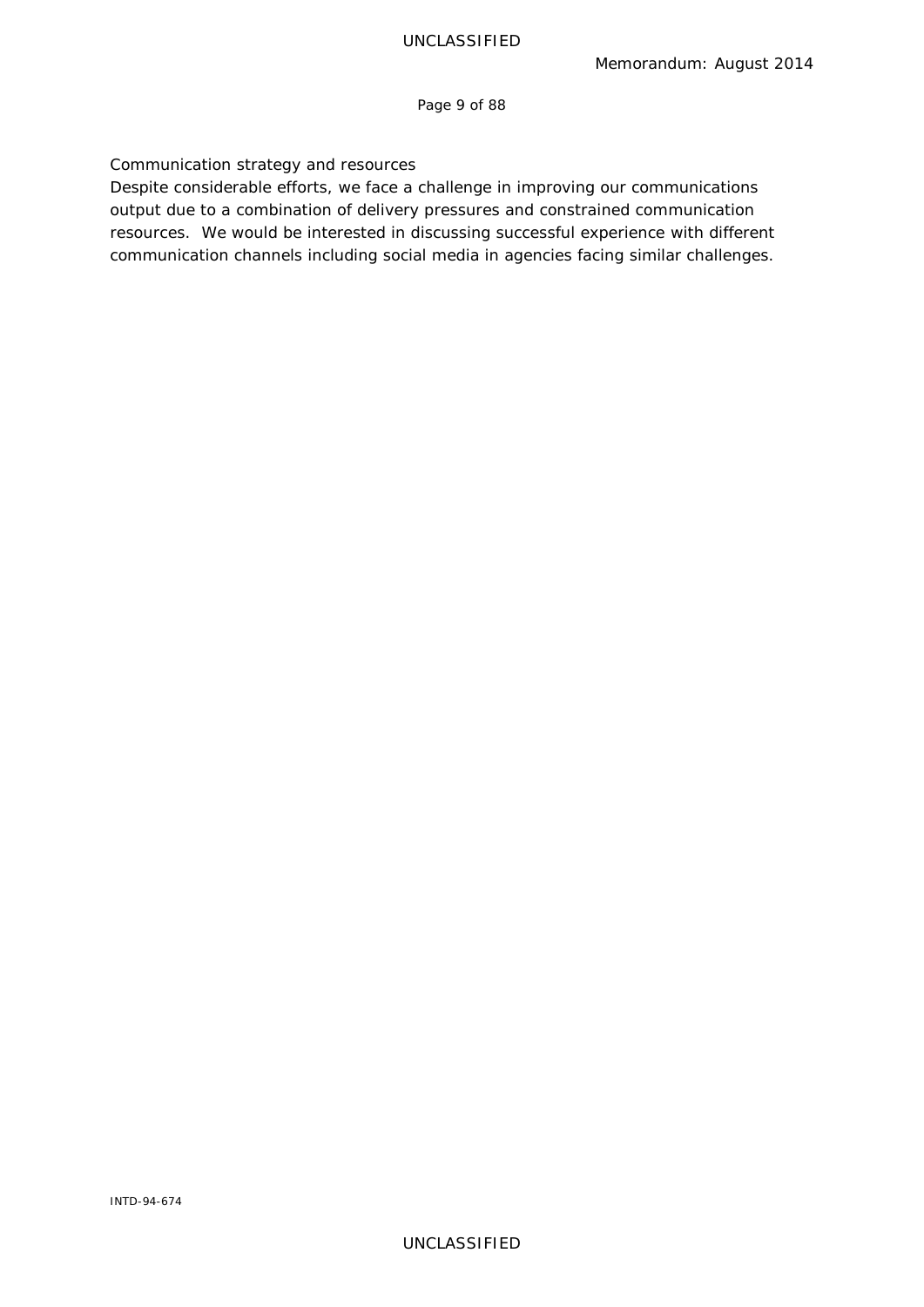Communication strategy and resources

Despite considerable efforts, we face a challenge in improving our communications output due to a combination of delivery pressures and constrained communication resources.  We would be interested in discussing successful experience with different communication channels including social media in agencies facing similar challenges.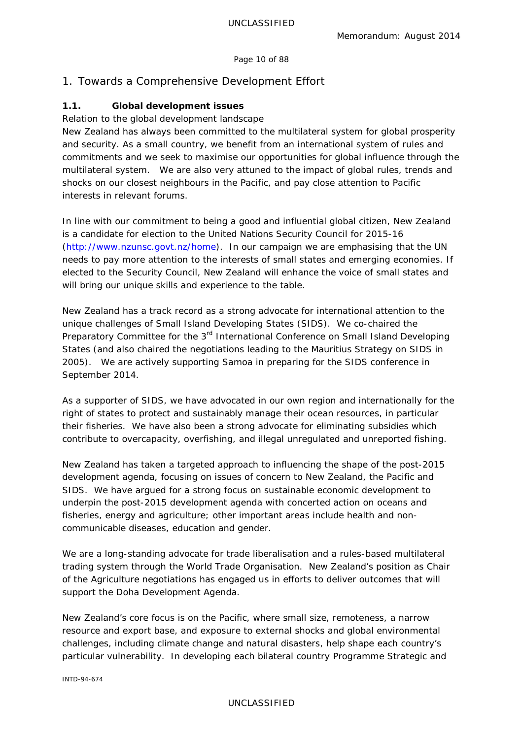# 1. Towards a Comprehensive Development Effort

## 1.1. Global development issues

Relation to the global development landscape

New Zealand has always been committed to the multilateral system for global prosperity and security. As a small country, we benefit from an international system of rules and commitments and we seek to maximise our opportunities for global influence through the multilateral system. We are also very attuned to the impact of global rules, trends and shocks on our closest neighbours in the Pacific, and pay close attention to Pacific interests in relevant forums.

In line with our commitment to being a good and influential global citizen, New Zealand is a candidate for election to the United Nations Security Council for 2015-16 (http://www.nzunsc.govt.nz/home). In our campaign we are emphasising that the UN needs to pay more attention to the interests of small states and emerging economies. If elected to the Security Council, New Zealand will enhance the voice of small states and will bring our unique skills and experience to the table.

New Zealand has a track record as a strong advocate for international attention to the unique challenges of Small Island Developing States (SIDS). We co-chaired the Preparatory Committee for the 3rd International Conference on Small Island Developing States (and also chaired the negotiations leading to the Mauritius Strategy on SIDS in 2005). We are actively supporting Samoa in preparing for the SIDS conference in September 2014.

As a supporter of SIDS, we have advocated in our own region and internationally for the right of states to protect and sustainably manage their ocean resources, in particular their fisheries. We have also been a strong advocate for eliminating subsidies which contribute to overcapacity, overfishing, and illegal unregulated and unreported fishing.

New Zealand has taken a targeted approach to influencing the shape of the post-2015 development agenda, focusing on issues of concern to New Zealand, the Pacific and SIDS. We have argued for a strong focus on sustainable economic development to underpin the post-2015 development agenda with concerted action on oceans and fisheries, energy and agriculture; other important areas include health and non-communicable diseases, education and gender.

We are a long-standing advocate for trade liberalisation and a rules-based multilateral trading system through the World Trade Organisation. New Zealand's position as Chair of the Agriculture negotiations has engaged us in efforts to deliver outcomes that will support the Doha Development Agenda.

New Zealand's core focus is on the Pacific, where small size, remoteness, a narrow resource and export base, and exposure to external shocks and global environmental challenges, including climate change and natural disasters, help shape each country's particular vulnerability. In developing each bilateral country Programme Strategic and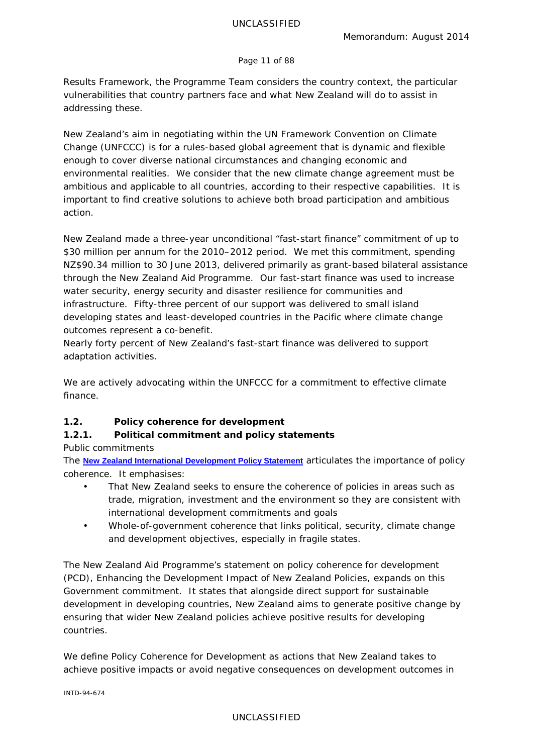Results Framework, the Programme Team considers the country context, the particular vulnerabilities that country partners face and what New Zealand will do to assist in addressing these.

New Zealand's aim in negotiating within the UN Framework Convention on Climate Change (UNFCCC) is for a rules-based global agreement that is dynamic and flexible enough to cover diverse national circumstances and changing economic and environmental realities. We consider that the new climate change agreement must be ambitious and applicable to all countries, according to their respective capabilities. It is important to find creative solutions to achieve both broad participation and ambitious action.

New Zealand made a three-year unconditional "fast-start finance" commitment of up to $30 million per annum for the 2010–2012 period. We met this commitment, spending NZ$90.34 million to 30 June 2013, delivered primarily as grant-based bilateral assistance through the New Zealand Aid Programme. Our fast-start finance was used to increase water security, energy security and disaster resilience for communities and infrastructure. Fifty-three percent of our support was delivered to small island developing states and least-developed countries in the Pacific where climate change outcomes represent a co-benefit.
Nearly forty percent of New Zealand's fast-start finance was delivered to support adaptation activities.

We are actively advocating within the UNFCCC for a commitment to effective climate finance.

### 1.2. Policy coherence for development

#### 1.2.1. Political commitment and policy statements

*Public commitments*

The **New Zealand International Development Policy Statement** articulates the importance of policy coherence. It emphasises:

- That New Zealand seeks to ensure the coherence of policies in areas such as trade, migration, investment and the environment so they are consistent with international development commitments and goals
- Whole-of-government coherence that links political, security, climate change and development objectives, especially in fragile states.

The New Zealand Aid Programme's statement on policy coherence for development (PCD), *Enhancing the Development Impact of New Zealand Policies*, expands on this Government commitment. It states that alongside direct support for sustainable development in developing countries, New Zealand aims to generate positive change by ensuring that wider New Zealand policies achieve positive results for developing countries.

We define Policy Coherence for Development as actions that New Zealand takes to achieve positive impacts or avoid negative consequences on development outcomes in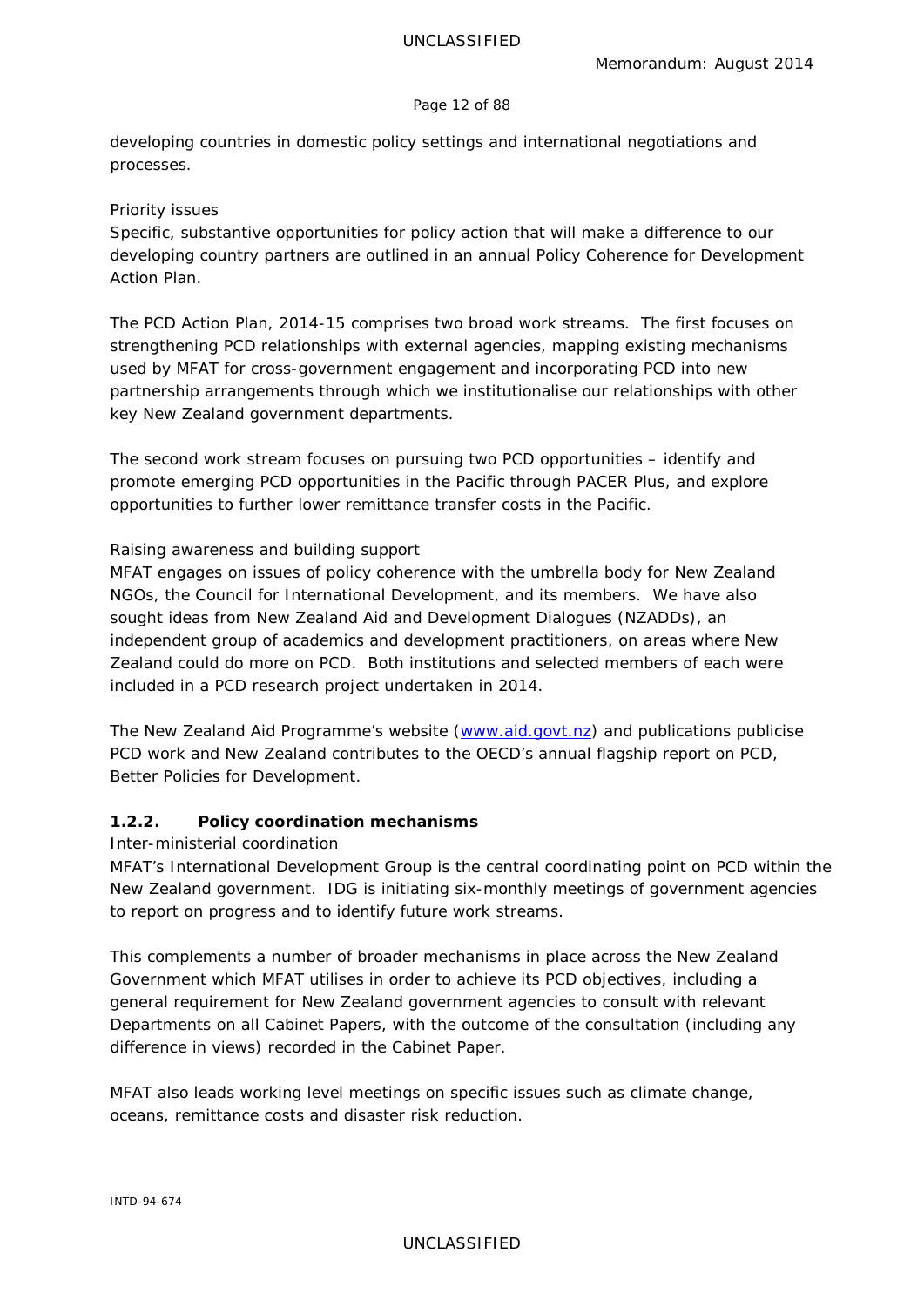developing countries in domestic policy settings and international negotiations and processes.

*Priority issues*

Specific, substantive opportunities for policy action that will make a difference to our developing country partners are outlined in an annual Policy Coherence for Development Action Plan.

The PCD Action Plan, 2014-15 comprises two broad work streams. The first focuses on strengthening PCD relationships with external agencies, mapping existing mechanisms used by MFAT for cross-government engagement and incorporating PCD into new partnership arrangements through which we institutionalise our relationships with other key New Zealand government departments.

The second work stream focuses on pursuing two PCD opportunities – identify and promote emerging PCD opportunities in the Pacific through PACER Plus, and explore opportunities to further lower remittance transfer costs in the Pacific.

*Raising awareness and building support*

MFAT engages on issues of policy coherence with the umbrella body for New Zealand NGOs, the Council for International Development, and its members. We have also sought ideas from New Zealand Aid and Development Dialogues (NZADDs), an independent group of academics and development practitioners, on areas where New Zealand could do more on PCD. Both institutions and selected members of each were included in a PCD research project undertaken in 2014.

The New Zealand Aid Programme's website ([www.aid.govt.nz](http://www.aid.govt.nz)) and publications publicise PCD work and New Zealand contributes to the OECD's annual flagship report on PCD, *Better Policies for Development*.

### 1.2.2. Policy coordination mechanisms

*Inter-ministerial coordination*

MFAT's International Development Group is the central coordinating point on PCD within the New Zealand government. IDG is initiating six-monthly meetings of government agencies to report on progress and to identify future work streams.

This complements a number of broader mechanisms in place across the New Zealand Government which MFAT utilises in order to achieve its PCD objectives, including a general requirement for New Zealand government agencies to consult with relevant Departments on all Cabinet Papers, with the outcome of the consultation (including any difference in views) recorded in the Cabinet Paper.

MFAT also leads working level meetings on specific issues such as climate change, oceans, remittance costs and disaster risk reduction.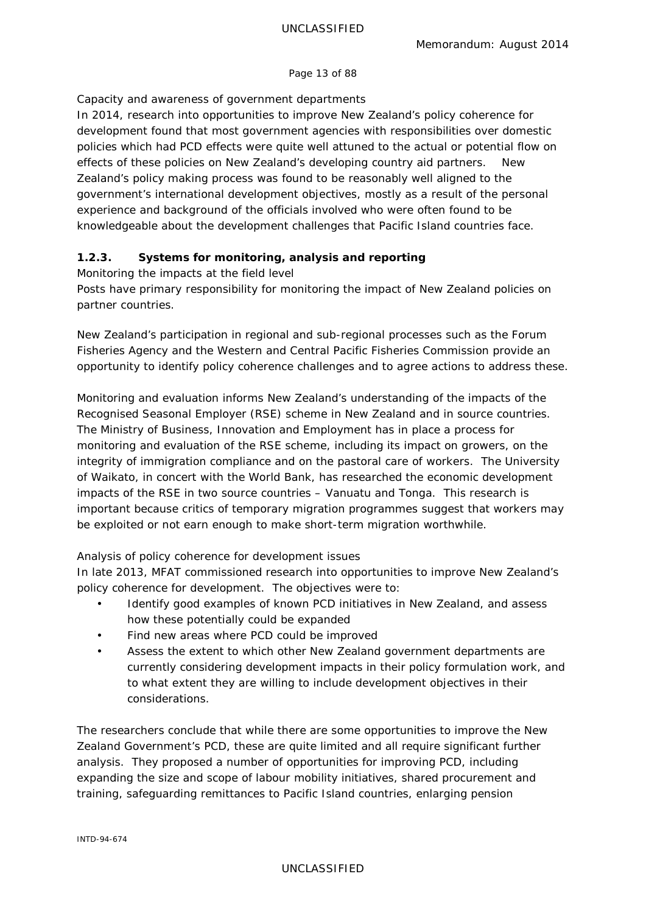Capacity and awareness of government departments

In 2014, research into opportunities to improve New Zealand's policy coherence for development found that most government agencies with responsibilities over domestic policies which had PCD effects were quite well attuned to the actual or potential flow on effects of these policies on New Zealand's developing country aid partners. New Zealand's policy making process was found to be reasonably well aligned to the government's international development objectives, mostly as a result of the personal experience and background of the officials involved who were often found to be knowledgeable about the development challenges that Pacific Island countries face.

### 1.2.3. Systems for monitoring, analysis and reporting

Monitoring the impacts at the field level

Posts have primary responsibility for monitoring the impact of New Zealand policies on partner countries.

New Zealand's participation in regional and sub-regional processes such as the Forum Fisheries Agency and the Western and Central Pacific Fisheries Commission provide an opportunity to identify policy coherence challenges and to agree actions to address these.

Monitoring and evaluation informs New Zealand's understanding of the impacts of the Recognised Seasonal Employer (RSE) scheme in New Zealand and in source countries. The Ministry of Business, Innovation and Employment has in place a process for monitoring and evaluation of the RSE scheme, including its impact on growers, on the integrity of immigration compliance and on the pastoral care of workers. The University of Waikato, in concert with the World Bank, has researched the economic development impacts of the RSE in two source countries – Vanuatu and Tonga. This research is important because critics of temporary migration programmes suggest that workers may be exploited or not earn enough to make short-term migration worthwhile.

Analysis of policy coherence for development issues

In late 2013, MFAT commissioned research into opportunities to improve New Zealand's policy coherence for development. The objectives were to:

- Identify good examples of known PCD initiatives in New Zealand, and assess how these potentially could be expanded
- Find new areas where PCD could be improved
- Assess the extent to which other New Zealand government departments are currently considering development impacts in their policy formulation work, and to what extent they are willing to include development objectives in their considerations.

The researchers conclude that while there are some opportunities to improve the New Zealand Government's PCD, these are quite limited and all require significant further analysis. They proposed a number of opportunities for improving PCD, including expanding the size and scope of labour mobility initiatives, shared procurement and training, safeguarding remittances to Pacific Island countries, enlarging pension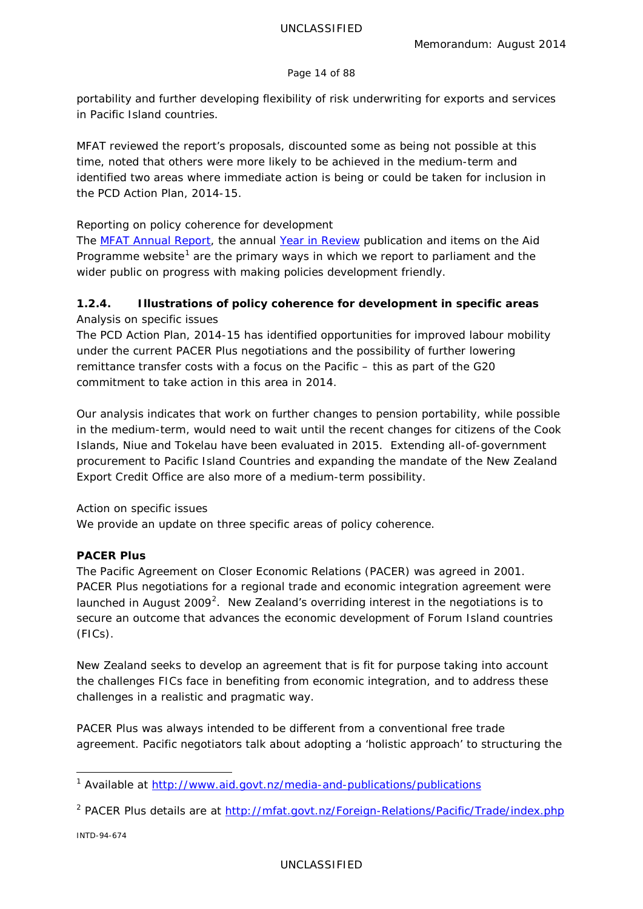portability and further developing flexibility of risk underwriting for exports and services in Pacific Island countries.

MFAT reviewed the report's proposals, discounted some as being not possible at this time, noted that others were more likely to be achieved in the medium-term and identified two areas where immediate action is being or could be taken for inclusion in the PCD Action Plan, 2014-15.

Reporting on policy coherence for development

The MFAT Annual Report, the annual Year in Review publication and items on the Aid Programme website[1] are the primary ways in which we report to parliament and the wider public on progress with making policies development friendly.

### 1.2.4. Illustrations of policy coherence for development in specific areas

Analysis on specific issues

The PCD Action Plan, 2014-15 has identified opportunities for improved labour mobility under the current PACER Plus negotiations and the possibility of further lowering remittance transfer costs with a focus on the Pacific – this as part of the G20 commitment to take action in this area in 2014.

Our analysis indicates that work on further changes to pension portability, while possible in the medium-term, would need to wait until the recent changes for citizens of the Cook Islands, Niue and Tokelau have been evaluated in 2015. Extending all-of-government procurement to Pacific Island Countries and expanding the mandate of the New Zealand Export Credit Office are also more of a medium-term possibility.

Action on specific issues

We provide an update on three specific areas of policy coherence.

**PACER Plus**

The Pacific Agreement on Closer Economic Relations (PACER) was agreed in 2001. PACER Plus negotiations for a regional trade and economic integration agreement were launched in August 2009[2]. New Zealand's overriding interest in the negotiations is to secure an outcome that advances the economic development of Forum Island countries (FICs).

New Zealand seeks to develop an agreement that is fit for purpose taking into account the challenges FICs face in benefiting from economic integration, and to address these challenges in a realistic and pragmatic way.

PACER Plus was always intended to be different from a conventional free trade agreement. Pacific negotiators talk about adopting a 'holistic approach' to structuring the

[1] Available at http://www.aid.govt.nz/media-and-publications/publications

[2] PACER Plus details are at http://mfat.govt.nz/Foreign-Relations/Pacific/Trade/index.php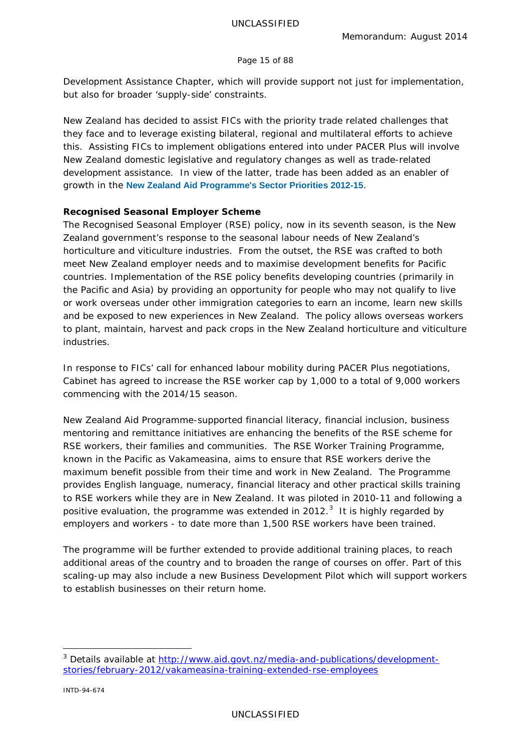Development Assistance Chapter, which will provide support not just for implementation, but also for broader 'supply-side' constraints.

New Zealand has decided to assist FICs with the priority trade related challenges that they face and to leverage existing bilateral, regional and multilateral efforts to achieve this. Assisting FICs to implement obligations entered into under PACER Plus will involve New Zealand domestic legislative and regulatory changes as well as trade-related development assistance. In view of the latter, trade has been added as an enabler of growth in the **New Zealand Aid Programme's Sector Priorities 2012-15**.

**Recognised Seasonal Employer Scheme**

The Recognised Seasonal Employer (RSE) policy, now in its seventh season, is the New Zealand government's response to the seasonal labour needs of New Zealand's horticulture and viticulture industries. From the outset, the RSE was crafted to both meet New Zealand employer needs and to maximise development benefits for Pacific countries. Implementation of the RSE policy benefits developing countries (primarily in the Pacific and Asia) by providing an opportunity for people who may not qualify to live or work overseas under other immigration categories to earn an income, learn new skills and be exposed to new experiences in New Zealand. The policy allows overseas workers to plant, maintain, harvest and pack crops in the New Zealand horticulture and viticulture industries.

In response to FICs' call for enhanced labour mobility during PACER Plus negotiations, Cabinet has agreed to increase the RSE worker cap by 1,000 to a total of 9,000 workers commencing with the 2014/15 season.

New Zealand Aid Programme-supported financial literacy, financial inclusion, business mentoring and remittance initiatives are enhancing the benefits of the RSE scheme for RSE workers, their families and communities. The RSE Worker Training Programme, known in the Pacific as Vakameasina, aims to ensure that RSE workers derive the maximum benefit possible from their time and work in New Zealand. The Programme provides English language, numeracy, financial literacy and other practical skills training to RSE workers while they are in New Zealand. It was piloted in 2010-11 and following a positive evaluation, the programme was extended in 2012.[3] It is highly regarded by employers and workers - to date more than 1,500 RSE workers have been trained.

The programme will be further extended to provide additional training places, to reach additional areas of the country and to broaden the range of courses on offer. Part of this scaling-up may also include a new Business Development Pilot which will support workers to establish businesses on their return home.

---

[3] Details available at http://www.aid.govt.nz/media-and-publications/development-stories/february-2012/vakameasina-training-extended-rse-employees

INTD-94-674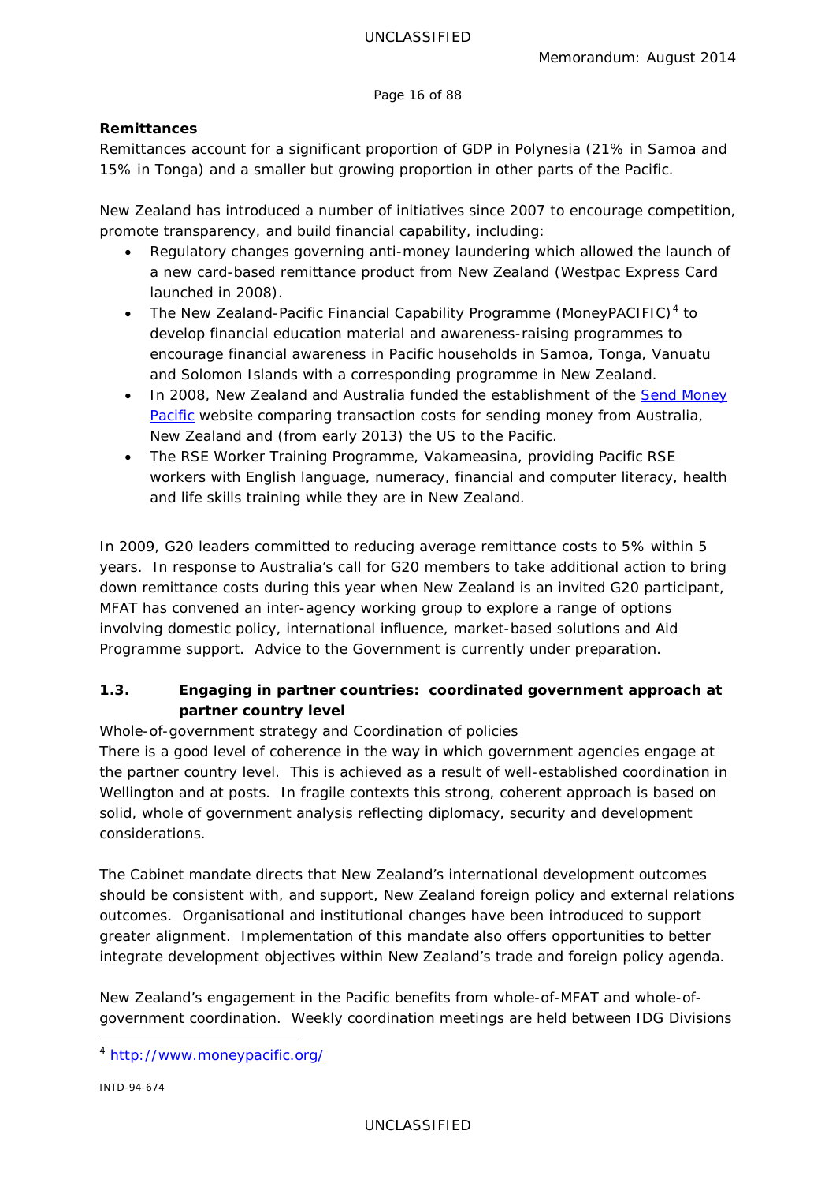**Remittances**

Remittances account for a significant proportion of GDP in Polynesia (21% in Samoa and 15% in Tonga) and a smaller but growing proportion in other parts of the Pacific.

New Zealand has introduced a number of initiatives since 2007 to encourage competition, promote transparency, and build financial capability, including:

- Regulatory changes governing anti-money laundering which allowed the launch of a new card-based remittance product from New Zealand (Westpac Express Card launched in 2008).
- The New Zealand-Pacific Financial Capability Programme (MoneyPACIFIC)[4] to develop financial education material and awareness-raising programmes to encourage financial awareness in Pacific households in Samoa, Tonga, Vanuatu and Solomon Islands with a corresponding programme in New Zealand.
- In 2008, New Zealand and Australia funded the establishment of the Send Money Pacific website comparing transaction costs for sending money from Australia, New Zealand and (from early 2013) the US to the Pacific.
- The RSE Worker Training Programme, Vakameasina, providing Pacific RSE workers with English language, numeracy, financial and computer literacy, health and life skills training while they are in New Zealand.

In 2009, G20 leaders committed to reducing average remittance costs to 5% within 5 years. In response to Australia's call for G20 members to take additional action to bring down remittance costs during this year when New Zealand is an invited G20 participant, MFAT has convened an inter-agency working group to explore a range of options involving domestic policy, international influence, market-based solutions and Aid Programme support. Advice to the Government is currently under preparation.

### 1.3. Engaging in partner countries: coordinated government approach at partner country level

Whole-of-government strategy and Coordination of policies

There is a good level of coherence in the way in which government agencies engage at the partner country level. This is achieved as a result of well-established coordination in Wellington and at posts. In fragile contexts this strong, coherent approach is based on solid, whole of government analysis reflecting diplomacy, security and development considerations.

The Cabinet mandate directs that New Zealand's international development outcomes should be consistent with, and support, New Zealand foreign policy and external relations outcomes. Organisational and institutional changes have been introduced to support greater alignment. Implementation of this mandate also offers opportunities to better integrate development objectives within New Zealand's trade and foreign policy agenda.

New Zealand's engagement in the Pacific benefits from whole-of-MFAT and whole-of-government coordination. Weekly coordination meetings are held between IDG Divisions

[4] http://www.moneypacific.org/

INTD-94-674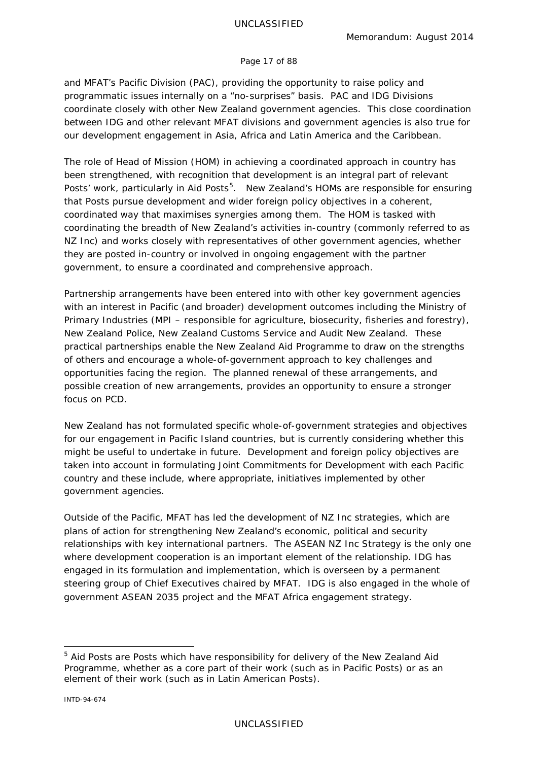and MFAT's Pacific Division (PAC), providing the opportunity to raise policy and programmatic issues internally on a "no-surprises" basis. PAC and IDG Divisions coordinate closely with other New Zealand government agencies. This close coordination between IDG and other relevant MFAT divisions and government agencies is also true for our development engagement in Asia, Africa and Latin America and the Caribbean.

The role of Head of Mission (HOM) in achieving a coordinated approach in country has been strengthened, with recognition that development is an integral part of relevant Posts' work, particularly in Aid Posts[5]. New Zealand's HOMs are responsible for ensuring that Posts pursue development and wider foreign policy objectives in a coherent, coordinated way that maximises synergies among them. The HOM is tasked with coordinating the breadth of New Zealand's activities in-country (commonly referred to as NZ Inc) and works closely with representatives of other government agencies, whether they are posted in-country or involved in ongoing engagement with the partner government, to ensure a coordinated and comprehensive approach.

Partnership arrangements have been entered into with other key government agencies with an interest in Pacific (and broader) development outcomes including the Ministry of Primary Industries (MPI – responsible for agriculture, biosecurity, fisheries and forestry), New Zealand Police, New Zealand Customs Service and Audit New Zealand. These practical partnerships enable the New Zealand Aid Programme to draw on the strengths of others and encourage a whole-of-government approach to key challenges and opportunities facing the region. The planned renewal of these arrangements, and possible creation of new arrangements, provides an opportunity to ensure a stronger focus on PCD.

New Zealand has not formulated specific whole-of-government strategies and objectives for our engagement in Pacific Island countries, but is currently considering whether this might be useful to undertake in future. Development and foreign policy objectives are taken into account in formulating Joint Commitments for Development with each Pacific country and these include, where appropriate, initiatives implemented by other government agencies.

Outside of the Pacific, MFAT has led the development of NZ Inc strategies, which are plans of action for strengthening New Zealand's economic, political and security relationships with key international partners. The ASEAN NZ Inc Strategy is the only one where development cooperation is an important element of the relationship. IDG has engaged in its formulation and implementation, which is overseen by a permanent steering group of Chief Executives chaired by MFAT. IDG is also engaged in the whole of government ASEAN 2035 project and the MFAT Africa engagement strategy.

---

[5] Aid Posts are Posts which have responsibility for delivery of the New Zealand Aid Programme, whether as a core part of their work (such as in Pacific Posts) or as an element of their work (such as in Latin American Posts).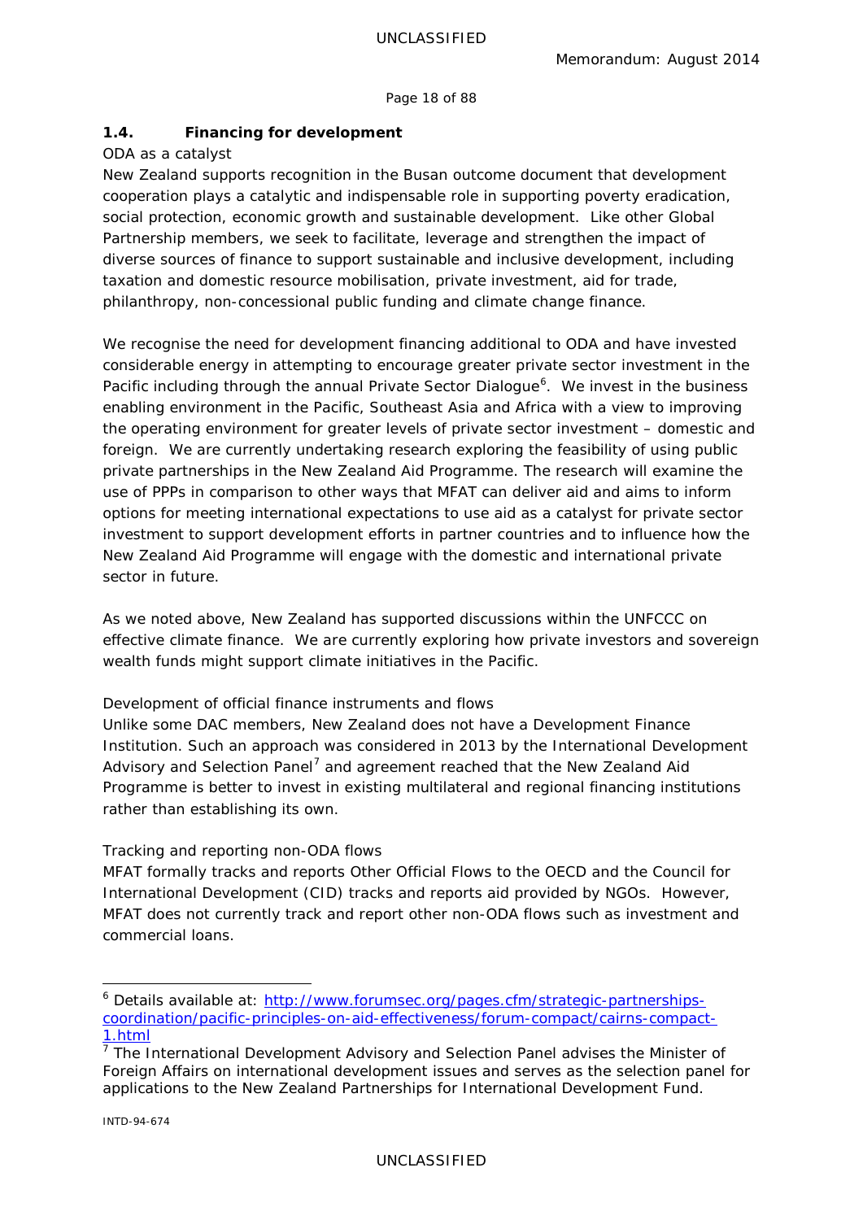## 1.4. Financing for development

ODA as a catalyst

New Zealand supports recognition in the Busan outcome document that development cooperation plays a catalytic and indispensable role in supporting poverty eradication, social protection, economic growth and sustainable development. Like other Global Partnership members, we seek to facilitate, leverage and strengthen the impact of diverse sources of finance to support sustainable and inclusive development, including taxation and domestic resource mobilisation, private investment, aid for trade, philanthropy, non-concessional public funding and climate change finance.

We recognise the need for development financing additional to ODA and have invested considerable energy in attempting to encourage greater private sector investment in the Pacific including through the annual Private Sector Dialogue[6]. We invest in the business enabling environment in the Pacific, Southeast Asia and Africa with a view to improving the operating environment for greater levels of private sector investment – domestic and foreign. We are currently undertaking research exploring the feasibility of using public private partnerships in the New Zealand Aid Programme. The research will examine the use of PPPs in comparison to other ways that MFAT can deliver aid and aims to inform options for meeting international expectations to use aid as a catalyst for private sector investment to support development efforts in partner countries and to influence how the New Zealand Aid Programme will engage with the domestic and international private sector in future.

As we noted above, New Zealand has supported discussions within the UNFCCC on effective climate finance. We are currently exploring how private investors and sovereign wealth funds might support climate initiatives in the Pacific.

Development of official finance instruments and flows

Unlike some DAC members, New Zealand does not have a Development Finance Institution. Such an approach was considered in 2013 by the International Development Advisory and Selection Panel[7] and agreement reached that the New Zealand Aid Programme is better to invest in existing multilateral and regional financing institutions rather than establishing its own.

Tracking and reporting non-ODA flows

MFAT formally tracks and reports Other Official Flows to the OECD and the Council for International Development (CID) tracks and reports aid provided by NGOs. However, MFAT does not currently track and report other non-ODA flows such as investment and commercial loans.

---

[6] Details available at: http://www.forumsec.org/pages.cfm/strategic-partnerships-coordination/pacific-principles-on-aid-effectiveness/forum-compact/cairns-compact-1.html

[7] The International Development Advisory and Selection Panel advises the Minister of Foreign Affairs on international development issues and serves as the selection panel for applications to the New Zealand Partnerships for International Development Fund.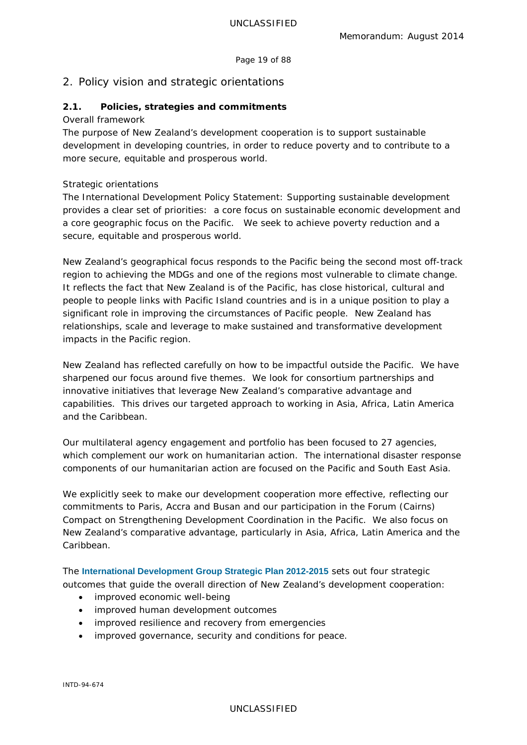# 2. Policy vision and strategic orientations

## 2.1. Policies, strategies and commitments

Overall framework

The purpose of New Zealand's development cooperation is to support sustainable development in developing countries, in order to reduce poverty and to contribute to a more secure, equitable and prosperous world.

Strategic orientations

The International Development Policy Statement: Supporting sustainable development provides a clear set of priorities: a core focus on sustainable economic development and a core geographic focus on the Pacific. We seek to achieve poverty reduction and a secure, equitable and prosperous world.

New Zealand's geographical focus responds to the Pacific being the second most off-track region to achieving the MDGs and one of the regions most vulnerable to climate change. It reflects the fact that New Zealand is of the Pacific, has close historical, cultural and people to people links with Pacific Island countries and is in a unique position to play a significant role in improving the circumstances of Pacific people. New Zealand has relationships, scale and leverage to make sustained and transformative development impacts in the Pacific region.

New Zealand has reflected carefully on how to be impactful outside the Pacific. We have sharpened our focus around five themes. We look for consortium partnerships and innovative initiatives that leverage New Zealand's comparative advantage and capabilities. This drives our targeted approach to working in Asia, Africa, Latin America and the Caribbean.

Our multilateral agency engagement and portfolio has been focused to 27 agencies, which complement our work on humanitarian action. The international disaster response components of our humanitarian action are focused on the Pacific and South East Asia.

We explicitly seek to make our development cooperation more effective, reflecting our commitments to Paris, Accra and Busan and our participation in the Forum (Cairns) Compact on Strengthening Development Coordination in the Pacific. We also focus on New Zealand's comparative advantage, particularly in Asia, Africa, Latin America and the Caribbean.

The **International Development Group Strategic Plan 2012-2015** sets out four strategic outcomes that guide the overall direction of New Zealand's development cooperation:

- improved economic well-being
- improved human development outcomes
- improved resilience and recovery from emergencies
- improved governance, security and conditions for peace.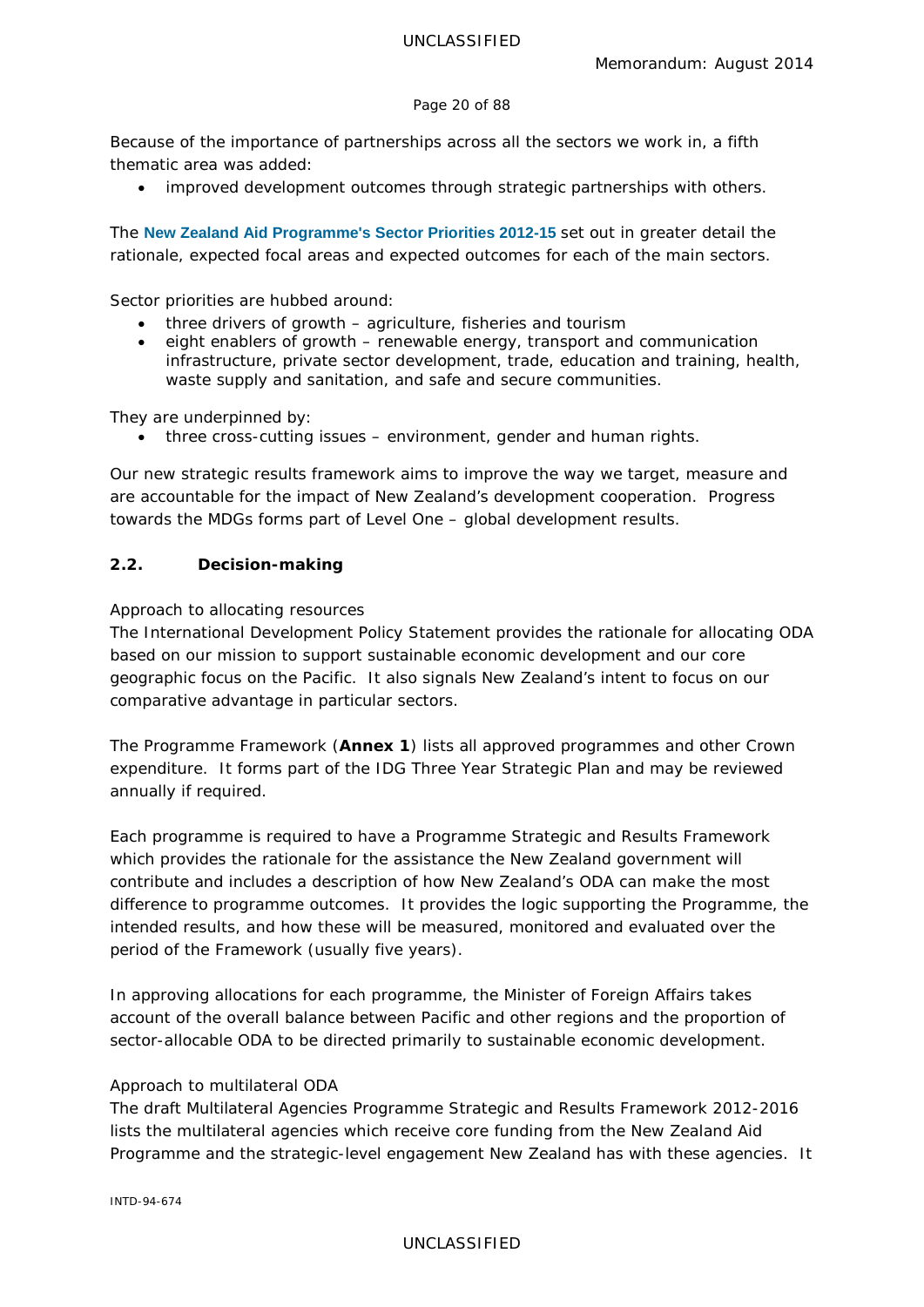Because of the importance of partnerships across all the sectors we work in, a fifth thematic area was added:

- improved development outcomes through strategic partnerships with others.

The **New Zealand Aid Programme's Sector Priorities 2012-15** set out in greater detail the rationale, expected focal areas and expected outcomes for each of the main sectors.

Sector priorities are hubbed around:

- three drivers of growth – agriculture, fisheries and tourism
- eight enablers of growth – renewable energy, transport and communication infrastructure, private sector development, trade, education and training, health, waste supply and sanitation, and safe and secure communities.

They are underpinned by:

- three cross-cutting issues – environment, gender and human rights.

Our new strategic results framework aims to improve the way we target, measure and are accountable for the impact of New Zealand's development cooperation. Progress towards the MDGs forms part of Level One – global development results.

## 2.2. Decision-making

Approach to allocating resources

The International Development Policy Statement provides the rationale for allocating ODA based on our mission to support sustainable economic development and our core geographic focus on the Pacific. It also signals New Zealand's intent to focus on our comparative advantage in particular sectors.

The Programme Framework (**Annex 1**) lists all approved programmes and other Crown expenditure. It forms part of the IDG Three Year Strategic Plan and may be reviewed annually if required.

Each programme is required to have a Programme Strategic and Results Framework which provides the rationale for the assistance the New Zealand government will contribute and includes a description of how New Zealand's ODA can make the most difference to programme outcomes. It provides the logic supporting the Programme, the intended results, and how these will be measured, monitored and evaluated over the period of the Framework (usually five years).

In approving allocations for each programme, the Minister of Foreign Affairs takes account of the overall balance between Pacific and other regions and the proportion of sector-allocable ODA to be directed primarily to sustainable economic development.

Approach to multilateral ODA

The draft Multilateral Agencies Programme Strategic and Results Framework 2012-2016 lists the multilateral agencies which receive core funding from the New Zealand Aid Programme and the strategic-level engagement New Zealand has with these agencies. It

INTD-94-674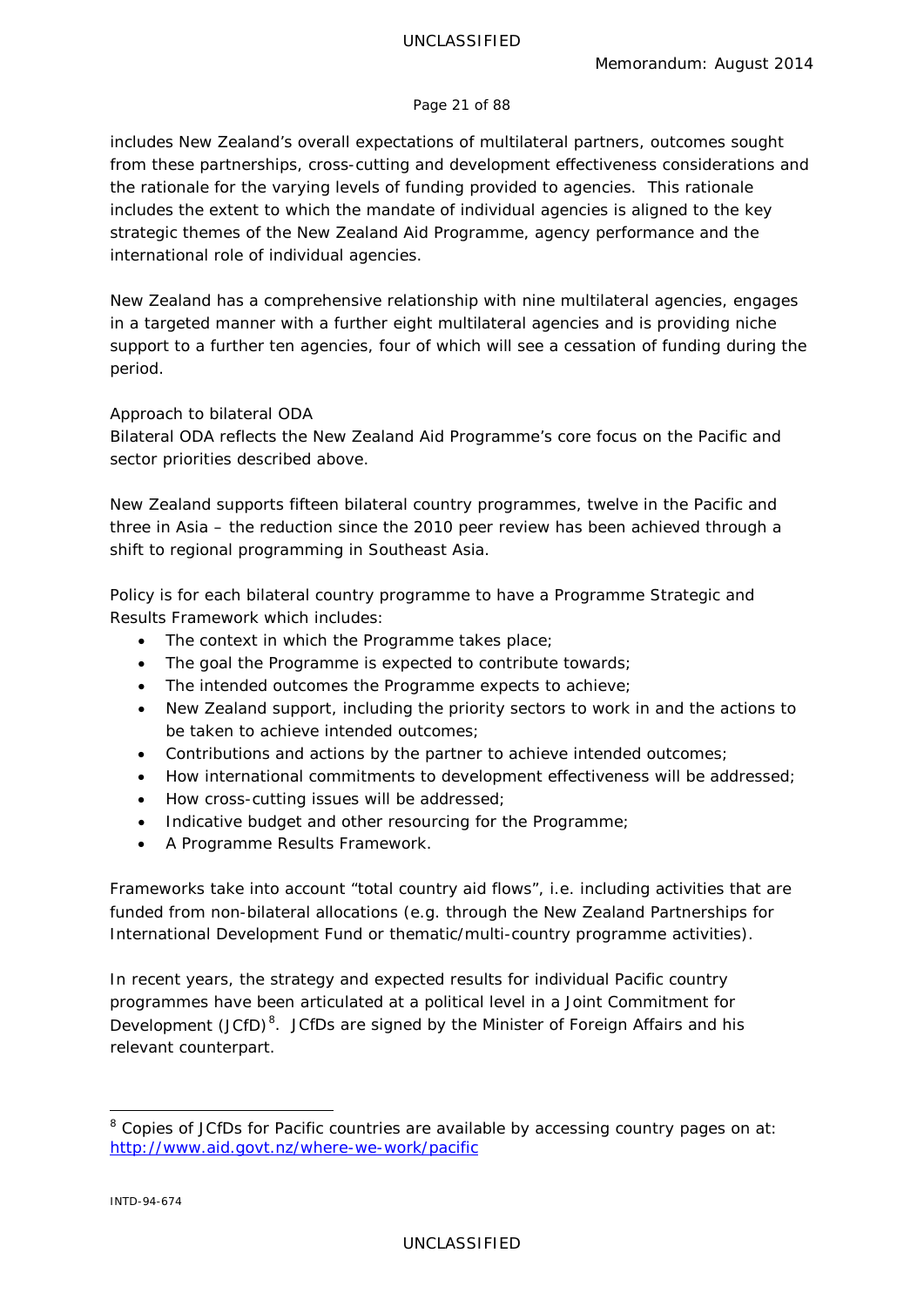includes New Zealand's overall expectations of multilateral partners, outcomes sought from these partnerships, cross-cutting and development effectiveness considerations and the rationale for the varying levels of funding provided to agencies. This rationale includes the extent to which the mandate of individual agencies is aligned to the key strategic themes of the New Zealand Aid Programme, agency performance and the international role of individual agencies.

New Zealand has a comprehensive relationship with nine multilateral agencies, engages in a targeted manner with a further eight multilateral agencies and is providing niche support to a further ten agencies, four of which will see a cessation of funding during the period.

Approach to bilateral ODA

Bilateral ODA reflects the New Zealand Aid Programme's core focus on the Pacific and sector priorities described above.

New Zealand supports fifteen bilateral country programmes, twelve in the Pacific and three in Asia – the reduction since the 2010 peer review has been achieved through a shift to regional programming in Southeast Asia.

Policy is for each bilateral country programme to have a Programme Strategic and Results Framework which includes:

- The context in which the Programme takes place;
- The goal the Programme is expected to contribute towards;
- The intended outcomes the Programme expects to achieve;
- New Zealand support, including the priority sectors to work in and the actions to be taken to achieve intended outcomes;
- Contributions and actions by the partner to achieve intended outcomes;
- How international commitments to development effectiveness will be addressed;
- How cross-cutting issues will be addressed;
- Indicative budget and other resourcing for the Programme;
- A Programme Results Framework.

Frameworks take into account "total country aid flows", i.e. including activities that are funded from non-bilateral allocations (e.g. through the New Zealand Partnerships for International Development Fund or thematic/multi-country programme activities).

In recent years, the strategy and expected results for individual Pacific country programmes have been articulated at a political level in a Joint Commitment for Development (JCfD)[8]. JCfDs are signed by the Minister of Foreign Affairs and his relevant counterpart.

---

[8] Copies of JCfDs for Pacific countries are available by accessing country pages on at: http://www.aid.govt.nz/where-we-work/pacific

INTD-94-674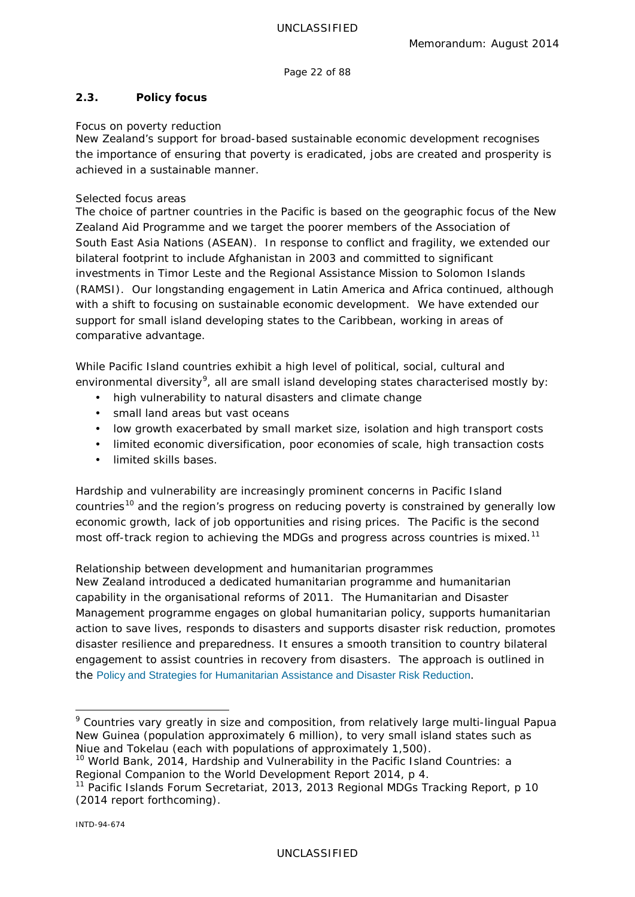## 2.3. Policy focus

Focus on poverty reduction

New Zealand's support for broad-based sustainable economic development recognises the importance of ensuring that poverty is eradicated, jobs are created and prosperity is achieved in a sustainable manner.

Selected focus areas

The choice of partner countries in the Pacific is based on the geographic focus of the New Zealand Aid Programme and we target the poorer members of the Association of South East Asia Nations (ASEAN). In response to conflict and fragility, we extended our bilateral footprint to include Afghanistan in 2003 and committed to significant investments in Timor Leste and the Regional Assistance Mission to Solomon Islands (RAMSI). Our longstanding engagement in Latin America and Africa continued, although with a shift to focusing on sustainable economic development. We have extended our support for small island developing states to the Caribbean, working in areas of comparative advantage.

While Pacific Island countries exhibit a high level of political, social, cultural and environmental diversity[9], all are small island developing states characterised mostly by:

- high vulnerability to natural disasters and climate change
- small land areas but vast oceans
- low growth exacerbated by small market size, isolation and high transport costs
- limited economic diversification, poor economies of scale, high transaction costs
- limited skills bases.

Hardship and vulnerability are increasingly prominent concerns in Pacific Island countries[10] and the region's progress on reducing poverty is constrained by generally low economic growth, lack of job opportunities and rising prices. The Pacific is the second most off-track region to achieving the MDGs and progress across countries is mixed.[11]

Relationship between development and humanitarian programmes

New Zealand introduced a dedicated humanitarian programme and humanitarian capability in the organisational reforms of 2011. The Humanitarian and Disaster Management programme engages on global humanitarian policy, supports humanitarian action to save lives, responds to disasters and supports disaster risk reduction, promotes disaster resilience and preparedness. It ensures a smooth transition to country bilateral engagement to assist countries in recovery from disasters. The approach is outlined in the Policy and Strategies for Humanitarian Assistance and Disaster Risk Reduction.

---

[9] Countries vary greatly in size and composition, from relatively large multi-lingual Papua New Guinea (population approximately 6 million), to very small island states such as Niue and Tokelau (each with populations of approximately 1,500).

[10] World Bank, 2014, Hardship and Vulnerability in the Pacific Island Countries: a Regional Companion to the World Development Report 2014, p 4.

[11] Pacific Islands Forum Secretariat, 2013, 2013 Regional MDGs Tracking Report, p 10 (2014 report forthcoming).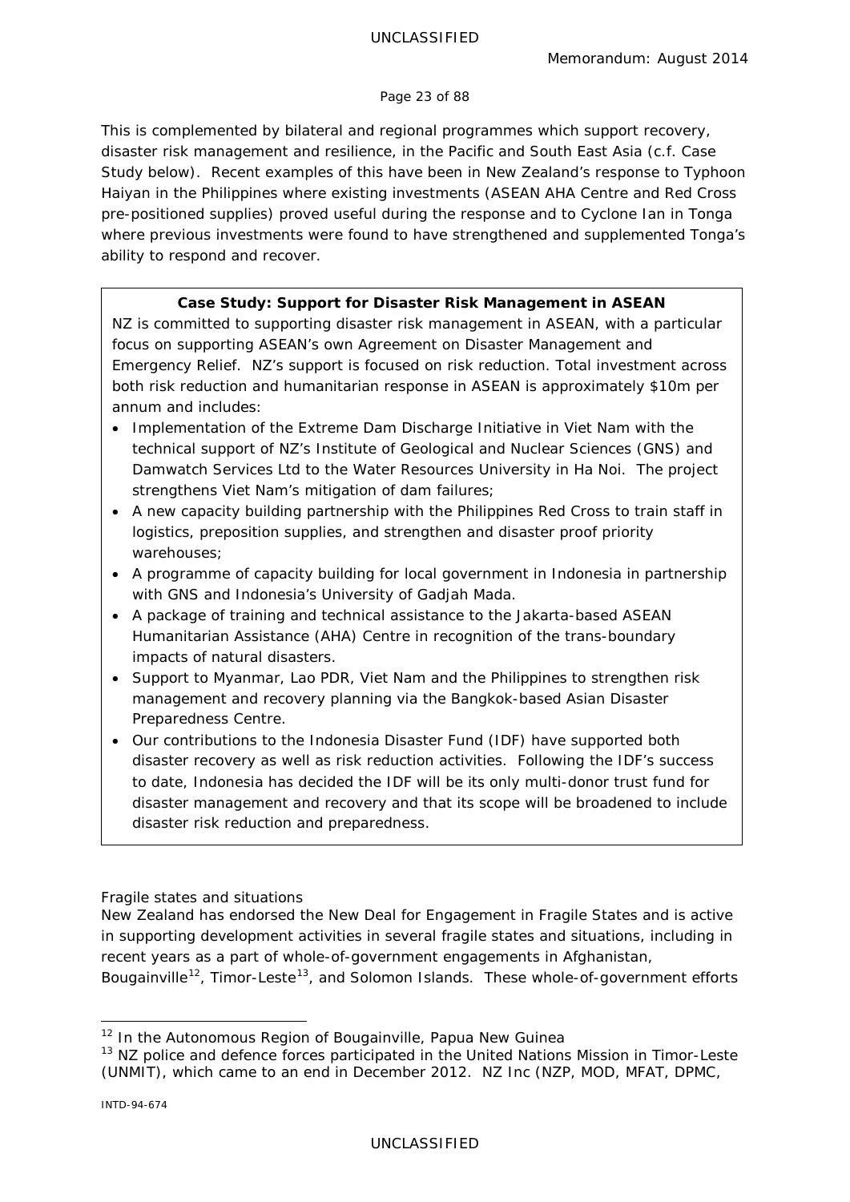This is complemented by bilateral and regional programmes which support recovery, disaster risk management and resilience, in the Pacific and South East Asia (c.f. Case Study below). Recent examples of this have been in New Zealand's response to Typhoon Haiyan in the Philippines where existing investments (ASEAN AHA Centre and Red Cross pre-positioned supplies) proved useful during the response and to Cyclone Ian in Tonga where previous investments were found to have strengthened and supplemented Tonga's ability to respond and recover.

**Case Study: Support for Disaster Risk Management in ASEAN**

NZ is committed to supporting disaster risk management in ASEAN, with a particular focus on supporting ASEAN's own Agreement on Disaster Management and Emergency Relief. NZ's support is focused on risk reduction. Total investment across both risk reduction and humanitarian response in ASEAN is approximately $10m per annum and includes:

- Implementation of the Extreme Dam Discharge Initiative in Viet Nam with the technical support of NZ's Institute of Geological and Nuclear Sciences (GNS) and Damwatch Services Ltd to the Water Resources University in Ha Noi. The project strengthens Viet Nam's mitigation of dam failures;
- A new capacity building partnership with the Philippines Red Cross to train staff in logistics, preposition supplies, and strengthen and disaster proof priority warehouses;
- A programme of capacity building for local government in Indonesia in partnership with GNS and Indonesia's University of Gadjah Mada.
- A package of training and technical assistance to the Jakarta-based ASEAN Humanitarian Assistance (AHA) Centre in recognition of the trans-boundary impacts of natural disasters.
- Support to Myanmar, Lao PDR, Viet Nam and the Philippines to strengthen risk management and recovery planning via the Bangkok-based Asian Disaster Preparedness Centre.
- Our contributions to the Indonesia Disaster Fund (IDF) have supported both disaster recovery as well as risk reduction activities. Following the IDF's success to date, Indonesia has decided the IDF will be its only multi-donor trust fund for disaster management and recovery and that its scope will be broadened to include disaster risk reduction and preparedness.

Fragile states and situations

New Zealand has endorsed the New Deal for Engagement in Fragile States and is active in supporting development activities in several fragile states and situations, including in recent years as a part of whole-of-government engagements in Afghanistan, Bougainville[12], Timor-Leste[13], and Solomon Islands. These whole-of-government efforts

[12] In the Autonomous Region of Bougainville, Papua New Guinea

[13] NZ police and defence forces participated in the United Nations Mission in Timor-Leste (UNMIT), which came to an end in December 2012. NZ Inc (NZP, MOD, MFAT, DPMC,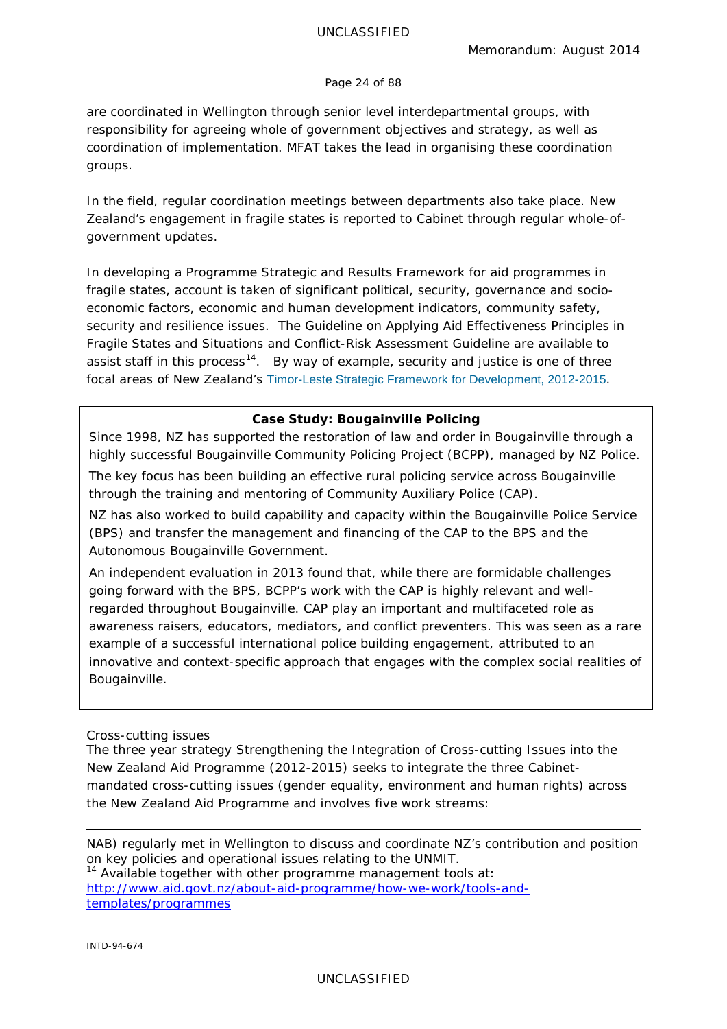are coordinated in Wellington through senior level interdepartmental groups, with responsibility for agreeing whole of government objectives and strategy, as well as coordination of implementation. MFAT takes the lead in organising these coordination groups.

In the field, regular coordination meetings between departments also take place. New Zealand's engagement in fragile states is reported to Cabinet through regular whole-of-government updates.

In developing a Programme Strategic and Results Framework for aid programmes in fragile states, account is taken of significant political, security, governance and socio-economic factors, economic and human development indicators, community safety, security and resilience issues. The Guideline on Applying Aid Effectiveness Principles in Fragile States and Situations and Conflict-Risk Assessment Guideline are available to assist staff in this process[14]. By way of example, security and justice is one of three focal areas of New Zealand's Timor-Leste Strategic Framework for Development, 2012-2015.

> **Case Study: Bougainville Policing**
>
> Since 1998, NZ has supported the restoration of law and order in Bougainville through a highly successful Bougainville Community Policing Project (BCPP), managed by NZ Police.
>
> The key focus has been building an effective rural policing service across Bougainville through the training and mentoring of Community Auxiliary Police (CAP).
>
> NZ has also worked to build capability and capacity within the Bougainville Police Service (BPS) and transfer the management and financing of the CAP to the BPS and the Autonomous Bougainville Government.
>
> An independent evaluation in 2013 found that, while there are formidable challenges going forward with the BPS, BCPP's work with the CAP is highly relevant and well-regarded throughout Bougainville. CAP play an important and multifaceted role as awareness raisers, educators, mediators, and conflict preventers. This was seen as a rare example of a successful international police building engagement, attributed to an innovative and context-specific approach that engages with the complex social realities of Bougainville.

*Cross-cutting issues*

The three year strategy Strengthening the Integration of Cross-cutting Issues into the New Zealand Aid Programme (2012-2015) seeks to integrate the three Cabinet-mandated cross-cutting issues (gender equality, environment and human rights) across the New Zealand Aid Programme and involves five work streams:

---

NAB) regularly met in Wellington to discuss and coordinate NZ's contribution and position on key policies and operational issues relating to the UNMIT.

[14] Available together with other programme management tools at: http://www.aid.govt.nz/about-aid-programme/how-we-work/tools-and-templates/programmes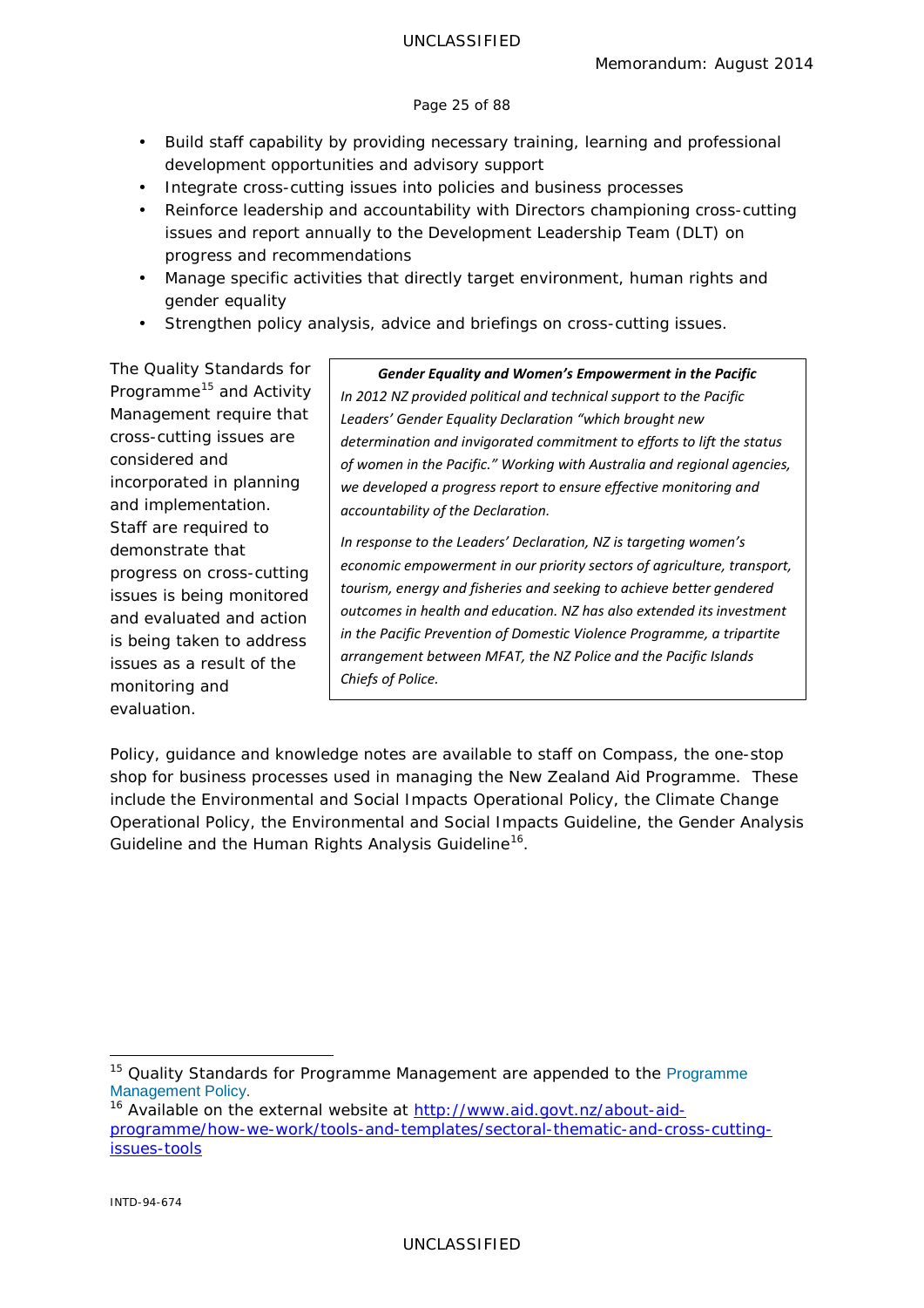- Build staff capability by providing necessary training, learning and professional development opportunities and advisory support
- Integrate cross-cutting issues into policies and business processes
- Reinforce leadership and accountability with Directors championing cross-cutting issues and report annually to the Development Leadership Team (DLT) on progress and recommendations
- Manage specific activities that directly target environment, human rights and gender equality
- Strengthen policy analysis, advice and briefings on cross-cutting issues.

The Quality Standards for Programme[15] and Activity Management require that cross-cutting issues are considered and incorporated in planning and implementation. Staff are required to demonstrate that progress on cross-cutting issues is being monitored and evaluated and action is being taken to address issues as a result of the monitoring and evaluation.

> ***Gender Equality and Women's Empowerment in the Pacific***
>
> *In 2012 NZ provided political and technical support to the Pacific Leaders' Gender Equality Declaration "which brought new determination and invigorated commitment to efforts to lift the status of women in the Pacific." Working with Australia and regional agencies, we developed a progress report to ensure effective monitoring and accountability of the Declaration.*
>
> *In response to the Leaders' Declaration, NZ is targeting women's economic empowerment in our priority sectors of agriculture, transport, tourism, energy and fisheries and seeking to achieve better gendered outcomes in health and education. NZ has also extended its investment in the Pacific Prevention of Domestic Violence Programme, a tripartite arrangement between MFAT, the NZ Police and the Pacific Islands Chiefs of Police.*

Policy, guidance and knowledge notes are available to staff on Compass, the one-stop shop for business processes used in managing the New Zealand Aid Programme. These include the Environmental and Social Impacts Operational Policy, the Climate Change Operational Policy, the Environmental and Social Impacts Guideline, the Gender Analysis Guideline and the Human Rights Analysis Guideline[16].

---

[15] Quality Standards for Programme Management are appended to the Programme Management Policy.

[16] Available on the external website at http://www.aid.govt.nz/about-aid-programme/how-we-work/tools-and-templates/sectoral-thematic-and-cross-cutting-issues-tools

INTD-94-674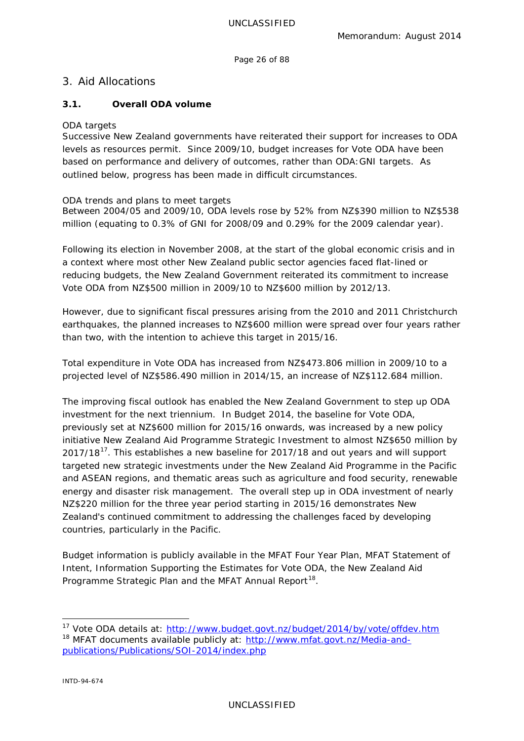# 3. Aid Allocations

## 3.1. Overall ODA volume

ODA targets

Successive New Zealand governments have reiterated their support for increases to ODA levels as resources permit. Since 2009/10, budget increases for Vote ODA have been based on performance and delivery of outcomes, rather than ODA:GNI targets. As outlined below, progress has been made in difficult circumstances.

ODA trends and plans to meet targets

Between 2004/05 and 2009/10, ODA levels rose by 52% from NZ$390 million to NZ$538 million (equating to 0.3% of GNI for 2008/09 and 0.29% for the 2009 calendar year).

Following its election in November 2008, at the start of the global economic crisis and in a context where most other New Zealand public sector agencies faced flat-lined or reducing budgets, the New Zealand Government reiterated its commitment to increase Vote ODA from NZ$500 million in 2009/10 to NZ$600 million by 2012/13.

However, due to significant fiscal pressures arising from the 2010 and 2011 Christchurch earthquakes, the planned increases to NZ$600 million were spread over four years rather than two, with the intention to achieve this target in 2015/16.

Total expenditure in Vote ODA has increased from NZ$473.806 million in 2009/10 to a projected level of NZ$586.490 million in 2014/15, an increase of NZ$112.684 million.

The improving fiscal outlook has enabled the New Zealand Government to step up ODA investment for the next triennium. In Budget 2014, the baseline for Vote ODA, previously set at NZ$600 million for 2015/16 onwards, was increased by a new policy initiative New Zealand Aid Programme Strategic Investment to almost NZ$650 million by 2017/18[17]. This establishes a new baseline for 2017/18 and out years and will support targeted new strategic investments under the New Zealand Aid Programme in the Pacific and ASEAN regions, and thematic areas such as agriculture and food security, renewable energy and disaster risk management. The overall step up in ODA investment of nearly NZ$220 million for the three year period starting in 2015/16 demonstrates New Zealand's continued commitment to addressing the challenges faced by developing countries, particularly in the Pacific.

Budget information is publicly available in the MFAT Four Year Plan, MFAT Statement of Intent, Information Supporting the Estimates for Vote ODA, the New Zealand Aid Programme Strategic Plan and the MFAT Annual Report[18].

---

[17] Vote ODA details at: http://www.budget.govt.nz/budget/2014/by/vote/offdev.htm

[18] MFAT documents available publicly at: http://www.mfat.govt.nz/Media-and-publications/Publications/SOI-2014/index.php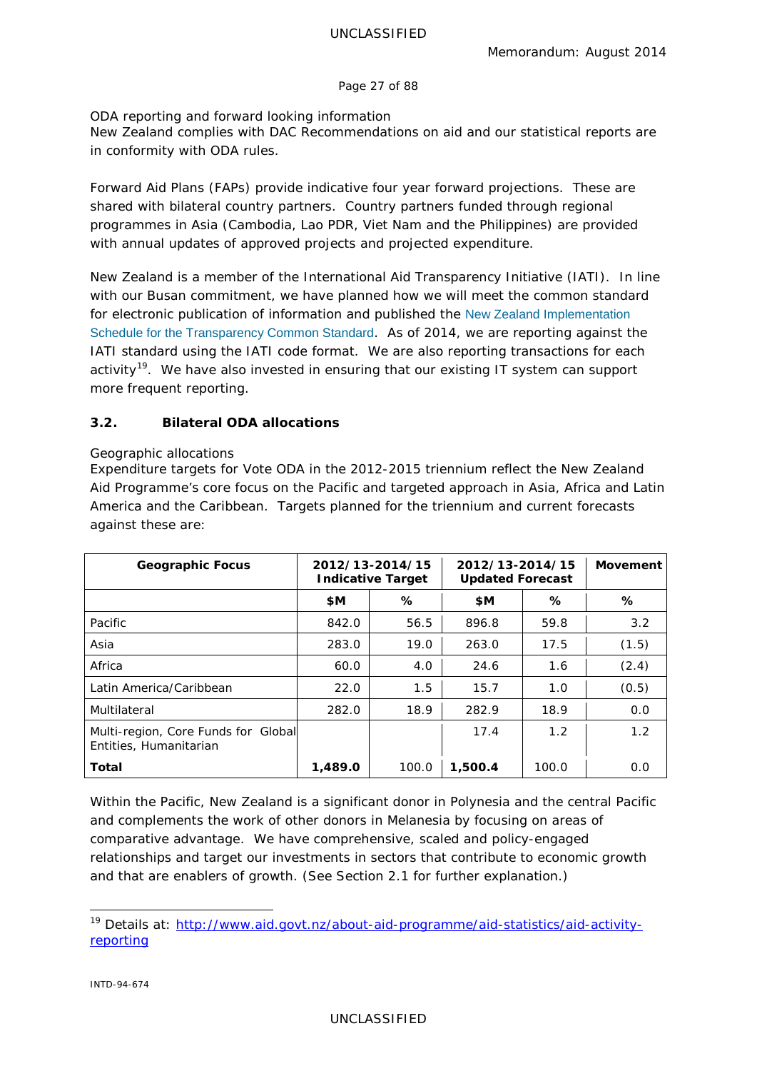ODA reporting and forward looking information

New Zealand complies with DAC Recommendations on aid and our statistical reports are in conformity with ODA rules.

Forward Aid Plans (FAPs) provide indicative four year forward projections. These are shared with bilateral country partners. Country partners funded through regional programmes in Asia (Cambodia, Lao PDR, Viet Nam and the Philippines) are provided with annual updates of approved projects and projected expenditure.

New Zealand is a member of the International Aid Transparency Initiative (IATI). In line with our Busan commitment, we have planned how we will meet the common standard for electronic publication of information and published the New Zealand Implementation Schedule for the Transparency Common Standard. As of 2014, we are reporting against the IATI standard using the IATI code format. We are also reporting transactions for each activity[19]. We have also invested in ensuring that our existing IT system can support more frequent reporting.

### 3.2. Bilateral ODA allocations

Geographic allocations

Expenditure targets for Vote ODA in the 2012-2015 triennium reflect the New Zealand Aid Programme's core focus on the Pacific and targeted approach in Asia, Africa and Latin America and the Caribbean. Targets planned for the triennium and current forecasts against these are:

| Geographic Focus | 2012/13-2014/15 Indicative Target | | 2012/13-2014/15 Updated Forecast | | Movement |
|---|---|---|---|---|---|
| | $M | % | $M | % | % |
| Pacific | 842.0 | 56.5 | 896.8 | 59.8 | 3.2 |
| Asia | 283.0 | 19.0 | 263.0 | 17.5 | (1.5) |
| Africa | 60.0 | 4.0 | 24.6 | 1.6 | (2.4) |
| Latin America/Caribbean | 22.0 | 1.5 | 15.7 | 1.0 | (0.5) |
| Multilateral | 282.0 | 18.9 | 282.9 | 18.9 | 0.0 |
| Multi-region, Core Funds for Global Entities, Humanitarian | | | 17.4 | 1.2 | 1.2 |
| **Total** | **1,489.0** | 100.0 | **1,500.4** | 100.0 | 0.0 |

Within the Pacific, New Zealand is a significant donor in Polynesia and the central Pacific and complements the work of other donors in Melanesia by focusing on areas of comparative advantage. We have comprehensive, scaled and policy-engaged relationships and target our investments in sectors that contribute to economic growth and that are enablers of growth. (See Section 2.1 for further explanation.)

[19] Details at: http://www.aid.govt.nz/about-aid-programme/aid-statistics/aid-activity-reporting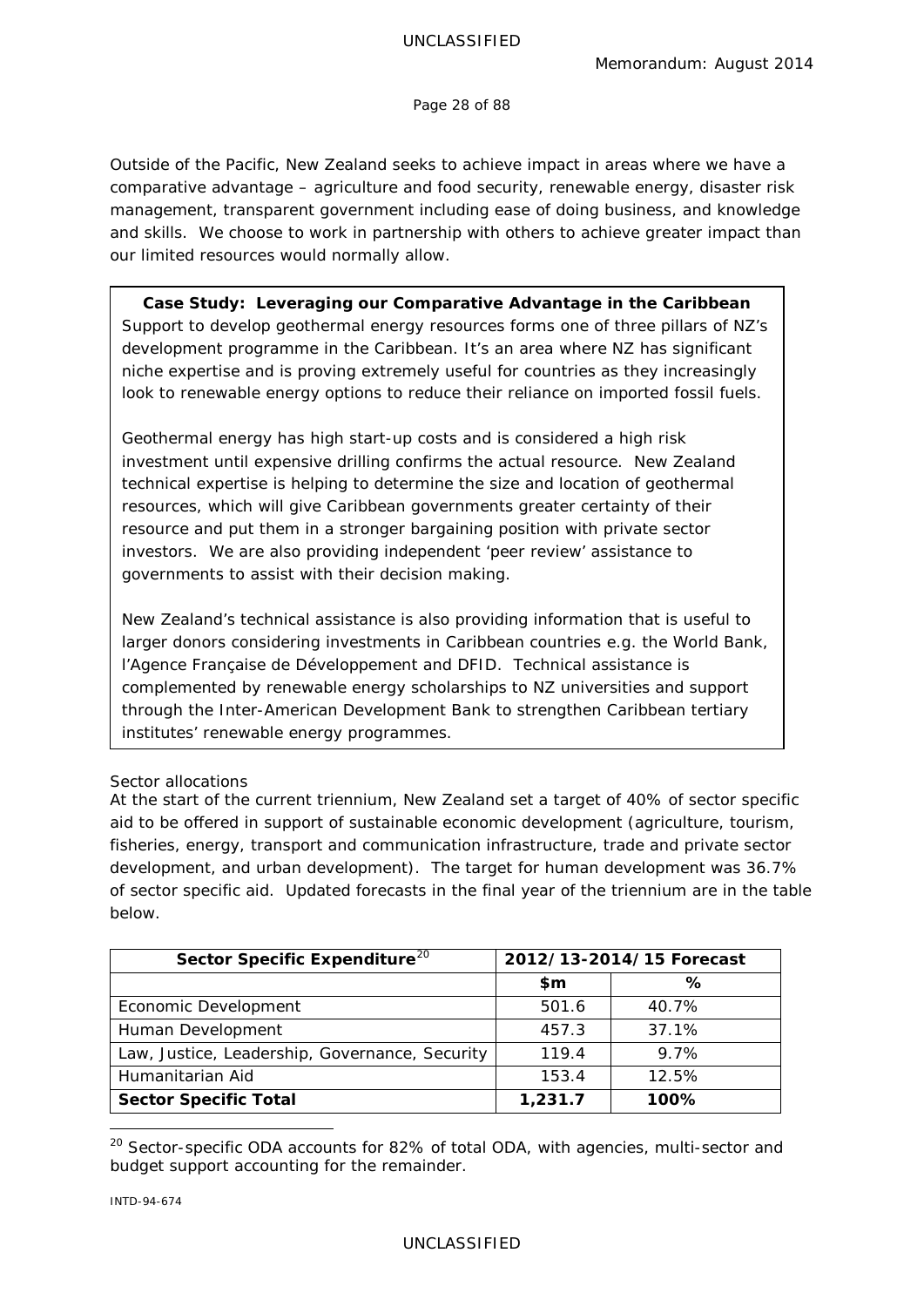Outside of the Pacific, New Zealand seeks to achieve impact in areas where we have a comparative advantage – agriculture and food security, renewable energy, disaster risk management, transparent government including ease of doing business, and knowledge and skills. We choose to work in partnership with others to achieve greater impact than our limited resources would normally allow.

> **Case Study: Leveraging our Comparative Advantage in the Caribbean**
>
> Support to develop geothermal energy resources forms one of three pillars of NZ's development programme in the Caribbean. It's an area where NZ has significant niche expertise and is proving extremely useful for countries as they increasingly look to renewable energy options to reduce their reliance on imported fossil fuels.
>
> Geothermal energy has high start-up costs and is considered a high risk investment until expensive drilling confirms the actual resource. New Zealand technical expertise is helping to determine the size and location of geothermal resources, which will give Caribbean governments greater certainty of their resource and put them in a stronger bargaining position with private sector investors. We are also providing independent 'peer review' assistance to governments to assist with their decision making.
>
> New Zealand's technical assistance is also providing information that is useful to larger donors considering investments in Caribbean countries e.g. the World Bank, l'Agence Française de Développement and DFID. Technical assistance is complemented by renewable energy scholarships to NZ universities and support through the Inter-American Development Bank to strengthen Caribbean tertiary institutes' renewable energy programmes.

Sector allocations

At the start of the current triennium, New Zealand set a target of 40% of sector specific aid to be offered in support of sustainable economic development (agriculture, tourism, fisheries, energy, transport and communication infrastructure, trade and private sector development, and urban development). The target for human development was 36.7% of sector specific aid. Updated forecasts in the final year of the triennium are in the table below.

| **Sector Specific Expenditure**[20] | **2012/13-2014/15 Forecast** | |
|---|---|---|
| | **$m** | **%** |
| Economic Development | 501.6 | 40.7% |
| Human Development | 457.3 | 37.1% |
| Law, Justice, Leadership, Governance, Security | 119.4 | 9.7% |
| Humanitarian Aid | 153.4 | 12.5% |
| **Sector Specific Total** | **1,231.7** | **100%** |

[20] Sector-specific ODA accounts for 82% of total ODA, with agencies, multi-sector and budget support accounting for the remainder.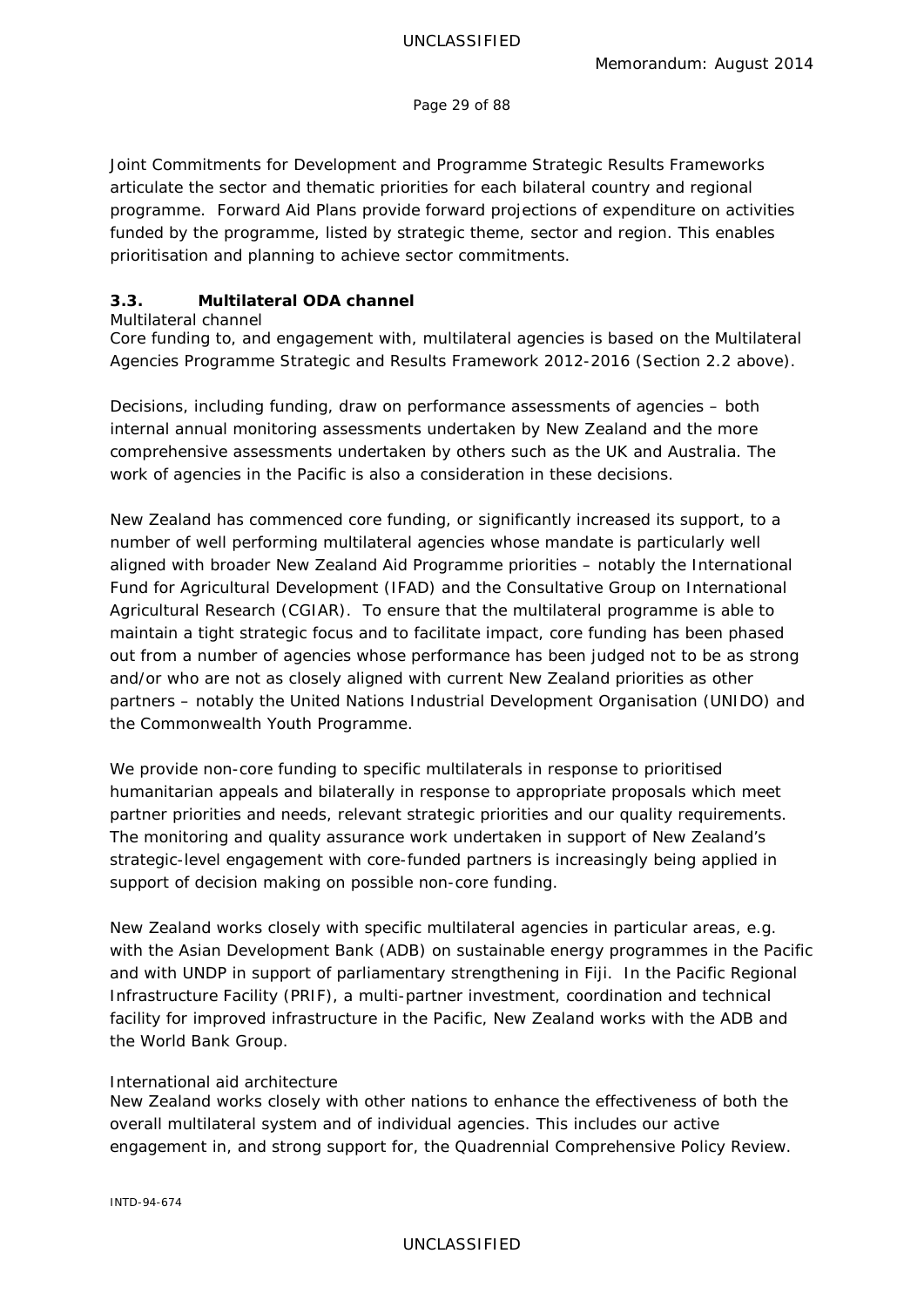Joint Commitments for Development and Programme Strategic Results Frameworks articulate the sector and thematic priorities for each bilateral country and regional programme. Forward Aid Plans provide forward projections of expenditure on activities funded by the programme, listed by strategic theme, sector and region. This enables prioritisation and planning to achieve sector commitments.

### 3.3. Multilateral ODA channel

Multilateral channel

Core funding to, and engagement with, multilateral agencies is based on the Multilateral Agencies Programme Strategic and Results Framework 2012-2016 (Section 2.2 above).

Decisions, including funding, draw on performance assessments of agencies – both internal annual monitoring assessments undertaken by New Zealand and the more comprehensive assessments undertaken by others such as the UK and Australia. The work of agencies in the Pacific is also a consideration in these decisions.

New Zealand has commenced core funding, or significantly increased its support, to a number of well performing multilateral agencies whose mandate is particularly well aligned with broader New Zealand Aid Programme priorities – notably the International Fund for Agricultural Development (IFAD) and the Consultative Group on International Agricultural Research (CGIAR). To ensure that the multilateral programme is able to maintain a tight strategic focus and to facilitate impact, core funding has been phased out from a number of agencies whose performance has been judged not to be as strong and/or who are not as closely aligned with current New Zealand priorities as other partners – notably the United Nations Industrial Development Organisation (UNIDO) and the Commonwealth Youth Programme.

We provide non-core funding to specific multilaterals in response to prioritised humanitarian appeals and bilaterally in response to appropriate proposals which meet partner priorities and needs, relevant strategic priorities and our quality requirements. The monitoring and quality assurance work undertaken in support of New Zealand's strategic-level engagement with core-funded partners is increasingly being applied in support of decision making on possible non-core funding.

New Zealand works closely with specific multilateral agencies in particular areas, e.g. with the Asian Development Bank (ADB) on sustainable energy programmes in the Pacific and with UNDP in support of parliamentary strengthening in Fiji. In the Pacific Regional Infrastructure Facility (PRIF), a multi-partner investment, coordination and technical facility for improved infrastructure in the Pacific, New Zealand works with the ADB and the World Bank Group.

International aid architecture

New Zealand works closely with other nations to enhance the effectiveness of both the overall multilateral system and of individual agencies. This includes our active engagement in, and strong support for, the Quadrennial Comprehensive Policy Review.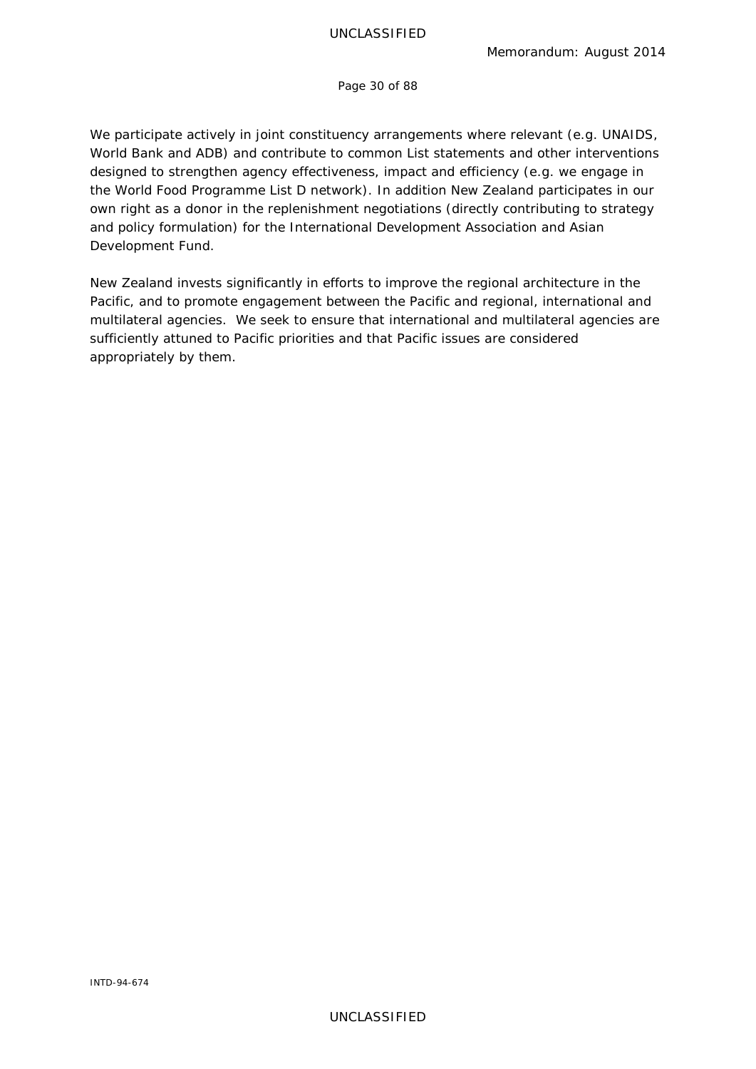We participate actively in joint constituency arrangements where relevant (e.g. UNAIDS, World Bank and ADB) and contribute to common List statements and other interventions designed to strengthen agency effectiveness, impact and efficiency (e.g. we engage in the World Food Programme List D network). In addition New Zealand participates in our own right as a donor in the replenishment negotiations (directly contributing to strategy and policy formulation) for the International Development Association and Asian Development Fund.

New Zealand invests significantly in efforts to improve the regional architecture in the Pacific, and to promote engagement between the Pacific and regional, international and multilateral agencies. We seek to ensure that international and multilateral agencies are sufficiently attuned to Pacific priorities and that Pacific issues are considered appropriately by them.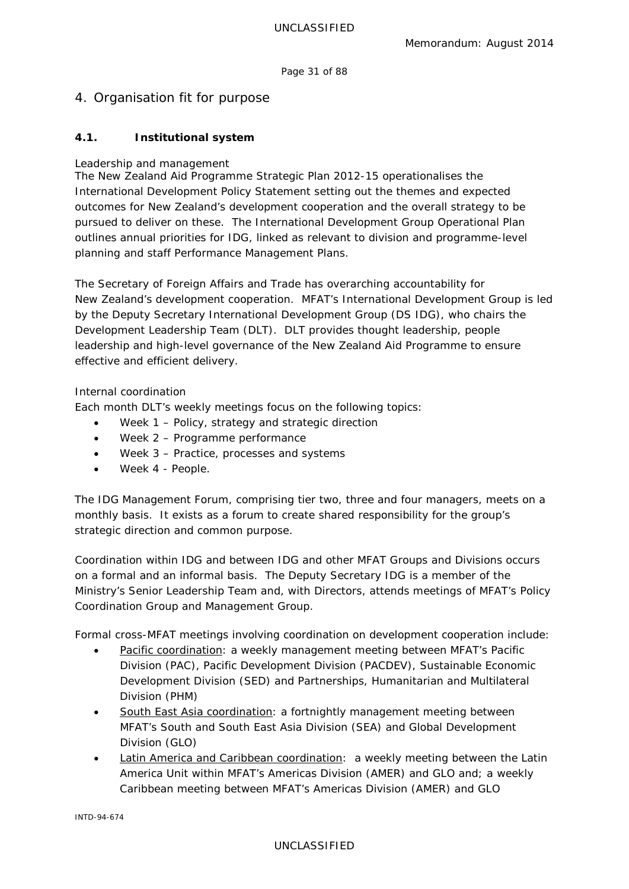# 4. Organisation fit for purpose

## 4.1. Institutional system

### Leadership and management

The New Zealand Aid Programme Strategic Plan 2012-15 operationalises the International Development Policy Statement setting out the themes and expected outcomes for New Zealand's development cooperation and the overall strategy to be pursued to deliver on these. The International Development Group Operational Plan outlines annual priorities for IDG, linked as relevant to division and programme-level planning and staff Performance Management Plans.

The Secretary of Foreign Affairs and Trade has overarching accountability for New Zealand's development cooperation. MFAT's International Development Group is led by the Deputy Secretary International Development Group (DS IDG), who chairs the Development Leadership Team (DLT). DLT provides thought leadership, people leadership and high-level governance of the New Zealand Aid Programme to ensure effective and efficient delivery.

### Internal coordination

Each month DLT's weekly meetings focus on the following topics:

- Week 1 – Policy, strategy and strategic direction
- Week 2 – Programme performance
- Week 3 – Practice, processes and systems
- Week 4 - People.

The IDG Management Forum, comprising tier two, three and four managers, meets on a monthly basis. It exists as a forum to create shared responsibility for the group's strategic direction and common purpose.

Coordination within IDG and between IDG and other MFAT Groups and Divisions occurs on a formal and an informal basis. The Deputy Secretary IDG is a member of the Ministry's Senior Leadership Team and, with Directors, attends meetings of MFAT's Policy Coordination Group and Management Group.

Formal cross-MFAT meetings involving coordination on development cooperation include:

- Pacific coordination: a weekly management meeting between MFAT's Pacific Division (PAC), Pacific Development Division (PACDEV), Sustainable Economic Development Division (SED) and Partnerships, Humanitarian and Multilateral Division (PHM)
- South East Asia coordination: a fortnightly management meeting between MFAT's South and South East Asia Division (SEA) and Global Development Division (GLO)
- Latin America and Caribbean coordination: a weekly meeting between the Latin America Unit within MFAT's Americas Division (AMER) and GLO and; a weekly Caribbean meeting between MFAT's Americas Division (AMER) and GLO

INTD-94-674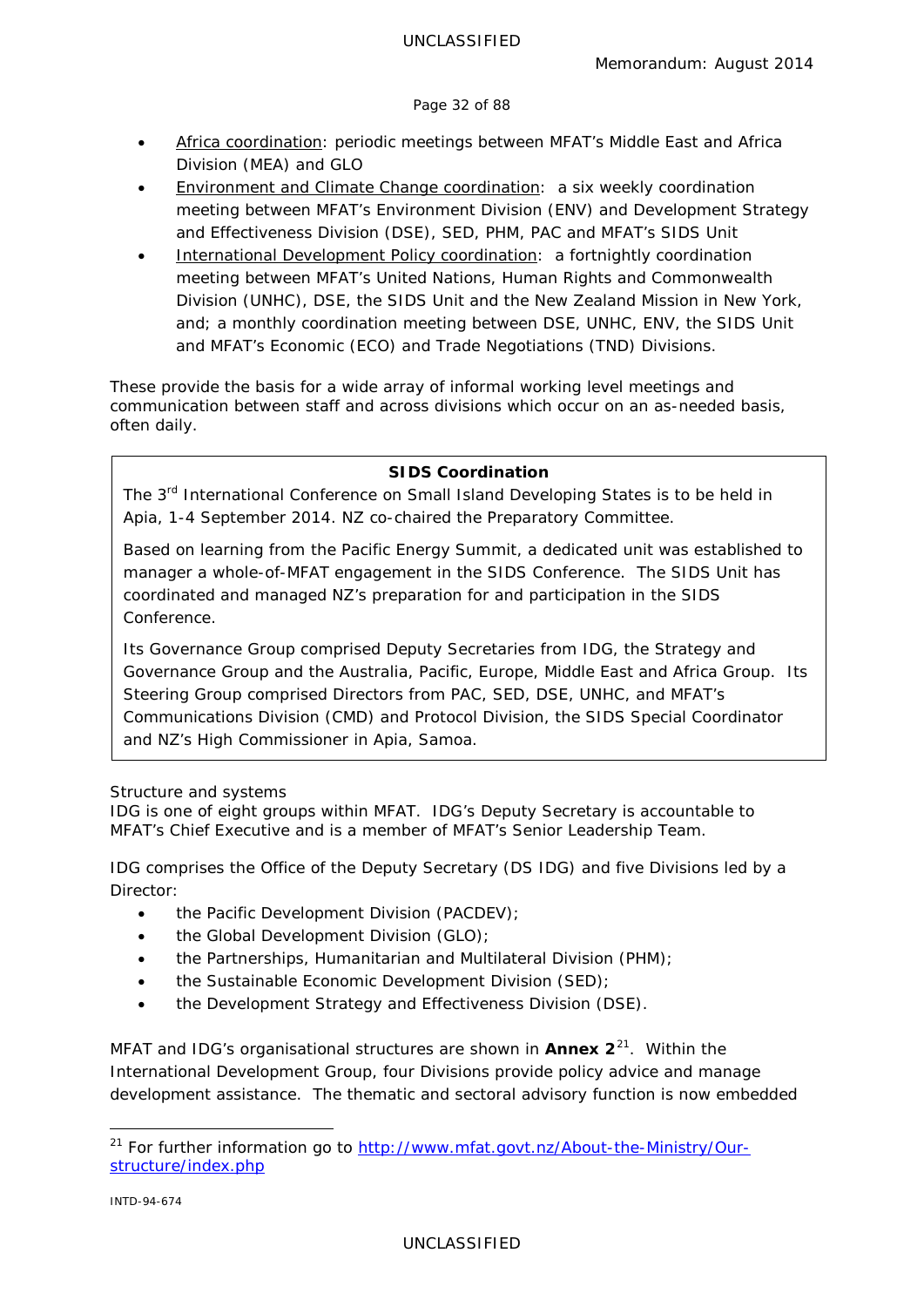- Africa coordination: periodic meetings between MFAT's Middle East and Africa Division (MEA) and GLO
- Environment and Climate Change coordination: a six weekly coordination meeting between MFAT's Environment Division (ENV) and Development Strategy and Effectiveness Division (DSE), SED, PHM, PAC and MFAT's SIDS Unit
- International Development Policy coordination: a fortnightly coordination meeting between MFAT's United Nations, Human Rights and Commonwealth Division (UNHC), DSE, the SIDS Unit and the New Zealand Mission in New York, and; a monthly coordination meeting between DSE, UNHC, ENV, the SIDS Unit and MFAT's Economic (ECO) and Trade Negotiations (TND) Divisions.

These provide the basis for a wide array of informal working level meetings and communication between staff and across divisions which occur on an as-needed basis, often daily.

> **SIDS Coordination**
>
> The 3rd International Conference on Small Island Developing States is to be held in Apia, 1-4 September 2014. NZ co-chaired the Preparatory Committee.
>
> Based on learning from the Pacific Energy Summit, a dedicated unit was established to manager a whole-of-MFAT engagement in the SIDS Conference. The SIDS Unit has coordinated and managed NZ's preparation for and participation in the SIDS Conference.
>
> Its Governance Group comprised Deputy Secretaries from IDG, the Strategy and Governance Group and the Australia, Pacific, Europe, Middle East and Africa Group. Its Steering Group comprised Directors from PAC, SED, DSE, UNHC, and MFAT's Communications Division (CMD) and Protocol Division, the SIDS Special Coordinator and NZ's High Commissioner in Apia, Samoa.

Structure and systems

IDG is one of eight groups within MFAT. IDG's Deputy Secretary is accountable to MFAT's Chief Executive and is a member of MFAT's Senior Leadership Team.

IDG comprises the Office of the Deputy Secretary (DS IDG) and five Divisions led by a Director:

- the Pacific Development Division (PACDEV);
- the Global Development Division (GLO);
- the Partnerships, Humanitarian and Multilateral Division (PHM);
- the Sustainable Economic Development Division (SED);
- the Development Strategy and Effectiveness Division (DSE).

MFAT and IDG's organisational structures are shown in **Annex 2**[21]. Within the International Development Group, four Divisions provide policy advice and manage development assistance. The thematic and sectoral advisory function is now embedded

[21] For further information go to http://www.mfat.govt.nz/About-the-Ministry/Our-structure/index.php

INTD-94-674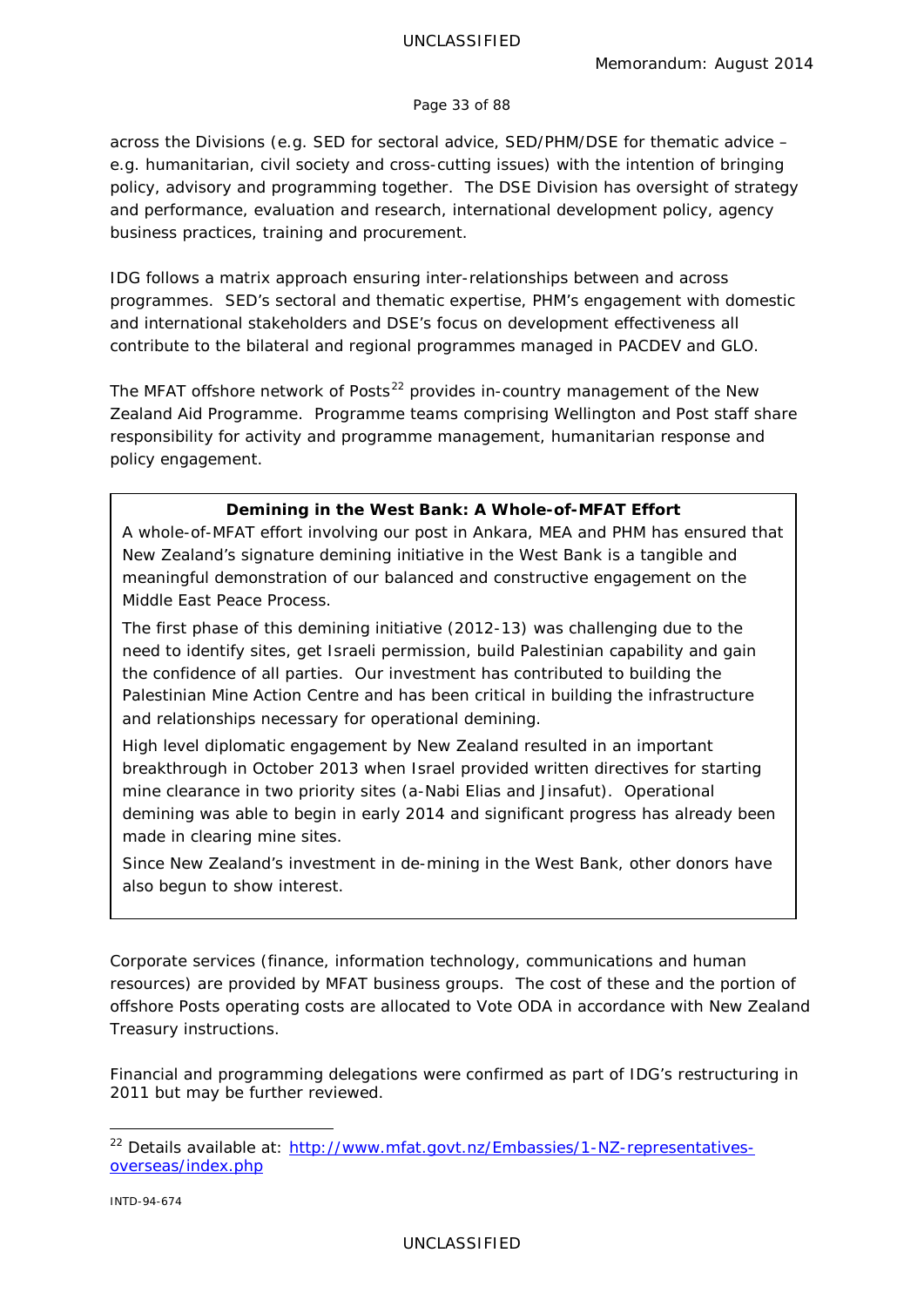across the Divisions (e.g. SED for sectoral advice, SED/PHM/DSE for thematic advice – e.g. humanitarian, civil society and cross-cutting issues) with the intention of bringing policy, advisory and programming together. The DSE Division has oversight of strategy and performance, evaluation and research, international development policy, agency business practices, training and procurement.

IDG follows a matrix approach ensuring inter-relationships between and across programmes. SED's sectoral and thematic expertise, PHM's engagement with domestic and international stakeholders and DSE's focus on development effectiveness all contribute to the bilateral and regional programmes managed in PACDEV and GLO.

The MFAT offshore network of Posts[22] provides in-country management of the New Zealand Aid Programme. Programme teams comprising Wellington and Post staff share responsibility for activity and programme management, humanitarian response and policy engagement.

> **Demining in the West Bank: A Whole-of-MFAT Effort**
>
> A whole-of-MFAT effort involving our post in Ankara, MEA and PHM has ensured that New Zealand's signature demining initiative in the West Bank is a tangible and meaningful demonstration of our balanced and constructive engagement on the Middle East Peace Process.
>
> The first phase of this demining initiative (2012-13) was challenging due to the need to identify sites, get Israeli permission, build Palestinian capability and gain the confidence of all parties. Our investment has contributed to building the Palestinian Mine Action Centre and has been critical in building the infrastructure and relationships necessary for operational demining.
>
> High level diplomatic engagement by New Zealand resulted in an important breakthrough in October 2013 when Israel provided written directives for starting mine clearance in two priority sites (a-Nabi Elias and Jinsafut). Operational demining was able to begin in early 2014 and significant progress has already been made in clearing mine sites.
>
> Since New Zealand's investment in de-mining in the West Bank, other donors have also begun to show interest.

Corporate services (finance, information technology, communications and human resources) are provided by MFAT business groups. The cost of these and the portion of offshore Posts operating costs are allocated to Vote ODA in accordance with New Zealand Treasury instructions.

Financial and programming delegations were confirmed as part of IDG's restructuring in 2011 but may be further reviewed.

[22] Details available at: http://www.mfat.govt.nz/Embassies/1-NZ-representatives-overseas/index.php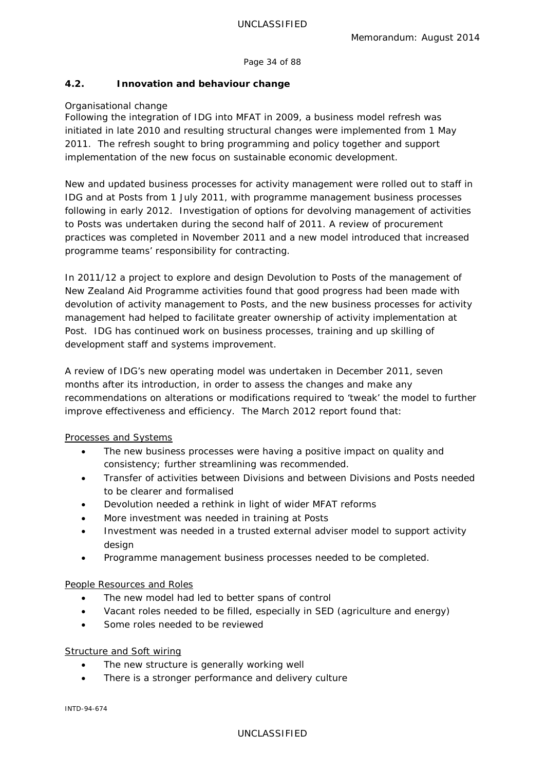### 4.2. Innovation and behaviour change

Organisational change

Following the integration of IDG into MFAT in 2009, a business model refresh was initiated in late 2010 and resulting structural changes were implemented from 1 May 2011. The refresh sought to bring programming and policy together and support implementation of the new focus on sustainable economic development.

New and updated business processes for activity management were rolled out to staff in IDG and at Posts from 1 July 2011, with programme management business processes following in early 2012. Investigation of options for devolving management of activities to Posts was undertaken during the second half of 2011. A review of procurement practices was completed in November 2011 and a new model introduced that increased programme teams' responsibility for contracting.

In 2011/12 a project to explore and design Devolution to Posts of the management of New Zealand Aid Programme activities found that good progress had been made with devolution of activity management to Posts, and the new business processes for activity management had helped to facilitate greater ownership of activity implementation at Post. IDG has continued work on business processes, training and up skilling of development staff and systems improvement.

A review of IDG's new operating model was undertaken in December 2011, seven months after its introduction, in order to assess the changes and make any recommendations on alterations or modifications required to 'tweak' the model to further improve effectiveness and efficiency. The March 2012 report found that:

<u>Processes and Systems</u>

- The new business processes were having a positive impact on quality and consistency; further streamlining was recommended.
- Transfer of activities between Divisions and between Divisions and Posts needed to be clearer and formalised
- Devolution needed a rethink in light of wider MFAT reforms
- More investment was needed in training at Posts
- Investment was needed in a trusted external adviser model to support activity design
- Programme management business processes needed to be completed.

<u>People Resources and Roles</u>

- The new model had led to better spans of control
- Vacant roles needed to be filled, especially in SED (agriculture and energy)
- Some roles needed to be reviewed

<u>Structure and Soft wiring</u>

- The new structure is generally working well
- There is a stronger performance and delivery culture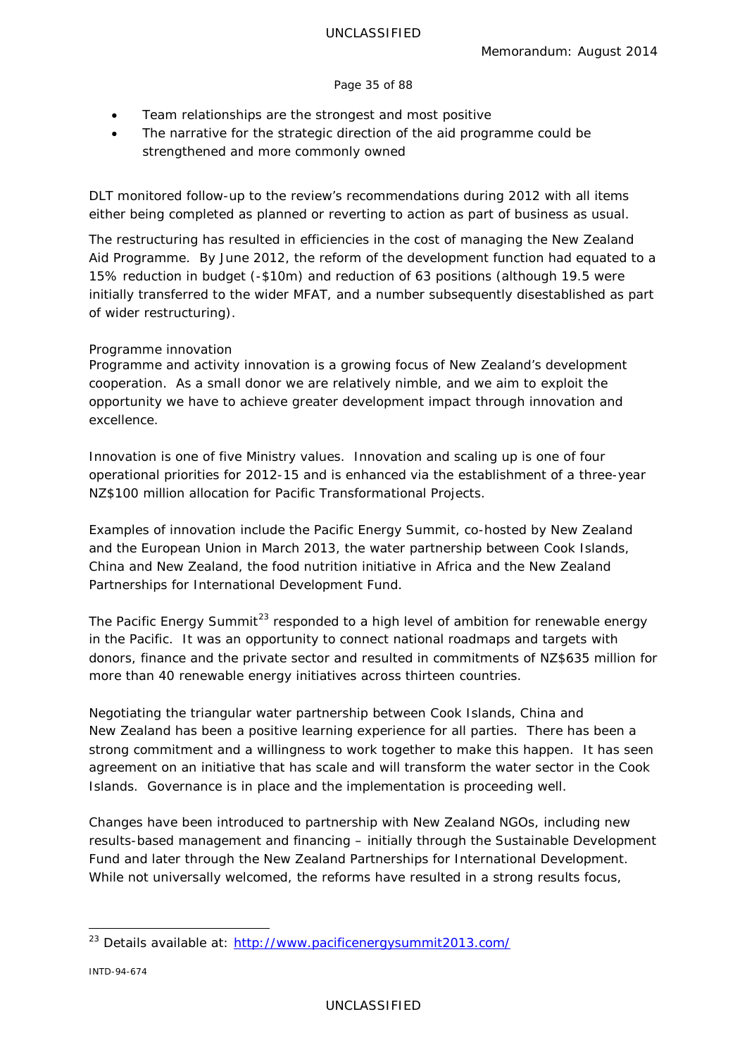- Team relationships are the strongest and most positive
- The narrative for the strategic direction of the aid programme could be strengthened and more commonly owned

DLT monitored follow-up to the review's recommendations during 2012 with all items either being completed as planned or reverting to action as part of business as usual.

The restructuring has resulted in efficiencies in the cost of managing the New Zealand Aid Programme. By June 2012, the reform of the development function had equated to a 15% reduction in budget (-$10m) and reduction of 63 positions (although 19.5 were initially transferred to the wider MFAT, and a number subsequently disestablished as part of wider restructuring).

Programme innovation

Programme and activity innovation is a growing focus of New Zealand's development cooperation. As a small donor we are relatively nimble, and we aim to exploit the opportunity we have to achieve greater development impact through innovation and excellence.

Innovation is one of five Ministry values. Innovation and scaling up is one of four operational priorities for 2012-15 and is enhanced via the establishment of a three-year NZ$100 million allocation for Pacific Transformational Projects.

Examples of innovation include the Pacific Energy Summit, co-hosted by New Zealand and the European Union in March 2013, the water partnership between Cook Islands, China and New Zealand, the food nutrition initiative in Africa and the New Zealand Partnerships for International Development Fund.

The Pacific Energy Summit[23] responded to a high level of ambition for renewable energy in the Pacific. It was an opportunity to connect national roadmaps and targets with donors, finance and the private sector and resulted in commitments of NZ$635 million for more than 40 renewable energy initiatives across thirteen countries.

Negotiating the triangular water partnership between Cook Islands, China and New Zealand has been a positive learning experience for all parties. There has been a strong commitment and a willingness to work together to make this happen. It has seen agreement on an initiative that has scale and will transform the water sector in the Cook Islands. Governance is in place and the implementation is proceeding well.

Changes have been introduced to partnership with New Zealand NGOs, including new results-based management and financing – initially through the Sustainable Development Fund and later through the New Zealand Partnerships for International Development. While not universally welcomed, the reforms have resulted in a strong results focus,

---

[23] Details available at: http://www.pacificenergysummit2013.com/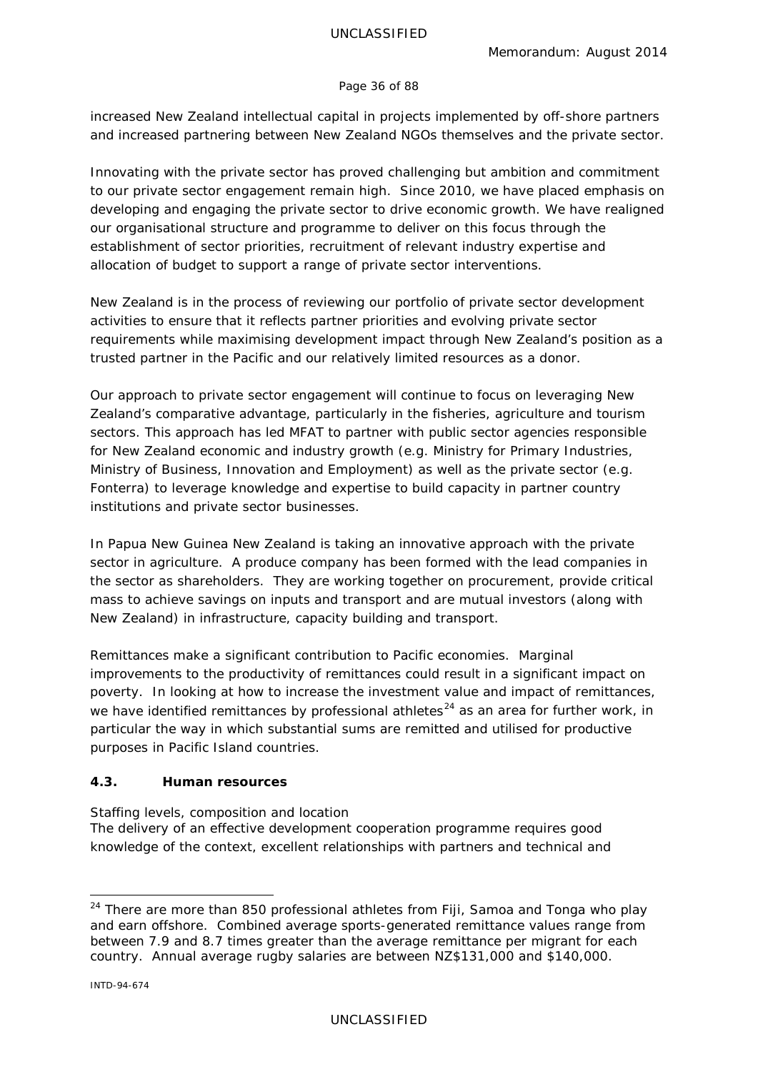increased New Zealand intellectual capital in projects implemented by off-shore partners and increased partnering between New Zealand NGOs themselves and the private sector.

Innovating with the private sector has proved challenging but ambition and commitment to our private sector engagement remain high. Since 2010, we have placed emphasis on developing and engaging the private sector to drive economic growth. We have realigned our organisational structure and programme to deliver on this focus through the establishment of sector priorities, recruitment of relevant industry expertise and allocation of budget to support a range of private sector interventions.

New Zealand is in the process of reviewing our portfolio of private sector development activities to ensure that it reflects partner priorities and evolving private sector requirements while maximising development impact through New Zealand's position as a trusted partner in the Pacific and our relatively limited resources as a donor.

Our approach to private sector engagement will continue to focus on leveraging New Zealand's comparative advantage, particularly in the fisheries, agriculture and tourism sectors. This approach has led MFAT to partner with public sector agencies responsible for New Zealand economic and industry growth (e.g. Ministry for Primary Industries, Ministry of Business, Innovation and Employment) as well as the private sector (e.g. Fonterra) to leverage knowledge and expertise to build capacity in partner country institutions and private sector businesses.

In Papua New Guinea New Zealand is taking an innovative approach with the private sector in agriculture. A produce company has been formed with the lead companies in the sector as shareholders. They are working together on procurement, provide critical mass to achieve savings on inputs and transport and are mutual investors (along with New Zealand) in infrastructure, capacity building and transport.

Remittances make a significant contribution to Pacific economies. Marginal improvements to the productivity of remittances could result in a significant impact on poverty. In looking at how to increase the investment value and impact of remittances, we have identified remittances by professional athletes[24] as an area for further work, in particular the way in which substantial sums are remitted and utilised for productive purposes in Pacific Island countries.

### 4.3. Human resources

*Staffing levels, composition and location*

The delivery of an effective development cooperation programme requires good knowledge of the context, excellent relationships with partners and technical and

---

[24] There are more than 850 professional athletes from Fiji, Samoa and Tonga who play and earn offshore. Combined average sports-generated remittance values range from between 7.9 and 8.7 times greater than the average remittance per migrant for each country. Annual average rugby salaries are between NZ$131,000 and $140,000.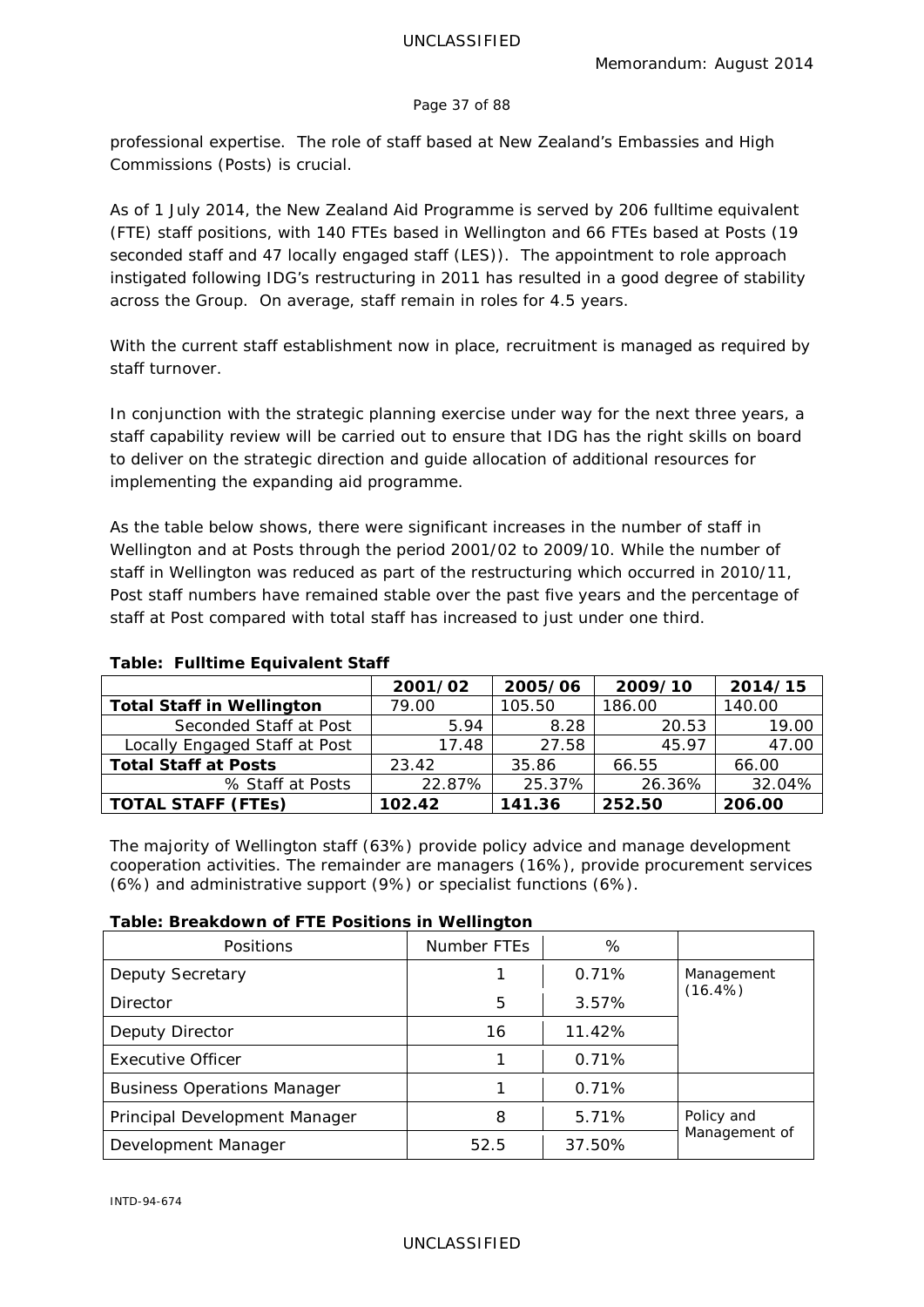professional expertise. The role of staff based at New Zealand's Embassies and High Commissions (Posts) is crucial.

As of 1 July 2014, the New Zealand Aid Programme is served by 206 fulltime equivalent (FTE) staff positions, with 140 FTEs based in Wellington and 66 FTEs based at Posts (19 seconded staff and 47 locally engaged staff (LES)). The appointment to role approach instigated following IDG's restructuring in 2011 has resulted in a good degree of stability across the Group. On average, staff remain in roles for 4.5 years.

With the current staff establishment now in place, recruitment is managed as required by staff turnover.

In conjunction with the strategic planning exercise under way for the next three years, a staff capability review will be carried out to ensure that IDG has the right skills on board to deliver on the strategic direction and guide allocation of additional resources for implementing the expanding aid programme.

As the table below shows, there were significant increases in the number of staff in Wellington and at Posts through the period 2001/02 to 2009/10. While the number of staff in Wellington was reduced as part of the restructuring which occurred in 2010/11, Post staff numbers have remained stable over the past five years and the percentage of staff at Post compared with total staff has increased to just under one third.

**Table: Fulltime Equivalent Staff**

| | 2001/02 | 2005/06 | 2009/10 | 2014/15 |
|---|---|---|---|---|
| **Total Staff in Wellington** | 79.00 | 105.50 | 186.00 | 140.00 |
| Seconded Staff at Post | 5.94 | 8.28 | 20.53 | 19.00 |
| Locally Engaged Staff at Post | 17.48 | 27.58 | 45.97 | 47.00 |
| **Total Staff at Posts** | 23.42 | 35.86 | 66.55 | 66.00 |
| % Staff at Posts | 22.87% | 25.37% | 26.36% | 32.04% |
| **TOTAL STAFF (FTEs)** | **102.42** | **141.36** | **252.50** | **206.00** |

The majority of Wellington staff (63%) provide policy advice and manage development cooperation activities. The remainder are managers (16%), provide procurement services (6%) and administrative support (9%) or specialist functions (6%).

**Table: Breakdown of FTE Positions in Wellington**

| Positions | Number FTEs | % | |
|---|---|---|---|
| Deputy Secretary | 1 | 0.71% | Management (16.4%) |
| Director | 5 | 3.57% | |
| Deputy Director | 16 | 11.42% | |
| Executive Officer | 1 | 0.71% | |
| Business Operations Manager | 1 | 0.71% | |
| Principal Development Manager | 8 | 5.71% | Policy and Management of |
| Development Manager | 52.5 | 37.50% | |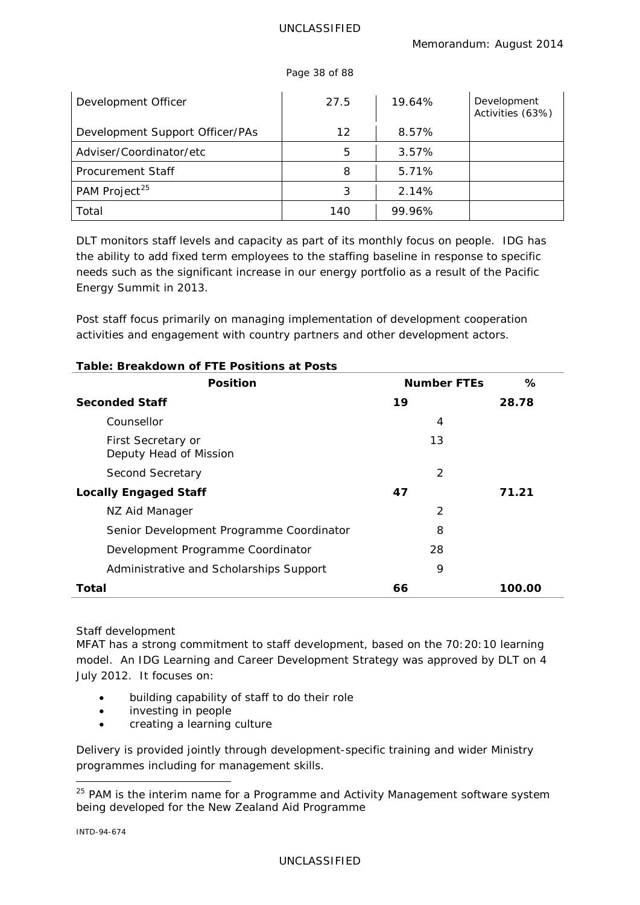| | | | |
|---|---|---|---|
| Development Officer | 27.5 | 19.64% | Development Activities (63%) |
| Development Support Officer/PAs | 12 | 8.57% | |
| Adviser/Coordinator/etc | 5 | 3.57% | |
| Procurement Staff | 8 | 5.71% | |
| PAM Project[25] | 3 | 2.14% | |
| Total | 140 | 99.96% | |

DLT monitors staff levels and capacity as part of its monthly focus on people. IDG has the ability to add fixed term employees to the staffing baseline in response to specific needs such as the significant increase in our energy portfolio as a result of the Pacific Energy Summit in 2013.

Post staff focus primarily on managing implementation of development cooperation activities and engagement with country partners and other development actors.

**Table: Breakdown of FTE Positions at Posts**

| Position | Number FTEs | | % |
|---|---|---|---|
| **Seconded Staff** | **19** | | **28.78** |
| Counsellor | | 4 | |
| First Secretary or Deputy Head of Mission | | 13 | |
| Second Secretary | | 2 | |
| **Locally Engaged Staff** | **47** | | **71.21** |
| NZ Aid Manager | | 2 | |
| Senior Development Programme Coordinator | | 8 | |
| Development Programme Coordinator | | 28 | |
| Administrative and Scholarships Support | | 9 | |
| **Total** | **66** | | **100.00** |

Staff development

MFAT has a strong commitment to staff development, based on the 70:20:10 learning model. An IDG Learning and Career Development Strategy was approved by DLT on 4 July 2012. It focuses on:

- building capability of staff to do their role
- investing in people
- creating a learning culture

Delivery is provided jointly through development-specific training and wider Ministry programmes including for management skills.

[25] PAM is the interim name for a Programme and Activity Management software system being developed for the New Zealand Aid Programme

INTD-94-674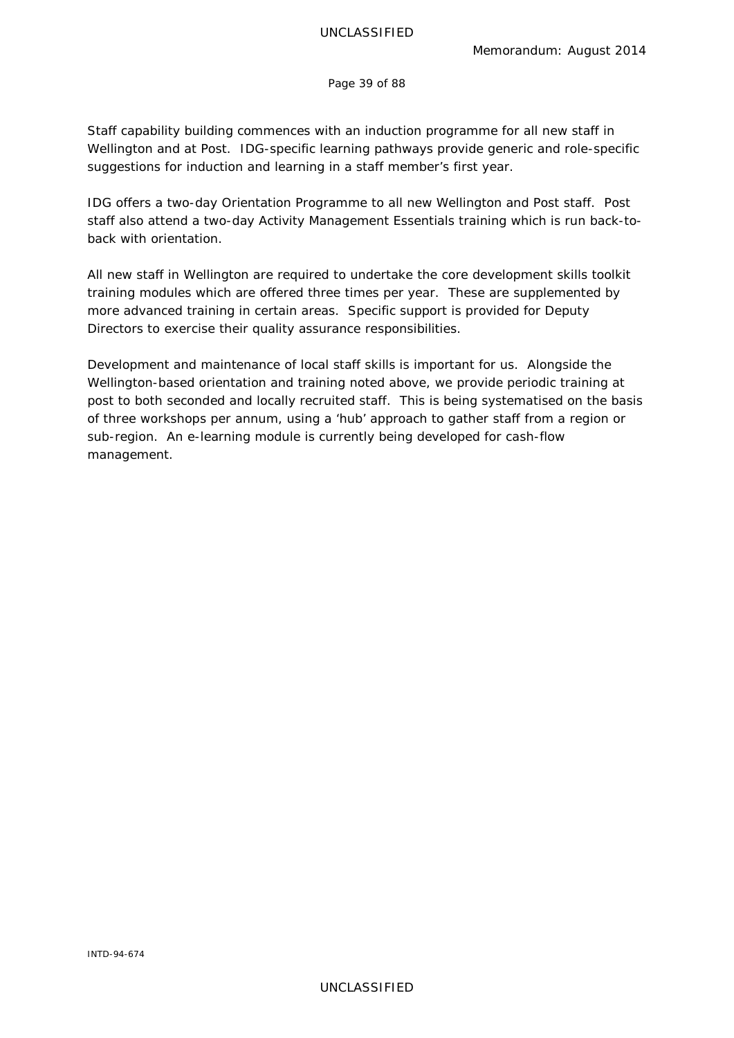Staff capability building commences with an induction programme for all new staff in Wellington and at Post. IDG-specific learning pathways provide generic and role-specific suggestions for induction and learning in a staff member's first year.

IDG offers a two-day Orientation Programme to all new Wellington and Post staff. Post staff also attend a two-day Activity Management Essentials training which is run back-to-back with orientation.

All new staff in Wellington are required to undertake the core development skills toolkit training modules which are offered three times per year. These are supplemented by more advanced training in certain areas. Specific support is provided for Deputy Directors to exercise their quality assurance responsibilities.

Development and maintenance of local staff skills is important for us. Alongside the Wellington-based orientation and training noted above, we provide periodic training at post to both seconded and locally recruited staff. This is being systematised on the basis of three workshops per annum, using a 'hub' approach to gather staff from a region or sub-region. An e-learning module is currently being developed for cash-flow management.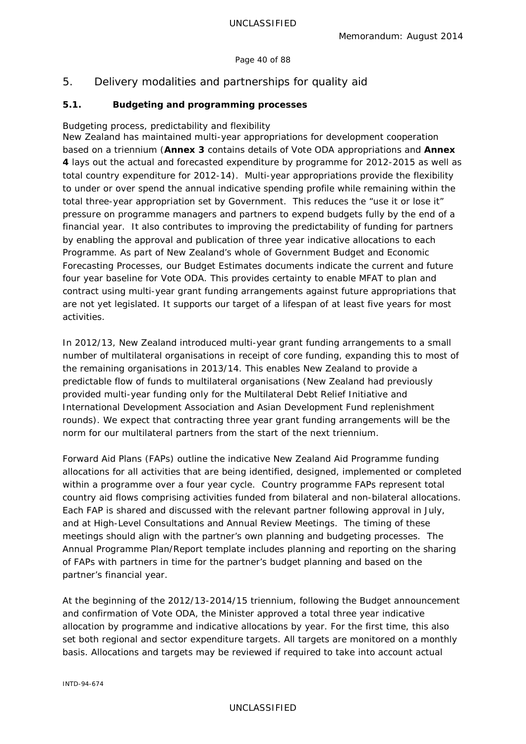# 5. Delivery modalities and partnerships for quality aid

## 5.1. Budgeting and programming processes

*Budgeting process, predictability and flexibility*

New Zealand has maintained multi-year appropriations for development cooperation based on a triennium (**Annex 3** contains details of Vote ODA appropriations and **Annex 4** lays out the actual and forecasted expenditure by programme for 2012-2015 as well as total country expenditure for 2012-14). Multi-year appropriations provide the flexibility to under or over spend the annual indicative spending profile while remaining within the total three-year appropriation set by Government. This reduces the "use it or lose it" pressure on programme managers and partners to expend budgets fully by the end of a financial year. It also contributes to improving the predictability of funding for partners by enabling the approval and publication of three year indicative allocations to each Programme. As part of New Zealand's whole of Government Budget and Economic Forecasting Processes, our Budget Estimates documents indicate the current and future four year baseline for Vote ODA. This provides certainty to enable MFAT to plan and contract using multi-year grant funding arrangements against future appropriations that are not yet legislated. It supports our target of a lifespan of at least five years for most activities.

In 2012/13, New Zealand introduced multi-year grant funding arrangements to a small number of multilateral organisations in receipt of core funding, expanding this to most of the remaining organisations in 2013/14. This enables New Zealand to provide a predictable flow of funds to multilateral organisations (New Zealand had previously provided multi-year funding only for the Multilateral Debt Relief Initiative and International Development Association and Asian Development Fund replenishment rounds). We expect that contracting three year grant funding arrangements will be the norm for our multilateral partners from the start of the next triennium.

Forward Aid Plans (FAPs) outline the indicative New Zealand Aid Programme funding allocations for all activities that are being identified, designed, implemented or completed within a programme over a four year cycle. Country programme FAPs represent total country aid flows comprising activities funded from bilateral and non-bilateral allocations. Each FAP is shared and discussed with the relevant partner following approval in July, and at High-Level Consultations and Annual Review Meetings. The timing of these meetings should align with the partner's own planning and budgeting processes. The Annual Programme Plan/Report template includes planning and reporting on the sharing of FAPs with partners in time for the partner's budget planning and based on the partner's financial year.

At the beginning of the 2012/13-2014/15 triennium, following the Budget announcement and confirmation of Vote ODA, the Minister approved a total three year indicative allocation by programme and indicative allocations by year. For the first time, this also set both regional and sector expenditure targets. All targets are monitored on a monthly basis. Allocations and targets may be reviewed if required to take into account actual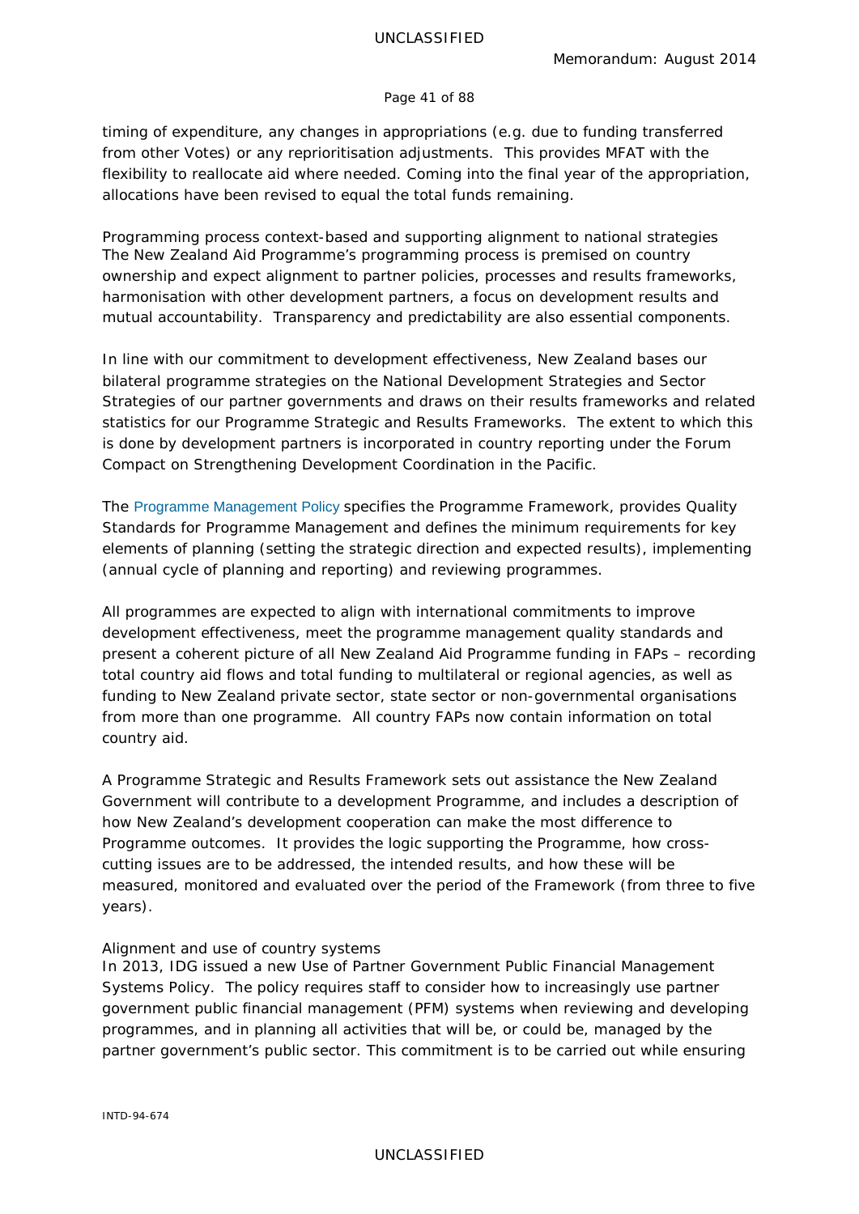timing of expenditure, any changes in appropriations (e.g. due to funding transferred from other Votes) or any reprioritisation adjustments. This provides MFAT with the flexibility to reallocate aid where needed. Coming into the final year of the appropriation, allocations have been revised to equal the total funds remaining.

*Programming process context-based and supporting alignment to national strategies*
The New Zealand Aid Programme's programming process is premised on country ownership and expect alignment to partner policies, processes and results frameworks, harmonisation with other development partners, a focus on development results and mutual accountability. Transparency and predictability are also essential components.

In line with our commitment to development effectiveness, New Zealand bases our bilateral programme strategies on the National Development Strategies and Sector Strategies of our partner governments and draws on their results frameworks and related statistics for our Programme Strategic and Results Frameworks. The extent to which this is done by development partners is incorporated in country reporting under the Forum Compact on Strengthening Development Coordination in the Pacific.

The Programme Management Policy specifies the Programme Framework, provides Quality Standards for Programme Management and defines the minimum requirements for key elements of planning (setting the strategic direction and expected results), implementing (annual cycle of planning and reporting) and reviewing programmes.

All programmes are expected to align with international commitments to improve development effectiveness, meet the programme management quality standards and present a coherent picture of all New Zealand Aid Programme funding in FAPs – recording total country aid flows and total funding to multilateral or regional agencies, as well as funding to New Zealand private sector, state sector or non-governmental organisations from more than one programme. All country FAPs now contain information on total country aid.

A Programme Strategic and Results Framework sets out assistance the New Zealand Government will contribute to a development Programme, and includes a description of how New Zealand's development cooperation can make the most difference to Programme outcomes. It provides the logic supporting the Programme, how cross-cutting issues are to be addressed, the intended results, and how these will be measured, monitored and evaluated over the period of the Framework (from three to five years).

*Alignment and use of country systems*
In 2013, IDG issued a new Use of Partner Government Public Financial Management Systems Policy. The policy requires staff to consider how to increasingly use partner government public financial management (PFM) systems when reviewing and developing programmes, and in planning all activities that will be, or could be, managed by the partner government's public sector. This commitment is to be carried out while ensuring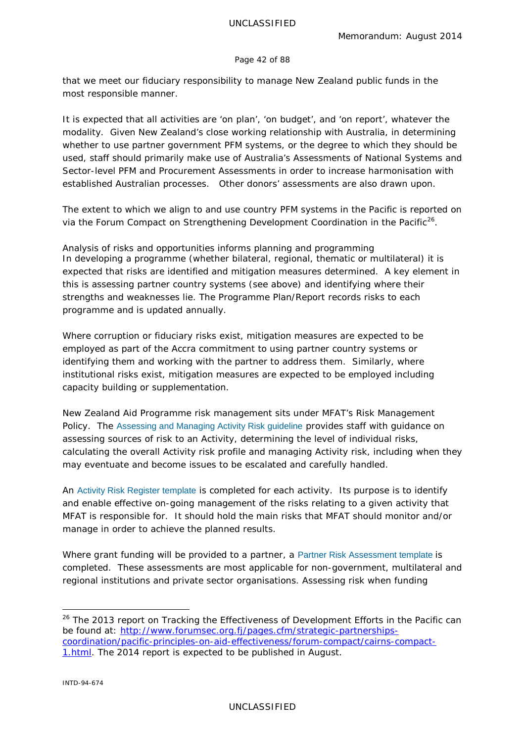that we meet our fiduciary responsibility to manage New Zealand public funds in the most responsible manner.

It is expected that all activities are 'on plan', 'on budget', and 'on report', whatever the modality. Given New Zealand's close working relationship with Australia, in determining whether to use partner government PFM systems, or the degree to which they should be used, staff should primarily make use of Australia's Assessments of National Systems and Sector-level PFM and Procurement Assessments in order to increase harmonisation with established Australian processes. Other donors' assessments are also drawn upon.

The extent to which we align to and use country PFM systems in the Pacific is reported on via the Forum Compact on Strengthening Development Coordination in the Pacific[26].

Analysis of risks and opportunities informs planning and programming

In developing a programme (whether bilateral, regional, thematic or multilateral) it is expected that risks are identified and mitigation measures determined. A key element in this is assessing partner country systems (see above) and identifying where their strengths and weaknesses lie. The Programme Plan/Report records risks to each programme and is updated annually.

Where corruption or fiduciary risks exist, mitigation measures are expected to be employed as part of the Accra commitment to using partner country systems or identifying them and working with the partner to address them. Similarly, where institutional risks exist, mitigation measures are expected to be employed including capacity building or supplementation.

New Zealand Aid Programme risk management sits under MFAT's Risk Management Policy. The Assessing and Managing Activity Risk guideline provides staff with guidance on assessing sources of risk to an Activity, determining the level of individual risks, calculating the overall Activity risk profile and managing Activity risk, including when they may eventuate and become issues to be escalated and carefully handled.

An Activity Risk Register template is completed for each activity. Its purpose is to identify and enable effective on-going management of the risks relating to a given activity that MFAT is responsible for. It should hold the main risks that MFAT should monitor and/or manage in order to achieve the planned results.

Where grant funding will be provided to a partner, a Partner Risk Assessment template is completed. These assessments are most applicable for non-government, multilateral and regional institutions and private sector organisations. Assessing risk when funding

---

[26] The 2013 report on Tracking the Effectiveness of Development Efforts in the Pacific can be found at: http://www.forumsec.org.fj/pages.cfm/strategic-partnerships-coordination/pacific-principles-on-aid-effectiveness/forum-compact/cairns-compact-1.html. The 2014 report is expected to be published in August.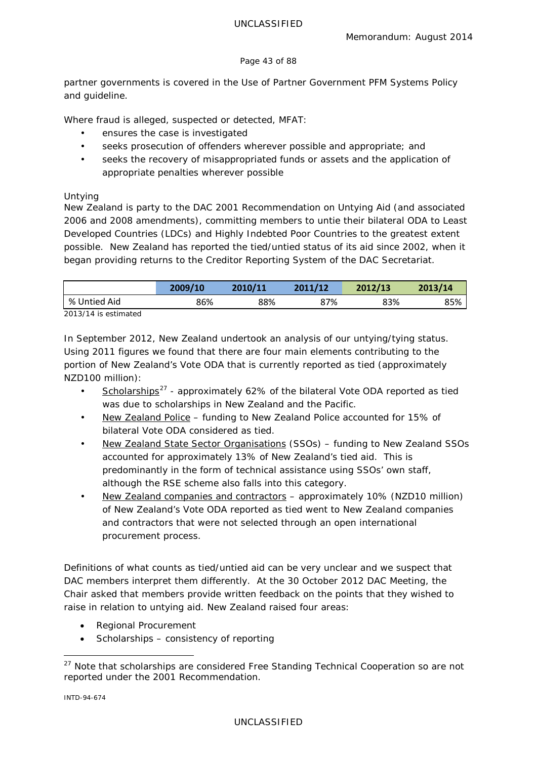partner governments is covered in the Use of Partner Government PFM Systems Policy and guideline.

Where fraud is alleged, suspected or detected, MFAT:

- ensures the case is investigated
- seeks prosecution of offenders wherever possible and appropriate; and
- seeks the recovery of misappropriated funds or assets and the application of appropriate penalties wherever possible

Untying

New Zealand is party to the DAC 2001 Recommendation on Untying Aid (and associated 2006 and 2008 amendments), committing members to untie their bilateral ODA to Least Developed Countries (LDCs) and Highly Indebted Poor Countries to the greatest extent possible. New Zealand has reported the tied/untied status of its aid since 2002, when it began providing returns to the Creditor Reporting System of the DAC Secretariat.

| | 2009/10 | 2010/11 | 2011/12 | 2012/13 | 2013/14 |
|---|---|---|---|---|---|
| % Untied Aid | 86% | 88% | 87% | 83% | 85% |

2013/14 is estimated

In September 2012, New Zealand undertook an analysis of our untying/tying status. Using 2011 figures we found that there are four main elements contributing to the portion of New Zealand's Vote ODA that is currently reported as tied (approximately NZD100 million):

- Scholarships[27] - approximately 62% of the bilateral Vote ODA reported as tied was due to scholarships in New Zealand and the Pacific.
- New Zealand Police – funding to New Zealand Police accounted for 15% of bilateral Vote ODA considered as tied.
- New Zealand State Sector Organisations (SSOs) – funding to New Zealand SSOs accounted for approximately 13% of New Zealand's tied aid. This is predominantly in the form of technical assistance using SSOs' own staff, although the RSE scheme also falls into this category.
- New Zealand companies and contractors – approximately 10% (NZD10 million) of New Zealand's Vote ODA reported as tied went to New Zealand companies and contractors that were not selected through an open international procurement process.

Definitions of what counts as tied/untied aid can be very unclear and we suspect that DAC members interpret them differently. At the 30 October 2012 DAC Meeting, the Chair asked that members provide written feedback on the points that they wished to raise in relation to untying aid. New Zealand raised four areas:

- Regional Procurement
- Scholarships – consistency of reporting

[27] Note that scholarships are considered Free Standing Technical Cooperation so are not reported under the 2001 Recommendation.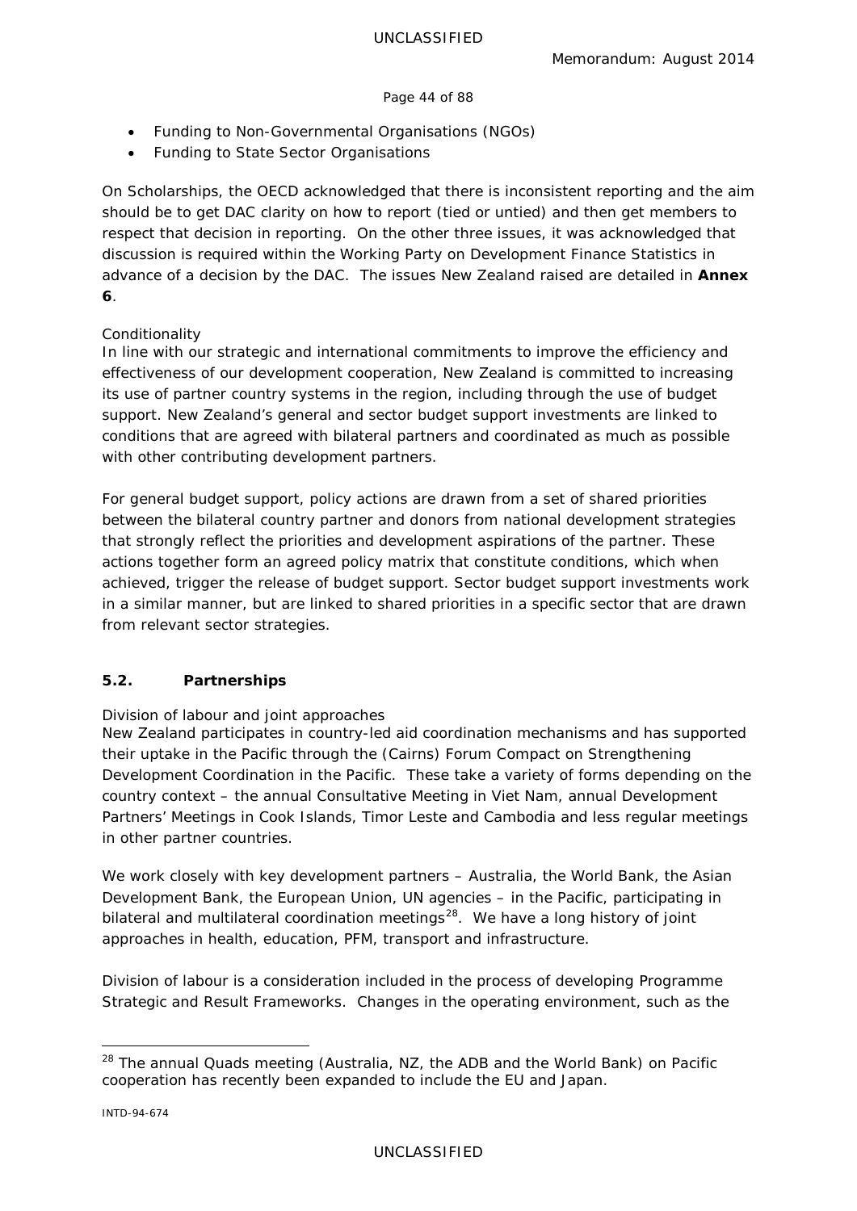- Funding to Non-Governmental Organisations (NGOs)
- Funding to State Sector Organisations

On Scholarships, the OECD acknowledged that there is inconsistent reporting and the aim should be to get DAC clarity on how to report (tied or untied) and then get members to respect that decision in reporting. On the other three issues, it was acknowledged that discussion is required within the Working Party on Development Finance Statistics in advance of a decision by the DAC. The issues New Zealand raised are detailed in **Annex 6**.

*Conditionality*

In line with our strategic and international commitments to improve the efficiency and effectiveness of our development cooperation, New Zealand is committed to increasing its use of partner country systems in the region, including through the use of budget support. New Zealand's general and sector budget support investments are linked to conditions that are agreed with bilateral partners and coordinated as much as possible with other contributing development partners.

For general budget support, policy actions are drawn from a set of shared priorities between the bilateral country partner and donors from national development strategies that strongly reflect the priorities and development aspirations of the partner. These actions together form an agreed policy matrix that constitute conditions, which when achieved, trigger the release of budget support. Sector budget support investments work in a similar manner, but are linked to shared priorities in a specific sector that are drawn from relevant sector strategies.

## 5.2. Partnerships

*Division of labour and joint approaches*

New Zealand participates in country-led aid coordination mechanisms and has supported their uptake in the Pacific through the (Cairns) Forum Compact on Strengthening Development Coordination in the Pacific. These take a variety of forms depending on the country context – the annual Consultative Meeting in Viet Nam, annual Development Partners' Meetings in Cook Islands, Timor Leste and Cambodia and less regular meetings in other partner countries.

We work closely with key development partners – Australia, the World Bank, the Asian Development Bank, the European Union, UN agencies – in the Pacific, participating in bilateral and multilateral coordination meetings[28]. We have a long history of joint approaches in health, education, PFM, transport and infrastructure.

Division of labour is a consideration included in the process of developing Programme Strategic and Result Frameworks. Changes in the operating environment, such as the

[28] The annual Quads meeting (Australia, NZ, the ADB and the World Bank) on Pacific cooperation has recently been expanded to include the EU and Japan.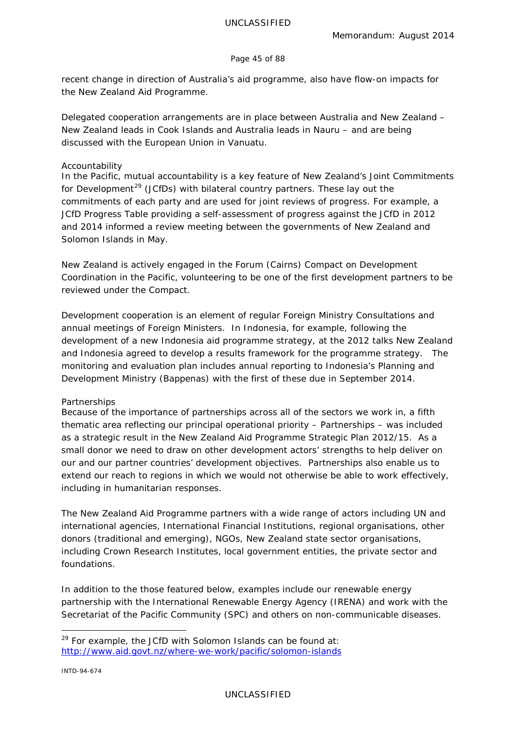recent change in direction of Australia's aid programme, also have flow-on impacts for the New Zealand Aid Programme.

Delegated cooperation arrangements are in place between Australia and New Zealand – New Zealand leads in Cook Islands and Australia leads in Nauru – and are being discussed with the European Union in Vanuatu.

Accountability

In the Pacific, mutual accountability is a key feature of New Zealand's Joint Commitments for Development[29] (JCfDs) with bilateral country partners. These lay out the commitments of each party and are used for joint reviews of progress. For example, a JCfD Progress Table providing a self-assessment of progress against the JCfD in 2012 and 2014 informed a review meeting between the governments of New Zealand and Solomon Islands in May.

New Zealand is actively engaged in the Forum (Cairns) Compact on Development Coordination in the Pacific, volunteering to be one of the first development partners to be reviewed under the Compact.

Development cooperation is an element of regular Foreign Ministry Consultations and annual meetings of Foreign Ministers. In Indonesia, for example, following the development of a new Indonesia aid programme strategy, at the 2012 talks New Zealand and Indonesia agreed to develop a results framework for the programme strategy. The monitoring and evaluation plan includes annual reporting to Indonesia's Planning and Development Ministry (Bappenas) with the first of these due in September 2014.

Partnerships

Because of the importance of partnerships across all of the sectors we work in, a fifth thematic area reflecting our principal operational priority – Partnerships – was included as a strategic result in the New Zealand Aid Programme Strategic Plan 2012/15. As a small donor we need to draw on other development actors' strengths to help deliver on our and our partner countries' development objectives. Partnerships also enable us to extend our reach to regions in which we would not otherwise be able to work effectively, including in humanitarian responses.

The New Zealand Aid Programme partners with a wide range of actors including UN and international agencies, International Financial Institutions, regional organisations, other donors (traditional and emerging), NGOs, New Zealand state sector organisations, including Crown Research Institutes, local government entities, the private sector and foundations.

In addition to the those featured below, examples include our renewable energy partnership with the International Renewable Energy Agency (IRENA) and work with the Secretariat of the Pacific Community (SPC) and others on non-communicable diseases.

[29] For example, the JCfD with Solomon Islands can be found at: http://www.aid.govt.nz/where-we-work/pacific/solomon-islands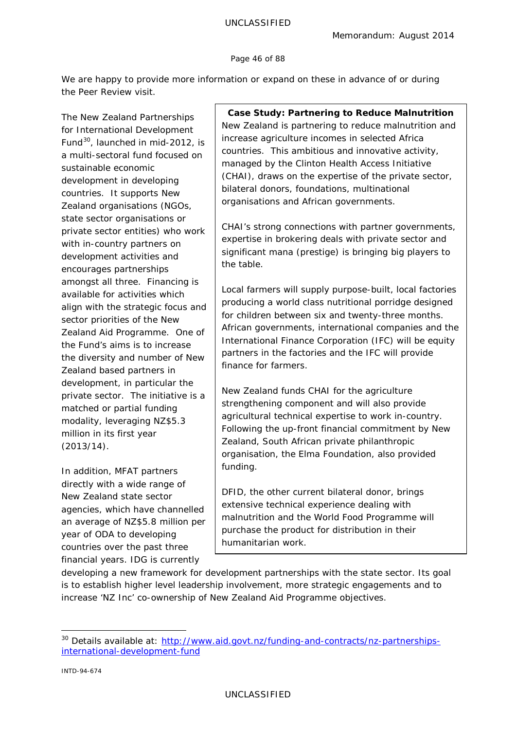We are happy to provide more information or expand on these in advance of or during the Peer Review visit.

The New Zealand Partnerships for International Development Fund[30], launched in mid-2012, is a multi-sectoral fund focused on sustainable economic development in developing countries. It supports New Zealand organisations (NGOs, state sector organisations or private sector entities) who work with in-country partners on development activities and encourages partnerships amongst all three. Financing is available for activities which align with the strategic focus and sector priorities of the New Zealand Aid Programme. One of the Fund's aims is to increase the diversity and number of New Zealand based partners in development, in particular the private sector. The initiative is a matched or partial funding modality, leveraging NZ$5.3 million in its first year (2013/14).

> **Case Study: Partnering to Reduce Malnutrition**
>
> New Zealand is partnering to reduce malnutrition and increase agriculture incomes in selected Africa countries. This ambitious and innovative activity, managed by the Clinton Health Access Initiative (CHAI), draws on the expertise of the private sector, bilateral donors, foundations, multinational organisations and African governments.
>
> CHAI's strong connections with partner governments, expertise in brokering deals with private sector and significant mana (prestige) is bringing big players to the table.
>
> Local farmers will supply purpose-built, local factories producing a world class nutritional porridge designed for children between six and twenty-three months. African governments, international companies and the International Finance Corporation (IFC) will be equity partners in the factories and the IFC will provide finance for farmers.
>
> New Zealand funds CHAI for the agriculture strengthening component and will also provide agricultural technical expertise to work in-country. Following the up-front financial commitment by New Zealand, South African private philanthropic organisation, the Elma Foundation, also provided funding.
>
> DFID, the other current bilateral donor, brings extensive technical experience dealing with malnutrition and the World Food Programme will purchase the product for distribution in their humanitarian work.

In addition, MFAT partners directly with a wide range of New Zealand state sector agencies, which have channelled an average of NZ$5.8 million per year of ODA to developing countries over the past three financial years. IDG is currently developing a new framework for development partnerships with the state sector. Its goal is to establish higher level leadership involvement, more strategic engagements and to increase 'NZ Inc' co-ownership of New Zealand Aid Programme objectives.

---

[30] Details available at: [http://www.aid.govt.nz/funding-and-contracts/nz-partnerships-international-development-fund](http://www.aid.govt.nz/funding-and-contracts/nz-partnerships-international-development-fund)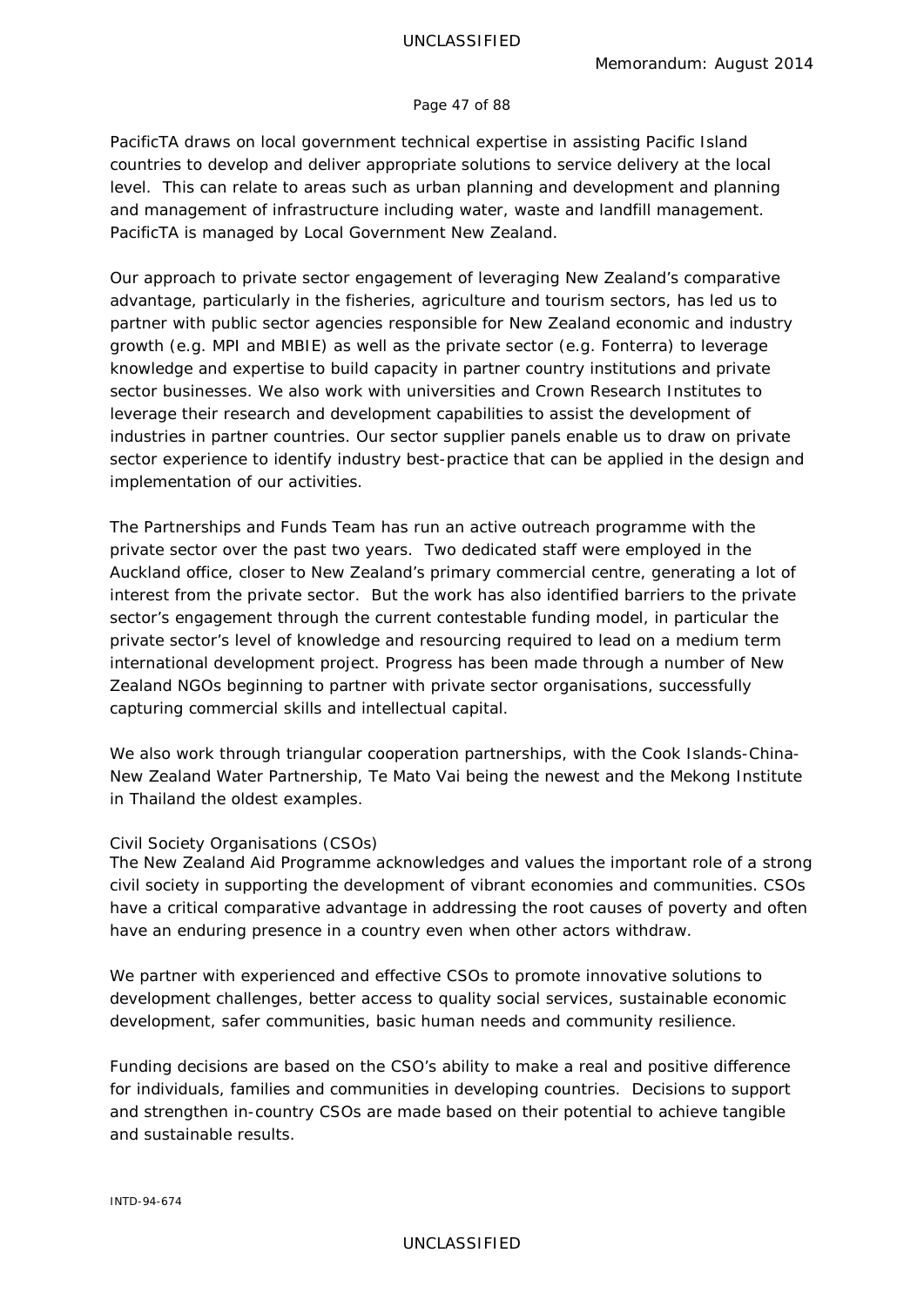PacificTA draws on local government technical expertise in assisting Pacific Island countries to develop and deliver appropriate solutions to service delivery at the local level. This can relate to areas such as urban planning and development and planning and management of infrastructure including water, waste and landfill management. PacificTA is managed by Local Government New Zealand.

Our approach to private sector engagement of leveraging New Zealand's comparative advantage, particularly in the fisheries, agriculture and tourism sectors, has led us to partner with public sector agencies responsible for New Zealand economic and industry growth (e.g. MPI and MBIE) as well as the private sector (e.g. Fonterra) to leverage knowledge and expertise to build capacity in partner country institutions and private sector businesses. We also work with universities and Crown Research Institutes to leverage their research and development capabilities to assist the development of industries in partner countries. Our sector supplier panels enable us to draw on private sector experience to identify industry best-practice that can be applied in the design and implementation of our activities.

The Partnerships and Funds Team has run an active outreach programme with the private sector over the past two years. Two dedicated staff were employed in the Auckland office, closer to New Zealand's primary commercial centre, generating a lot of interest from the private sector. But the work has also identified barriers to the private sector's engagement through the current contestable funding model, in particular the private sector's level of knowledge and resourcing required to lead on a medium term international development project. Progress has been made through a number of New Zealand NGOs beginning to partner with private sector organisations, successfully capturing commercial skills and intellectual capital.

We also work through triangular cooperation partnerships, with the Cook Islands-China-New Zealand Water Partnership, Te Mato Vai being the newest and the Mekong Institute in Thailand the oldest examples.

Civil Society Organisations (CSOs)

The New Zealand Aid Programme acknowledges and values the important role of a strong civil society in supporting the development of vibrant economies and communities. CSOs have a critical comparative advantage in addressing the root causes of poverty and often have an enduring presence in a country even when other actors withdraw.

We partner with experienced and effective CSOs to promote innovative solutions to development challenges, better access to quality social services, sustainable economic development, safer communities, basic human needs and community resilience.

Funding decisions are based on the CSO's ability to make a real and positive difference for individuals, families and communities in developing countries. Decisions to support and strengthen in-country CSOs are made based on their potential to achieve tangible and sustainable results.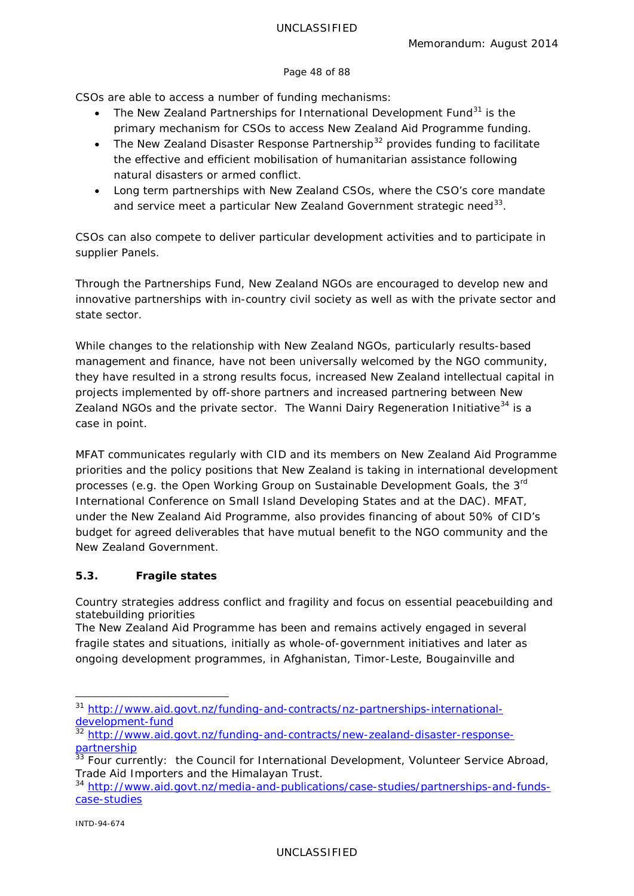CSOs are able to access a number of funding mechanisms:

- The New Zealand Partnerships for International Development Fund[31] is the primary mechanism for CSOs to access New Zealand Aid Programme funding.
- The New Zealand Disaster Response Partnership[32] provides funding to facilitate the effective and efficient mobilisation of humanitarian assistance following natural disasters or armed conflict.
- Long term partnerships with New Zealand CSOs, where the CSO's core mandate and service meet a particular New Zealand Government strategic need[33].

CSOs can also compete to deliver particular development activities and to participate in supplier Panels.

Through the Partnerships Fund, New Zealand NGOs are encouraged to develop new and innovative partnerships with in-country civil society as well as with the private sector and state sector.

While changes to the relationship with New Zealand NGOs, particularly results-based management and finance, have not been universally welcomed by the NGO community, they have resulted in a strong results focus, increased New Zealand intellectual capital in projects implemented by off-shore partners and increased partnering between New Zealand NGOs and the private sector. The Wanni Dairy Regeneration Initiative[34] is a case in point.

MFAT communicates regularly with CID and its members on New Zealand Aid Programme priorities and the policy positions that New Zealand is taking in international development processes (e.g. the Open Working Group on Sustainable Development Goals, the 3rd International Conference on Small Island Developing States and at the DAC). MFAT, under the New Zealand Aid Programme, also provides financing of about 50% of CID's budget for agreed deliverables that have mutual benefit to the NGO community and the New Zealand Government.

### 5.3. Fragile states

Country strategies address conflict and fragility and focus on essential peacebuilding and statebuilding priorities

The New Zealand Aid Programme has been and remains actively engaged in several fragile states and situations, initially as whole-of-government initiatives and later as ongoing development programmes, in Afghanistan, Timor-Leste, Bougainville and

---

[31] http://www.aid.govt.nz/funding-and-contracts/nz-partnerships-international-development-fund

[32] http://www.aid.govt.nz/funding-and-contracts/new-zealand-disaster-response-partnership

[33] Four currently: the Council for International Development, Volunteer Service Abroad, Trade Aid Importers and the Himalayan Trust.

[34] http://www.aid.govt.nz/media-and-publications/case-studies/partnerships-and-funds-case-studies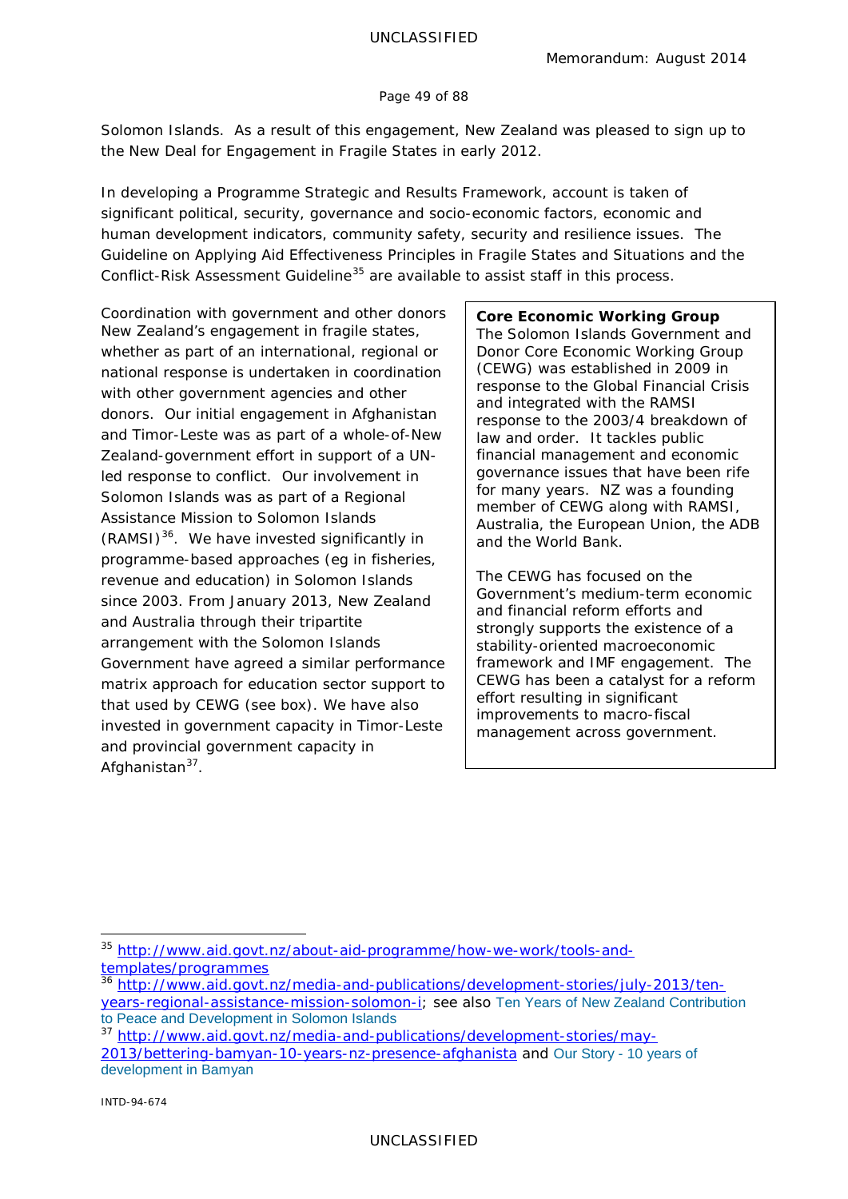Solomon Islands. As a result of this engagement, New Zealand was pleased to sign up to the New Deal for Engagement in Fragile States in early 2012.

In developing a Programme Strategic and Results Framework, account is taken of significant political, security, governance and socio-economic factors, economic and human development indicators, community safety, security and resilience issues. The Guideline on Applying Aid Effectiveness Principles in Fragile States and Situations and the Conflict-Risk Assessment Guideline[35] are available to assist staff in this process.

Coordination with government and other donors

New Zealand's engagement in fragile states, whether as part of an international, regional or national response is undertaken in coordination with other government agencies and other donors. Our initial engagement in Afghanistan and Timor-Leste was as part of a whole-of-New Zealand-government effort in support of a UN-led response to conflict. Our involvement in Solomon Islands was as part of a Regional Assistance Mission to Solomon Islands (RAMSI)[36]. We have invested significantly in programme-based approaches (eg in fisheries, revenue and education) in Solomon Islands since 2003. From January 2013, New Zealand and Australia through their tripartite arrangement with the Solomon Islands Government have agreed a similar performance matrix approach for education sector support to that used by CEWG (see box). We have also invested in government capacity in Timor-Leste and provincial government capacity in Afghanistan[37].

> **Core Economic Working Group**
> The Solomon Islands Government and Donor Core Economic Working Group (CEWG) was established in 2009 in response to the Global Financial Crisis and integrated with the RAMSI response to the 2003/4 breakdown of law and order. It tackles public financial management and economic governance issues that have been rife for many years. NZ was a founding member of CEWG along with RAMSI, Australia, the European Union, the ADB and the World Bank.
>
> The CEWG has focused on the Government's medium-term economic and financial reform efforts and strongly supports the existence of a stability-oriented macroeconomic framework and IMF engagement. The CEWG has been a catalyst for a reform effort resulting in significant improvements to macro-fiscal management across government.

---

[35] http://www.aid.govt.nz/about-aid-programme/how-we-work/tools-and-templates/programmes

[36] http://www.aid.govt.nz/media-and-publications/development-stories/july-2013/ten-years-regional-assistance-mission-solomon-i; see also Ten Years of New Zealand Contribution to Peace and Development in Solomon Islands

[37] http://www.aid.govt.nz/media-and-publications/development-stories/may-2013/bettering-bamyan-10-years-nz-presence-afghanista and Our Story - 10 years of development in Bamyan

INTD-94-674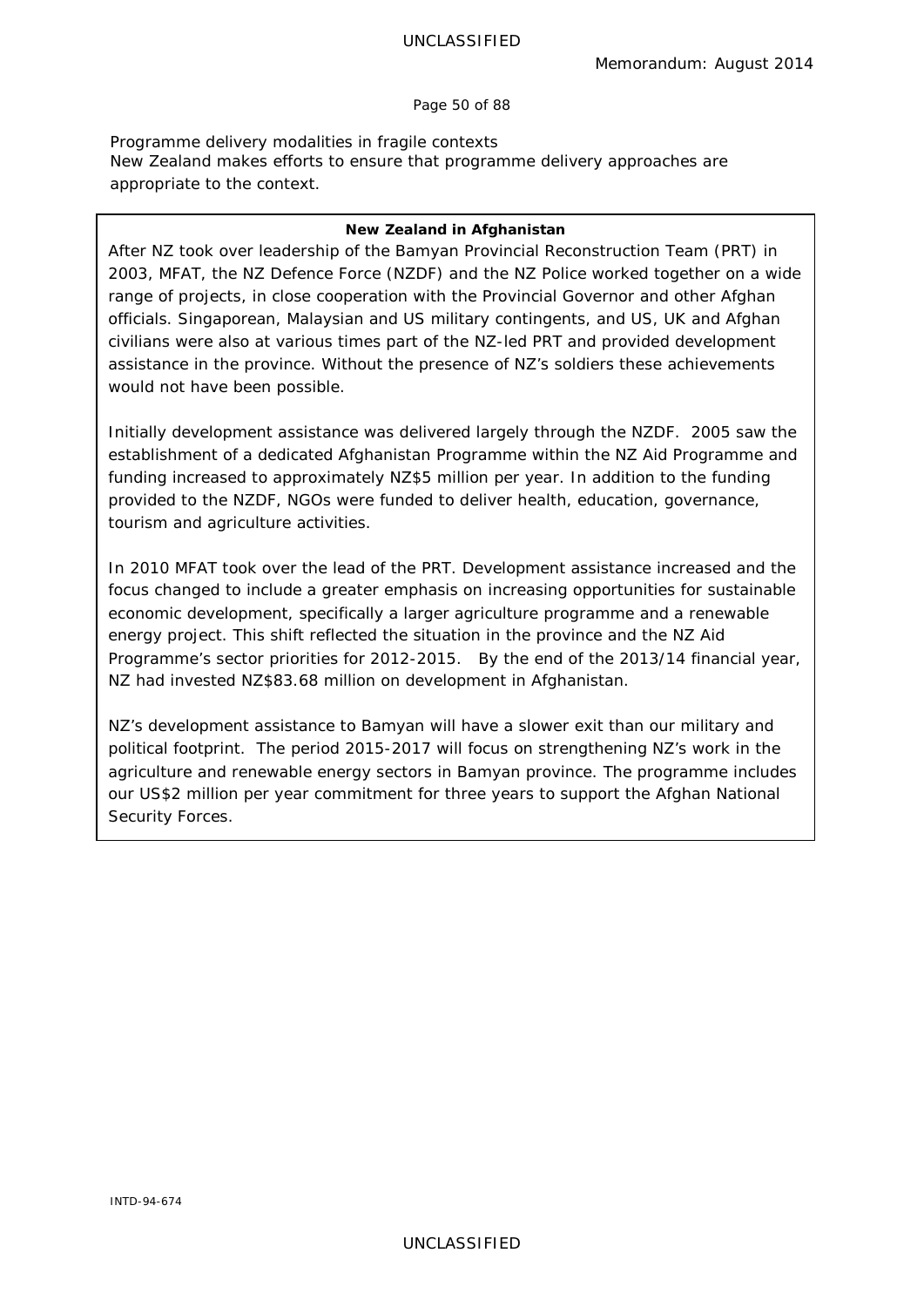Programme delivery modalities in fragile contexts

New Zealand makes efforts to ensure that programme delivery approaches are appropriate to the context.

**New Zealand in Afghanistan**

After NZ took over leadership of the Bamyan Provincial Reconstruction Team (PRT) in 2003, MFAT, the NZ Defence Force (NZDF) and the NZ Police worked together on a wide range of projects, in close cooperation with the Provincial Governor and other Afghan officials. Singaporean, Malaysian and US military contingents, and US, UK and Afghan civilians were also at various times part of the NZ-led PRT and provided development assistance in the province. Without the presence of NZ's soldiers these achievements would not have been possible.

Initially development assistance was delivered largely through the NZDF. 2005 saw the establishment of a dedicated Afghanistan Programme within the NZ Aid Programme and funding increased to approximately NZ$5 million per year. In addition to the funding provided to the NZDF, NGOs were funded to deliver health, education, governance, tourism and agriculture activities.

In 2010 MFAT took over the lead of the PRT. Development assistance increased and the focus changed to include a greater emphasis on increasing opportunities for sustainable economic development, specifically a larger agriculture programme and a renewable energy project. This shift reflected the situation in the province and the NZ Aid Programme's sector priorities for 2012-2015. By the end of the 2013/14 financial year, NZ had invested NZ$83.68 million on development in Afghanistan.

NZ's development assistance to Bamyan will have a slower exit than our military and political footprint. The period 2015-2017 will focus on strengthening NZ's work in the agriculture and renewable energy sectors in Bamyan province. The programme includes our US$2 million per year commitment for three years to support the Afghan National Security Forces.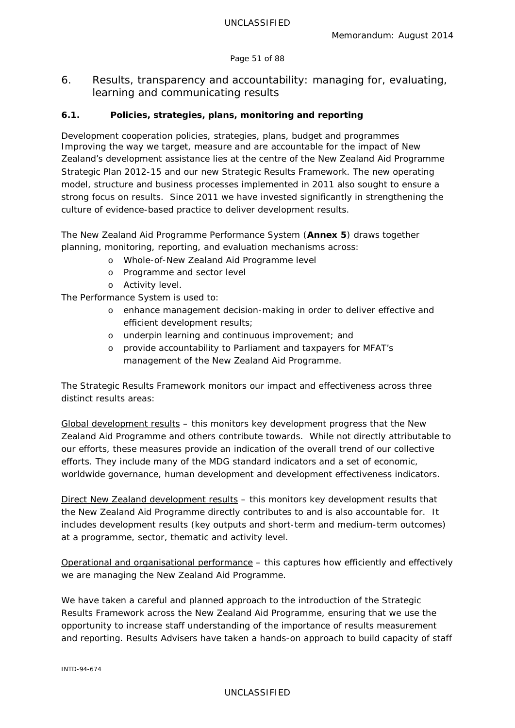## 6. Results, transparency and accountability: managing for, evaluating, learning and communicating results

### 6.1. Policies, strategies, plans, monitoring and reporting

Development cooperation policies, strategies, plans, budget and programmes
Improving the way we target, measure and are accountable for the impact of New Zealand's development assistance lies at the centre of the New Zealand Aid Programme Strategic Plan 2012-15 and our new Strategic Results Framework. The new operating model, structure and business processes implemented in 2011 also sought to ensure a strong focus on results. Since 2011 we have invested significantly in strengthening the culture of evidence-based practice to deliver development results.

The New Zealand Aid Programme Performance System (**Annex 5**) draws together planning, monitoring, reporting, and evaluation mechanisms across:

- Whole-of-New Zealand Aid Programme level
- Programme and sector level
- Activity level.

The Performance System is used to:

- enhance management decision-making in order to deliver effective and efficient development results;
- underpin learning and continuous improvement; and
- provide accountability to Parliament and taxpayers for MFAT's management of the New Zealand Aid Programme.

The Strategic Results Framework monitors our impact and effectiveness across three distinct results areas:

<u>Global development results</u> – this monitors key development progress that the New Zealand Aid Programme and others contribute towards. While not directly attributable to our efforts, these measures provide an indication of the overall trend of our collective efforts. They include many of the MDG standard indicators and a set of economic, worldwide governance, human development and development effectiveness indicators.

<u>Direct New Zealand development results</u> – this monitors key development results that the New Zealand Aid Programme directly contributes to and is also accountable for. It includes development results (key outputs and short-term and medium-term outcomes) at a programme, sector, thematic and activity level.

<u>Operational and organisational performance</u> – this captures how efficiently and effectively we are managing the New Zealand Aid Programme.

We have taken a careful and planned approach to the introduction of the Strategic Results Framework across the New Zealand Aid Programme, ensuring that we use the opportunity to increase staff understanding of the importance of results measurement and reporting. Results Advisers have taken a hands-on approach to build capacity of staff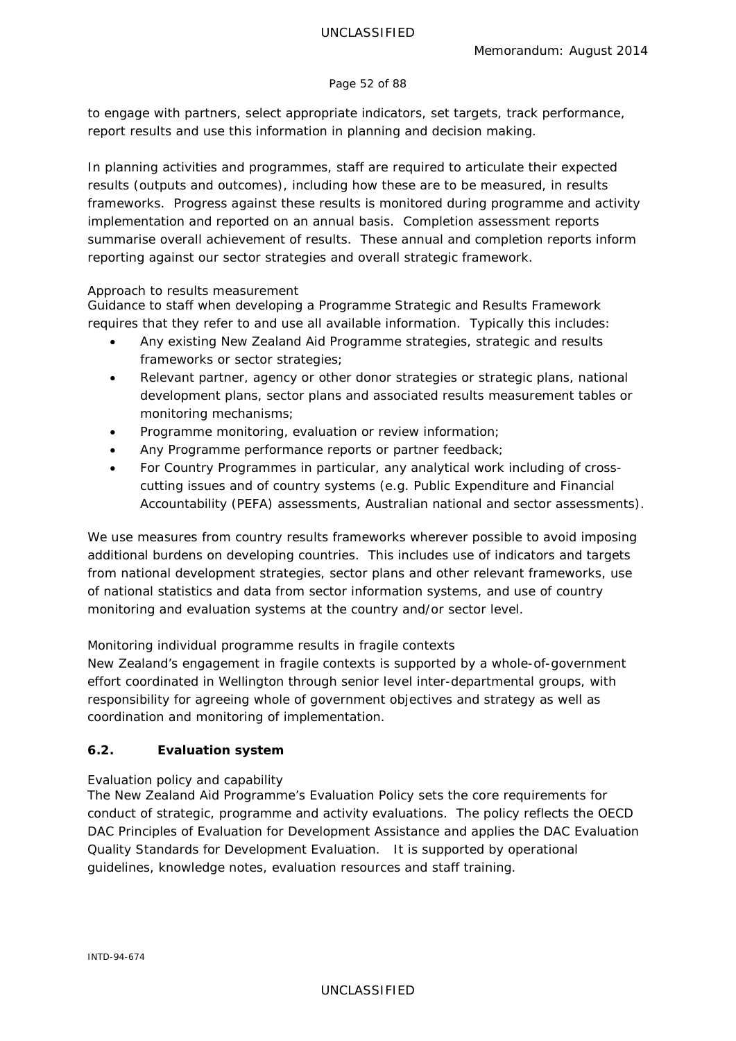to engage with partners, select appropriate indicators, set targets, track performance, report results and use this information in planning and decision making.

In planning activities and programmes, staff are required to articulate their expected results (outputs and outcomes), including how these are to be measured, in results frameworks. Progress against these results is monitored during programme and activity implementation and reported on an annual basis. Completion assessment reports summarise overall achievement of results. These annual and completion reports inform reporting against our sector strategies and overall strategic framework.

*Approach to results measurement*

Guidance to staff when developing a Programme Strategic and Results Framework requires that they refer to and use all available information. Typically this includes:

- Any existing New Zealand Aid Programme strategies, strategic and results frameworks or sector strategies;
- Relevant partner, agency or other donor strategies or strategic plans, national development plans, sector plans and associated results measurement tables or monitoring mechanisms;
- Programme monitoring, evaluation or review information;
- Any Programme performance reports or partner feedback;
- For Country Programmes in particular, any analytical work including of cross-cutting issues and of country systems (e.g. Public Expenditure and Financial Accountability (PEFA) assessments, Australian national and sector assessments).

We use measures from country results frameworks wherever possible to avoid imposing additional burdens on developing countries. This includes use of indicators and targets from national development strategies, sector plans and other relevant frameworks, use of national statistics and data from sector information systems, and use of country monitoring and evaluation systems at the country and/or sector level.

*Monitoring individual programme results in fragile contexts*

New Zealand's engagement in fragile contexts is supported by a whole-of-government effort coordinated in Wellington through senior level inter-departmental groups, with responsibility for agreeing whole of government objectives and strategy as well as coordination and monitoring of implementation.

### 6.2. Evaluation system

*Evaluation policy and capability*

The New Zealand Aid Programme's Evaluation Policy sets the core requirements for conduct of strategic, programme and activity evaluations. The policy reflects the OECD DAC Principles of Evaluation for Development Assistance and applies the DAC Evaluation Quality Standards for Development Evaluation. It is supported by operational guidelines, knowledge notes, evaluation resources and staff training.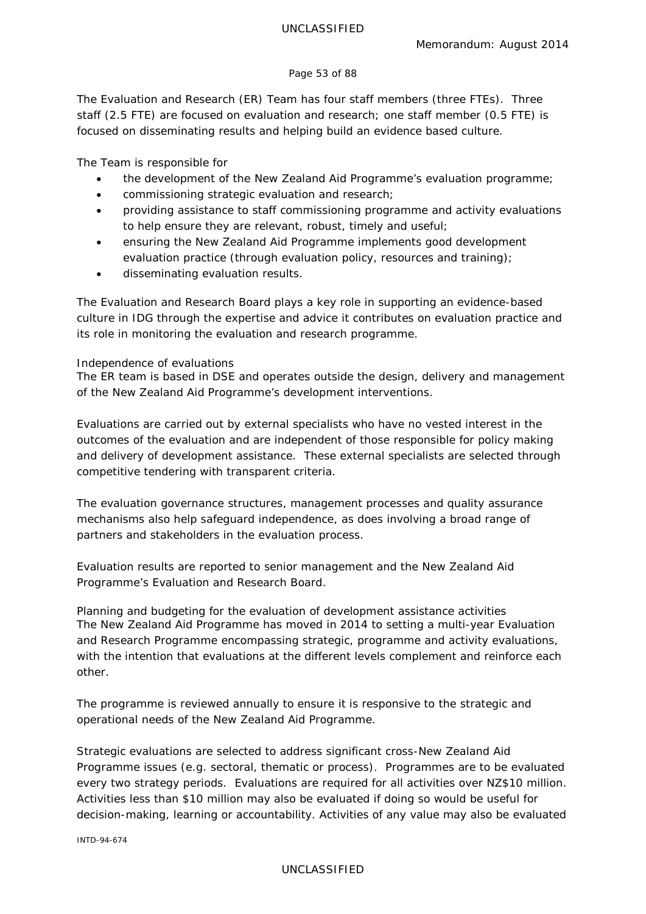The Evaluation and Research (ER) Team has four staff members (three FTEs). Three staff (2.5 FTE) are focused on evaluation and research; one staff member (0.5 FTE) is focused on disseminating results and helping build an evidence based culture.

The Team is responsible for

- the development of the New Zealand Aid Programme's evaluation programme;
- commissioning strategic evaluation and research;
- providing assistance to staff commissioning programme and activity evaluations to help ensure they are relevant, robust, timely and useful;
- ensuring the New Zealand Aid Programme implements good development evaluation practice (through evaluation policy, resources and training);
- disseminating evaluation results.

The Evaluation and Research Board plays a key role in supporting an evidence-based culture in IDG through the expertise and advice it contributes on evaluation practice and its role in monitoring the evaluation and research programme.

Independence of evaluations

The ER team is based in DSE and operates outside the design, delivery and management of the New Zealand Aid Programme's development interventions.

Evaluations are carried out by external specialists who have no vested interest in the outcomes of the evaluation and are independent of those responsible for policy making and delivery of development assistance. These external specialists are selected through competitive tendering with transparent criteria.

The evaluation governance structures, management processes and quality assurance mechanisms also help safeguard independence, as does involving a broad range of partners and stakeholders in the evaluation process.

Evaluation results are reported to senior management and the New Zealand Aid Programme's Evaluation and Research Board.

Planning and budgeting for the evaluation of development assistance activities

The New Zealand Aid Programme has moved in 2014 to setting a multi-year Evaluation and Research Programme encompassing strategic, programme and activity evaluations, with the intention that evaluations at the different levels complement and reinforce each other.

The programme is reviewed annually to ensure it is responsive to the strategic and operational needs of the New Zealand Aid Programme.

Strategic evaluations are selected to address significant cross-New Zealand Aid Programme issues (e.g. sectoral, thematic or process). Programmes are to be evaluated every two strategy periods. Evaluations are required for all activities over NZ$10 million. Activities less than $10 million may also be evaluated if doing so would be useful for decision-making, learning or accountability. Activities of any value may also be evaluated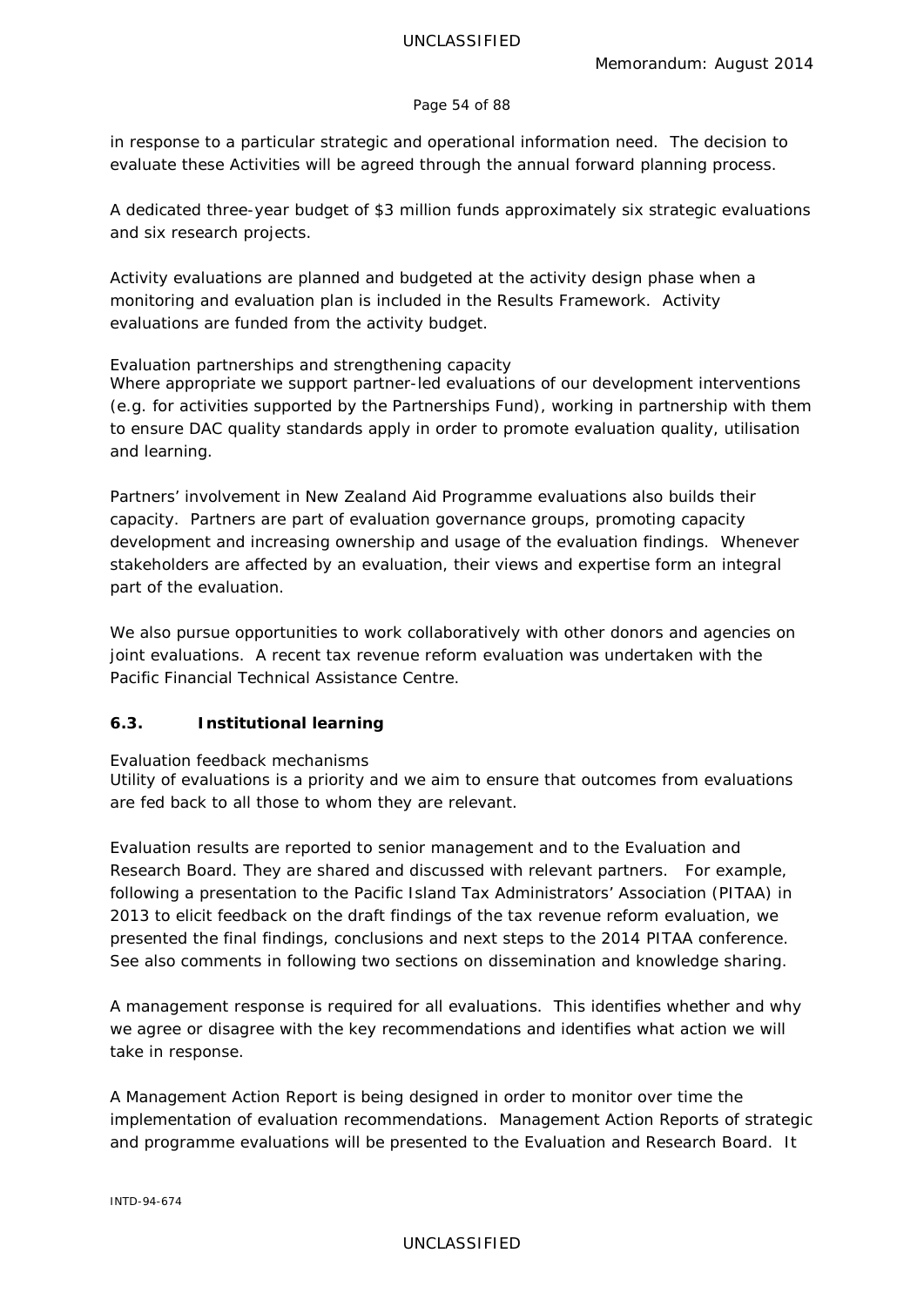in response to a particular strategic and operational information need. The decision to evaluate these Activities will be agreed through the annual forward planning process.

A dedicated three-year budget of $3 million funds approximately six strategic evaluations and six research projects.

Activity evaluations are planned and budgeted at the activity design phase when a monitoring and evaluation plan is included in the Results Framework. Activity evaluations are funded from the activity budget.

*Evaluation partnerships and strengthening capacity*

Where appropriate we support partner-led evaluations of our development interventions (e.g. for activities supported by the Partnerships Fund), working in partnership with them to ensure DAC quality standards apply in order to promote evaluation quality, utilisation and learning.

Partners' involvement in New Zealand Aid Programme evaluations also builds their capacity. Partners are part of evaluation governance groups, promoting capacity development and increasing ownership and usage of the evaluation findings. Whenever stakeholders are affected by an evaluation, their views and expertise form an integral part of the evaluation.

We also pursue opportunities to work collaboratively with other donors and agencies on joint evaluations. A recent tax revenue reform evaluation was undertaken with the Pacific Financial Technical Assistance Centre.

### 6.3. Institutional learning

*Evaluation feedback mechanisms*

Utility of evaluations is a priority and we aim to ensure that outcomes from evaluations are fed back to all those to whom they are relevant.

Evaluation results are reported to senior management and to the Evaluation and Research Board. They are shared and discussed with relevant partners. For example, following a presentation to the Pacific Island Tax Administrators' Association (PITAA) in 2013 to elicit feedback on the draft findings of the tax revenue reform evaluation, we presented the final findings, conclusions and next steps to the 2014 PITAA conference. See also comments in following two sections on dissemination and knowledge sharing.

A management response is required for all evaluations. This identifies whether and why we agree or disagree with the key recommendations and identifies what action we will take in response.

A Management Action Report is being designed in order to monitor over time the implementation of evaluation recommendations. Management Action Reports of strategic and programme evaluations will be presented to the Evaluation and Research Board. It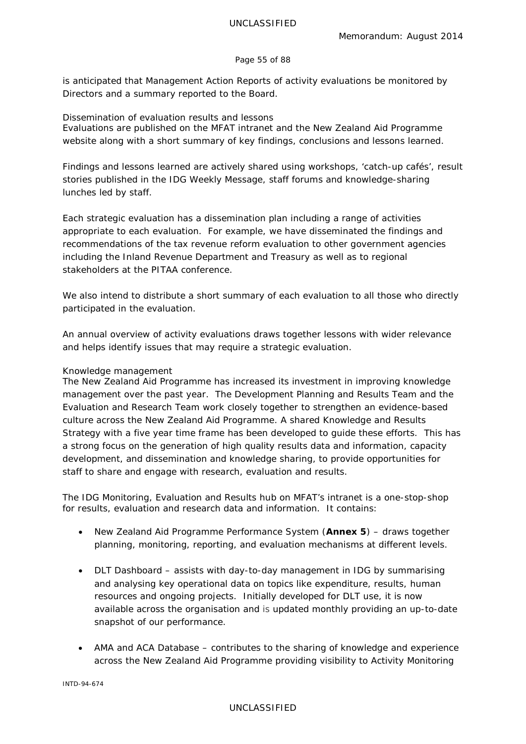is anticipated that Management Action Reports of activity evaluations be monitored by Directors and a summary reported to the Board.

### Dissemination of evaluation results and lessons

Evaluations are published on the MFAT intranet and the New Zealand Aid Programme website along with a short summary of key findings, conclusions and lessons learned.

Findings and lessons learned are actively shared using workshops, 'catch-up cafés', result stories published in the IDG Weekly Message, staff forums and knowledge-sharing lunches led by staff.

Each strategic evaluation has a dissemination plan including a range of activities appropriate to each evaluation. For example, we have disseminated the findings and recommendations of the tax revenue reform evaluation to other government agencies including the Inland Revenue Department and Treasury as well as to regional stakeholders at the PITAA conference.

We also intend to distribute a short summary of each evaluation to all those who directly participated in the evaluation.

An annual overview of activity evaluations draws together lessons with wider relevance and helps identify issues that may require a strategic evaluation.

### Knowledge management

The New Zealand Aid Programme has increased its investment in improving knowledge management over the past year. The Development Planning and Results Team and the Evaluation and Research Team work closely together to strengthen an evidence-based culture across the New Zealand Aid Programme. A shared Knowledge and Results Strategy with a five year time frame has been developed to guide these efforts. This has a strong focus on the generation of high quality results data and information, capacity development, and dissemination and knowledge sharing, to provide opportunities for staff to share and engage with research, evaluation and results.

The IDG Monitoring, Evaluation and Results hub on MFAT's intranet is a one-stop-shop for results, evaluation and research data and information. It contains:

- New Zealand Aid Programme Performance System (**Annex 5**) – draws together planning, monitoring, reporting, and evaluation mechanisms at different levels.
- DLT Dashboard – assists with day-to-day management in IDG by summarising and analysing key operational data on topics like expenditure, results, human resources and ongoing projects. Initially developed for DLT use, it is now available across the organisation and is updated monthly providing an up-to-date snapshot of our performance.
- AMA and ACA Database – contributes to the sharing of knowledge and experience across the New Zealand Aid Programme providing visibility to Activity Monitoring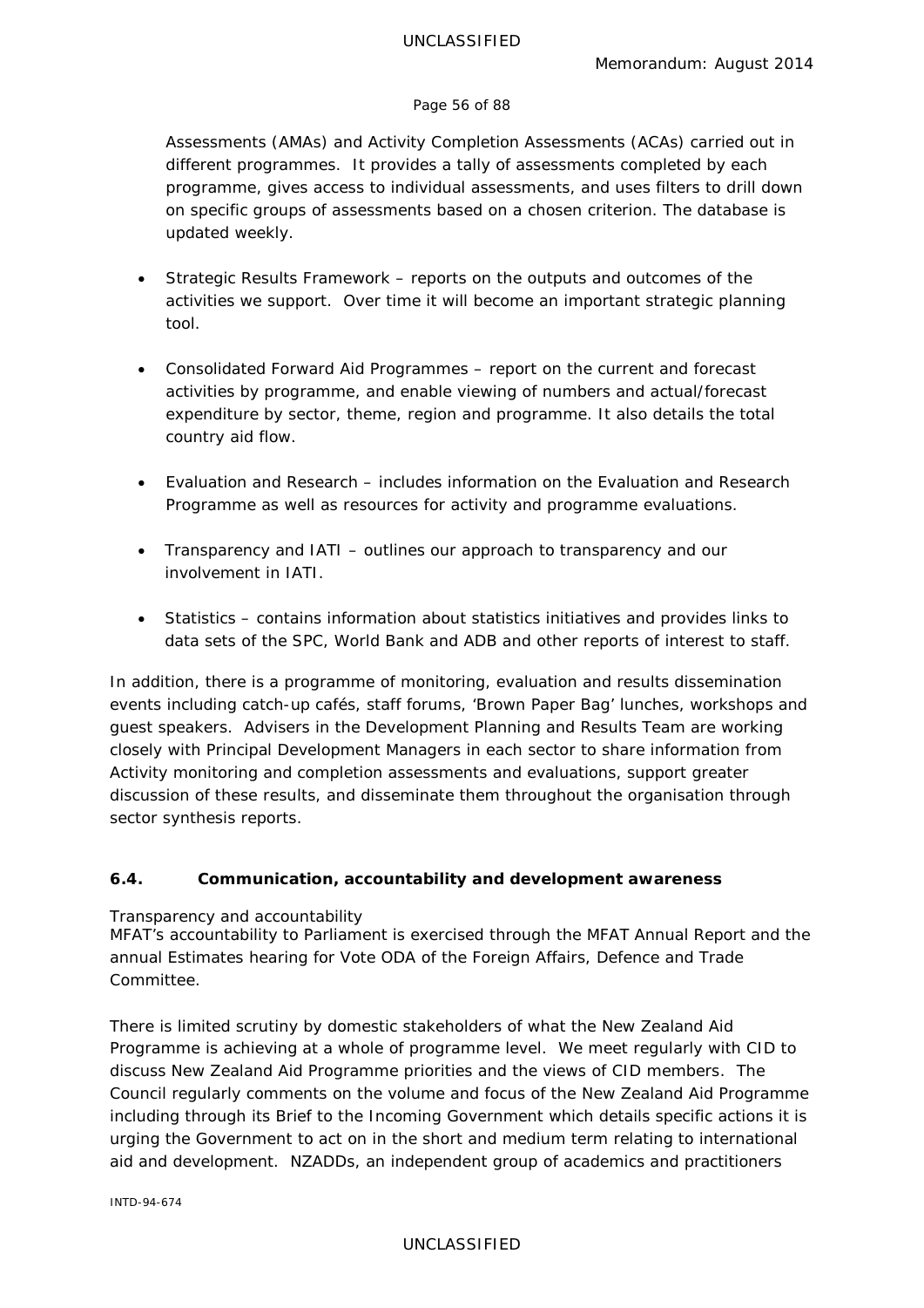Assessments (AMAs) and Activity Completion Assessments (ACAs) carried out in different programmes. It provides a tally of assessments completed by each programme, gives access to individual assessments, and uses filters to drill down on specific groups of assessments based on a chosen criterion. The database is updated weekly.

- Strategic Results Framework – reports on the outputs and outcomes of the activities we support. Over time it will become an important strategic planning tool.

- Consolidated Forward Aid Programmes – report on the current and forecast activities by programme, and enable viewing of numbers and actual/forecast expenditure by sector, theme, region and programme. It also details the total country aid flow.

- Evaluation and Research – includes information on the Evaluation and Research Programme as well as resources for activity and programme evaluations.

- Transparency and IATI – outlines our approach to transparency and our involvement in IATI.

- Statistics – contains information about statistics initiatives and provides links to data sets of the SPC, World Bank and ADB and other reports of interest to staff.

In addition, there is a programme of monitoring, evaluation and results dissemination events including catch-up cafés, staff forums, 'Brown Paper Bag' lunches, workshops and guest speakers. Advisers in the Development Planning and Results Team are working closely with Principal Development Managers in each sector to share information from Activity monitoring and completion assessments and evaluations, support greater discussion of these results, and disseminate them throughout the organisation through sector synthesis reports.

### 6.4. Communication, accountability and development awareness

Transparency and accountability

MFAT's accountability to Parliament is exercised through the MFAT Annual Report and the annual Estimates hearing for Vote ODA of the Foreign Affairs, Defence and Trade Committee.

There is limited scrutiny by domestic stakeholders of what the New Zealand Aid Programme is achieving at a whole of programme level. We meet regularly with CID to discuss New Zealand Aid Programme priorities and the views of CID members. The Council regularly comments on the volume and focus of the New Zealand Aid Programme including through its Brief to the Incoming Government which details specific actions it is urging the Government to act on in the short and medium term relating to international aid and development. NZADDs, an independent group of academics and practitioners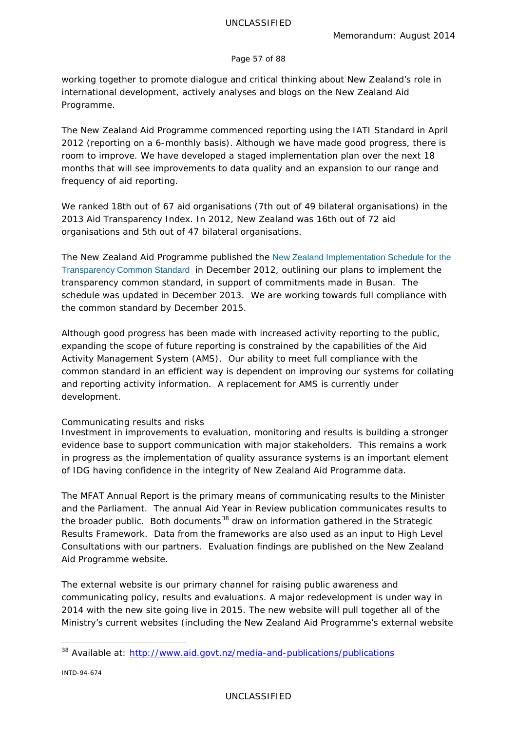working together to promote dialogue and critical thinking about New Zealand's role in international development, actively analyses and blogs on the New Zealand Aid Programme.

The New Zealand Aid Programme commenced reporting using the IATI Standard in April 2012 (reporting on a 6-monthly basis). Although we have made good progress, there is room to improve. We have developed a staged implementation plan over the next 18 months that will see improvements to data quality and an expansion to our range and frequency of aid reporting.

We ranked 18th out of 67 aid organisations (7th out of 49 bilateral organisations) in the 2013 Aid Transparency Index. In 2012, New Zealand was 16th out of 72 aid organisations and 5th out of 47 bilateral organisations.

The New Zealand Aid Programme published the New Zealand Implementation Schedule for the Transparency Common Standard in December 2012, outlining our plans to implement the transparency common standard, in support of commitments made in Busan. The schedule was updated in December 2013. We are working towards full compliance with the common standard by December 2015.

Although good progress has been made with increased activity reporting to the public, expanding the scope of future reporting is constrained by the capabilities of the Aid Activity Management System (AMS). Our ability to meet full compliance with the common standard in an efficient way is dependent on improving our systems for collating and reporting activity information. A replacement for AMS is currently under development.

Communicating results and risks

Investment in improvements to evaluation, monitoring and results is building a stronger evidence base to support communication with major stakeholders. This remains a work in progress as the implementation of quality assurance systems is an important element of IDG having confidence in the integrity of New Zealand Aid Programme data.

The MFAT Annual Report is the primary means of communicating results to the Minister and the Parliament. The annual Aid Year in Review publication communicates results to the broader public. Both documents[38] draw on information gathered in the Strategic Results Framework. Data from the frameworks are also used as an input to High Level Consultations with our partners. Evaluation findings are published on the New Zealand Aid Programme website.

The external website is our primary channel for raising public awareness and communicating policy, results and evaluations. A major redevelopment is under way in 2014 with the new site going live in 2015. The new website will pull together all of the Ministry's current websites (including the New Zealand Aid Programme's external website

---

[38] Available at: http://www.aid.govt.nz/media-and-publications/publications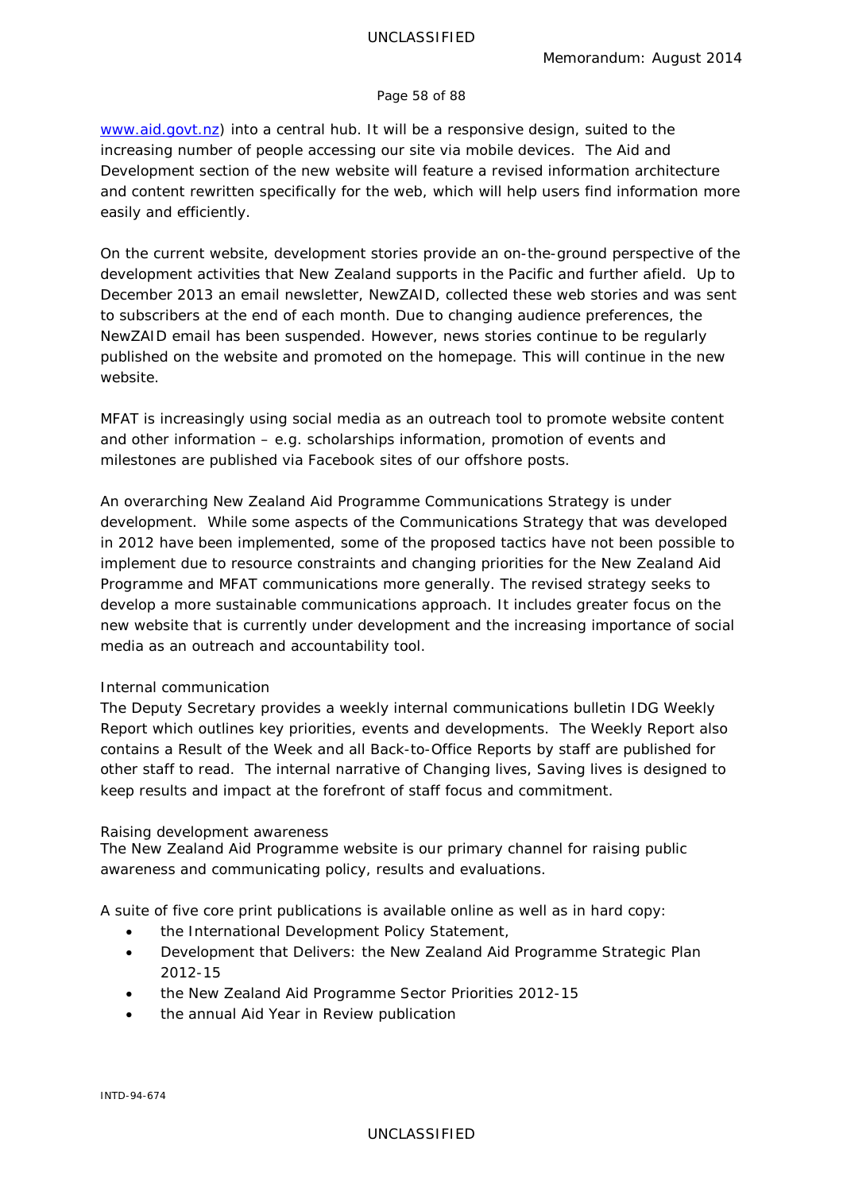www.aid.govt.nz) into a central hub. It will be a responsive design, suited to the increasing number of people accessing our site via mobile devices. The Aid and Development section of the new website will feature a revised information architecture and content rewritten specifically for the web, which will help users find information more easily and efficiently.

On the current website, development stories provide an on-the-ground perspective of the development activities that New Zealand supports in the Pacific and further afield. Up to December 2013 an email newsletter, NewZAID, collected these web stories and was sent to subscribers at the end of each month. Due to changing audience preferences, the NewZAID email has been suspended. However, news stories continue to be regularly published on the website and promoted on the homepage. This will continue in the new website.

MFAT is increasingly using social media as an outreach tool to promote website content and other information – e.g. scholarships information, promotion of events and milestones are published via Facebook sites of our offshore posts.

An overarching New Zealand Aid Programme Communications Strategy is under development. While some aspects of the Communications Strategy that was developed in 2012 have been implemented, some of the proposed tactics have not been possible to implement due to resource constraints and changing priorities for the New Zealand Aid Programme and MFAT communications more generally. The revised strategy seeks to develop a more sustainable communications approach. It includes greater focus on the new website that is currently under development and the increasing importance of social media as an outreach and accountability tool.

*Internal communication*

The Deputy Secretary provides a weekly internal communications bulletin IDG Weekly Report which outlines key priorities, events and developments. The Weekly Report also contains a Result of the Week and all Back-to-Office Reports by staff are published for other staff to read. The internal narrative of Changing lives, Saving lives is designed to keep results and impact at the forefront of staff focus and commitment.

*Raising development awareness*

The New Zealand Aid Programme website is our primary channel for raising public awareness and communicating policy, results and evaluations.

A suite of five core print publications is available online as well as in hard copy:

- the International Development Policy Statement,
- Development that Delivers: the New Zealand Aid Programme Strategic Plan 2012-15
- the New Zealand Aid Programme Sector Priorities 2012-15
- the annual Aid Year in Review publication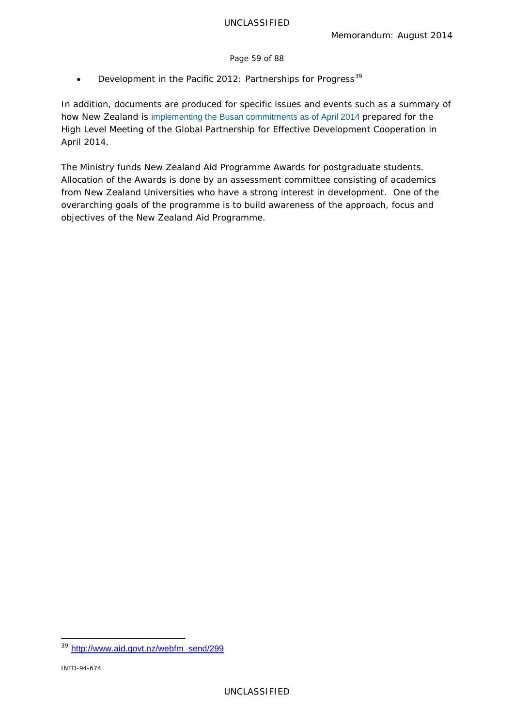- Development in the Pacific 2012: Partnerships for Progress[39]

In addition, documents are produced for specific issues and events such as a summary of how New Zealand is implementing the Busan commitments as of April 2014 prepared for the High Level Meeting of the Global Partnership for Effective Development Cooperation in April 2014.

The Ministry funds New Zealand Aid Programme Awards for postgraduate students. Allocation of the Awards is done by an assessment committee consisting of academics from New Zealand Universities who have a strong interest in development. One of the overarching goals of the programme is to build awareness of the approach, focus and objectives of the New Zealand Aid Programme.

---

[39] http://www.aid.govt.nz/webfm_send/299

INTD-94-674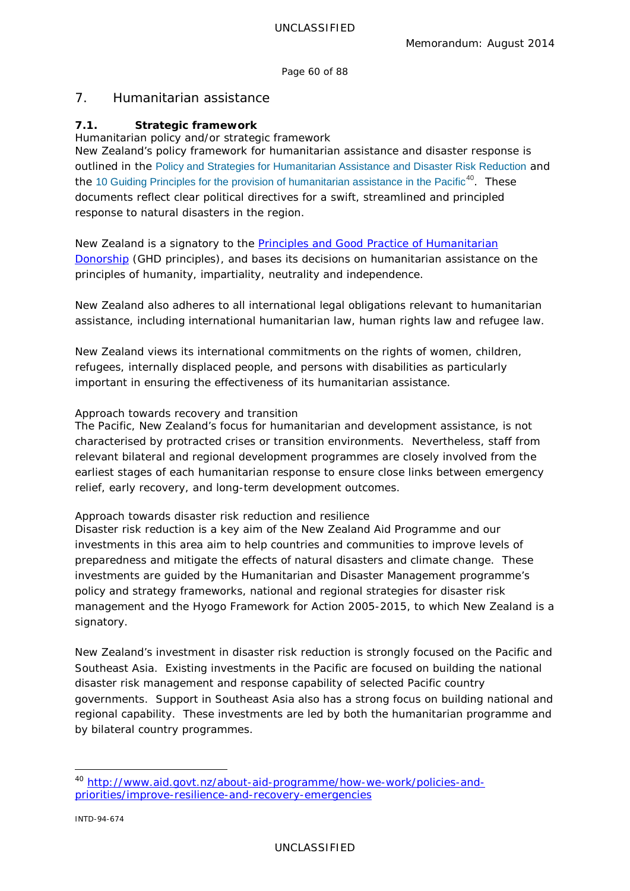# 7. Humanitarian assistance

## 7.1. Strategic framework

Humanitarian policy and/or strategic framework

New Zealand's policy framework for humanitarian assistance and disaster response is outlined in the Policy and Strategies for Humanitarian Assistance and Disaster Risk Reduction and the 10 Guiding Principles for the provision of humanitarian assistance in the Pacific[40]. These documents reflect clear political directives for a swift, streamlined and principled response to natural disasters in the region.

New Zealand is a signatory to the Principles and Good Practice of Humanitarian Donorship (GHD principles), and bases its decisions on humanitarian assistance on the principles of humanity, impartiality, neutrality and independence.

New Zealand also adheres to all international legal obligations relevant to humanitarian assistance, including international humanitarian law, human rights law and refugee law.

New Zealand views its international commitments on the rights of women, children, refugees, internally displaced people, and persons with disabilities as particularly important in ensuring the effectiveness of its humanitarian assistance.

Approach towards recovery and transition

The Pacific, New Zealand's focus for humanitarian and development assistance, is not characterised by protracted crises or transition environments. Nevertheless, staff from relevant bilateral and regional development programmes are closely involved from the earliest stages of each humanitarian response to ensure close links between emergency relief, early recovery, and long-term development outcomes.

Approach towards disaster risk reduction and resilience

Disaster risk reduction is a key aim of the New Zealand Aid Programme and our investments in this area aim to help countries and communities to improve levels of preparedness and mitigate the effects of natural disasters and climate change. These investments are guided by the Humanitarian and Disaster Management programme's policy and strategy frameworks, national and regional strategies for disaster risk management and the Hyogo Framework for Action 2005-2015, to which New Zealand is a signatory.

New Zealand's investment in disaster risk reduction is strongly focused on the Pacific and Southeast Asia. Existing investments in the Pacific are focused on building the national disaster risk management and response capability of selected Pacific country governments. Support in Southeast Asia also has a strong focus on building national and regional capability. These investments are led by both the humanitarian programme and by bilateral country programmes.

---

[40] http://www.aid.govt.nz/about-aid-programme/how-we-work/policies-and-priorities/improve-resilience-and-recovery-emergencies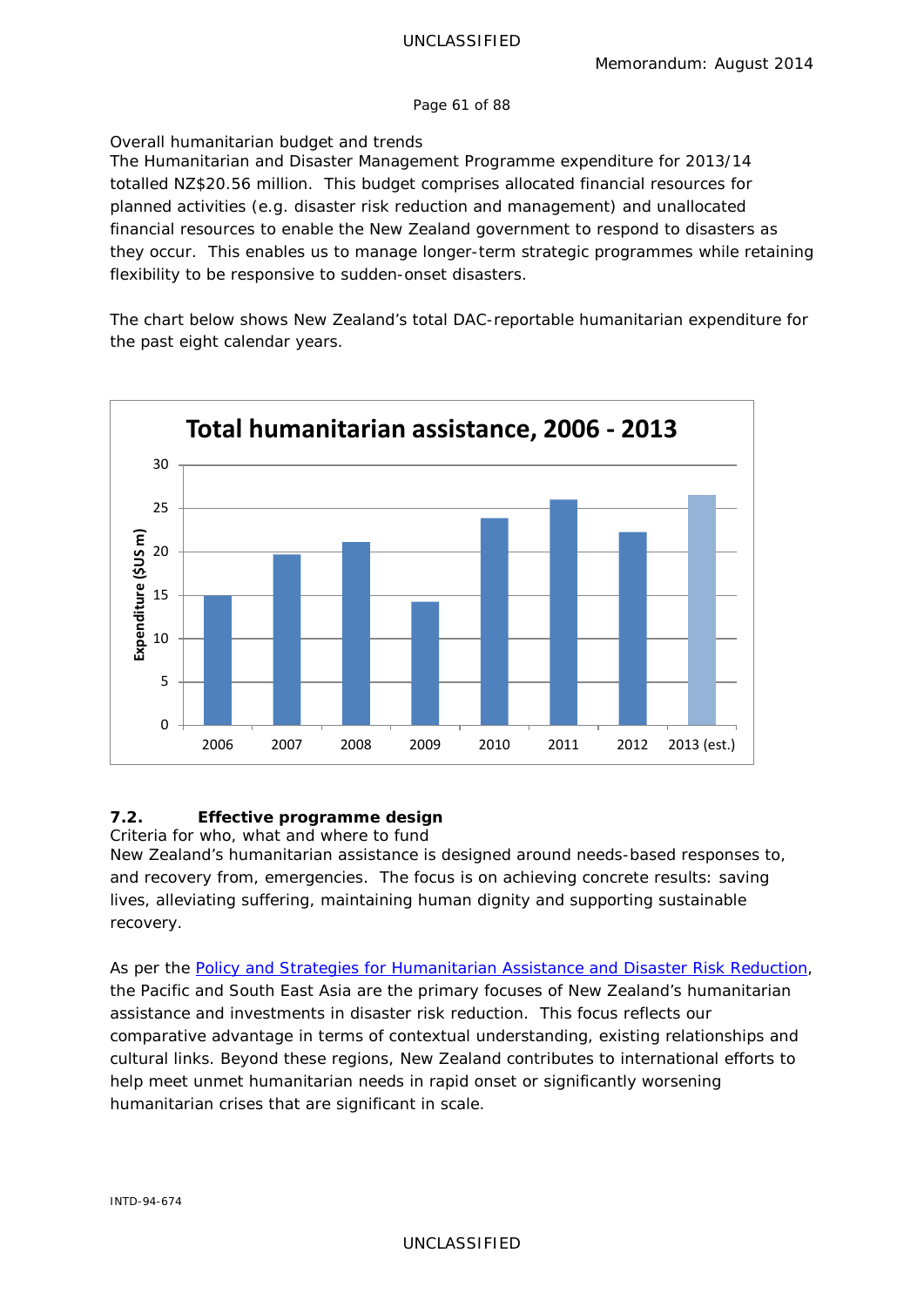Overall humanitarian budget and trends

The Humanitarian and Disaster Management Programme expenditure for 2013/14 totalled NZ$20.56 million. This budget comprises allocated financial resources for planned activities (e.g. disaster risk reduction and management) and unallocated financial resources to enable the New Zealand government to respond to disasters as they occur. This enables us to manage longer-term strategic programmes while retaining flexibility to be responsive to sudden-onset disasters.

The chart below shows New Zealand's total DAC-reportable humanitarian expenditure for the past eight calendar years.

**Total humanitarian assistance, 2006 - 2013**

Expenditure ($US m)

| Year | Expenditure ($US m) |
|---|---|
| 2006 | ~15 |
| 2007 | ~19.7 |
| 2008 | ~21.1 |
| 2009 | ~14.2 |
| 2010 | ~23.8 |
| 2011 | ~26 |
| 2012 | ~22.2 |
| 2013 (est.) | ~26.5 |

## 7.2. Effective programme design

Criteria for who, what and where to fund

New Zealand's humanitarian assistance is designed around needs-based responses to, and recovery from, emergencies. The focus is on achieving concrete results: saving lives, alleviating suffering, maintaining human dignity and supporting sustainable recovery.

As per the Policy and Strategies for Humanitarian Assistance and Disaster Risk Reduction, the Pacific and South East Asia are the primary focuses of New Zealand's humanitarian assistance and investments in disaster risk reduction. This focus reflects our comparative advantage in terms of contextual understanding, existing relationships and cultural links. Beyond these regions, New Zealand contributes to international efforts to help meet unmet humanitarian needs in rapid onset or significantly worsening humanitarian crises that are significant in scale.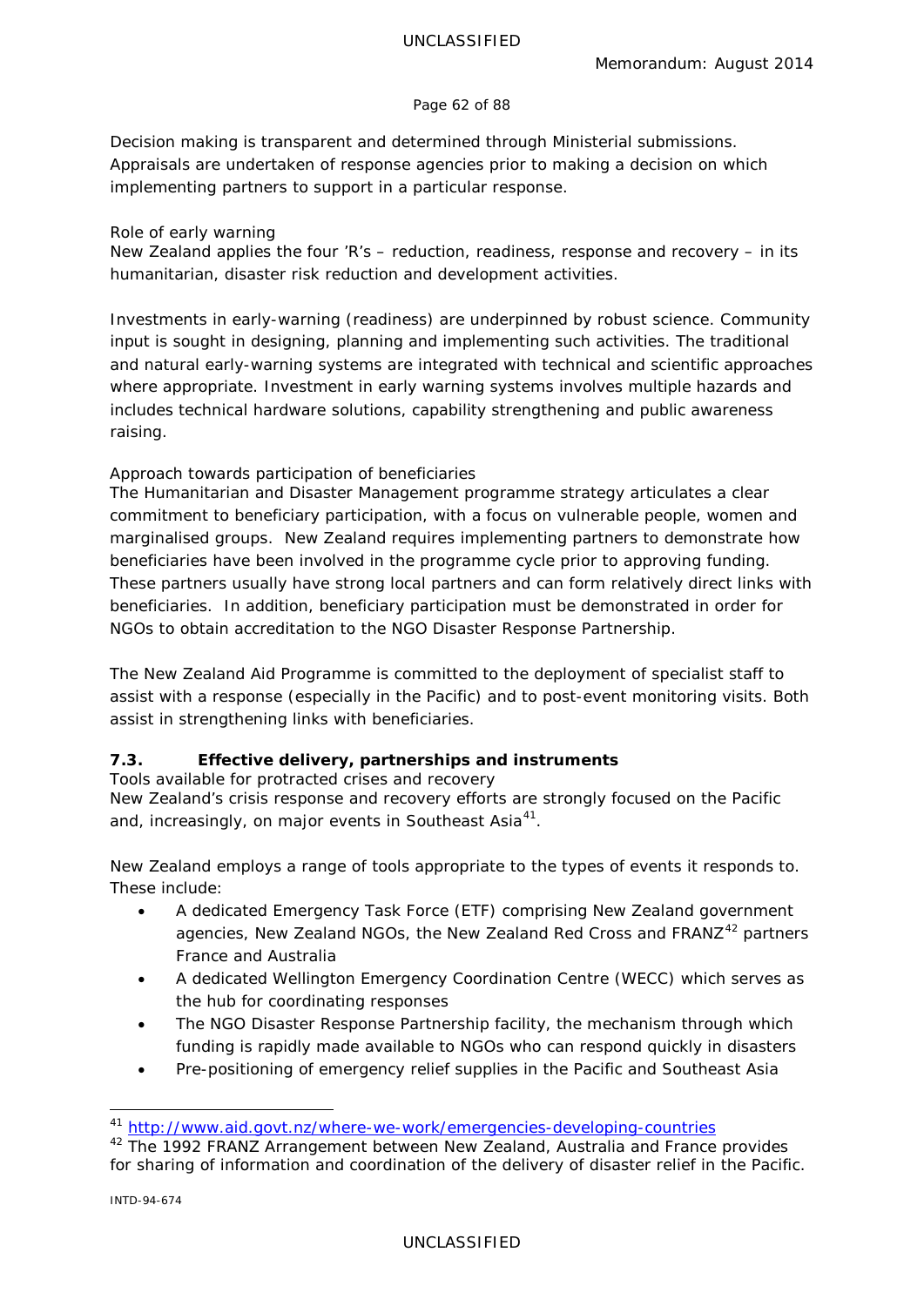Decision making is transparent and determined through Ministerial submissions. Appraisals are undertaken of response agencies prior to making a decision on which implementing partners to support in a particular response.

Role of early warning

New Zealand applies the four 'R's – reduction, readiness, response and recovery – in its humanitarian, disaster risk reduction and development activities.

Investments in early-warning (readiness) are underpinned by robust science. Community input is sought in designing, planning and implementing such activities. The traditional and natural early-warning systems are integrated with technical and scientific approaches where appropriate. Investment in early warning systems involves multiple hazards and includes technical hardware solutions, capability strengthening and public awareness raising.

Approach towards participation of beneficiaries

The Humanitarian and Disaster Management programme strategy articulates a clear commitment to beneficiary participation, with a focus on vulnerable people, women and marginalised groups. New Zealand requires implementing partners to demonstrate how beneficiaries have been involved in the programme cycle prior to approving funding. These partners usually have strong local partners and can form relatively direct links with beneficiaries. In addition, beneficiary participation must be demonstrated in order for NGOs to obtain accreditation to the NGO Disaster Response Partnership.

The New Zealand Aid Programme is committed to the deployment of specialist staff to assist with a response (especially in the Pacific) and to post-event monitoring visits. Both assist in strengthening links with beneficiaries.

### 7.3. Effective delivery, partnerships and instruments

Tools available for protracted crises and recovery

New Zealand's crisis response and recovery efforts are strongly focused on the Pacific and, increasingly, on major events in Southeast Asia[41].

New Zealand employs a range of tools appropriate to the types of events it responds to. These include:

- A dedicated Emergency Task Force (ETF) comprising New Zealand government agencies, New Zealand NGOs, the New Zealand Red Cross and FRANZ[42] partners France and Australia
- A dedicated Wellington Emergency Coordination Centre (WECC) which serves as the hub for coordinating responses
- The NGO Disaster Response Partnership facility, the mechanism through which funding is rapidly made available to NGOs who can respond quickly in disasters
- Pre-positioning of emergency relief supplies in the Pacific and Southeast Asia

---

[41] http://www.aid.govt.nz/where-we-work/emergencies-developing-countries

[42] The 1992 FRANZ Arrangement between New Zealand, Australia and France provides for sharing of information and coordination of the delivery of disaster relief in the Pacific.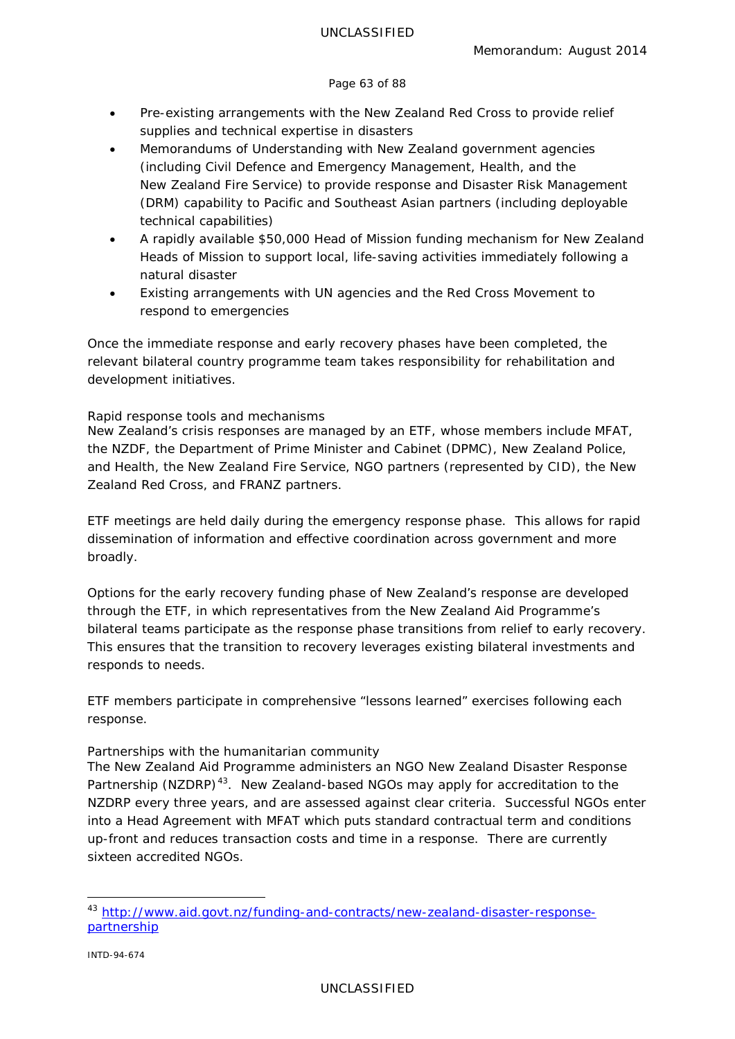- Pre-existing arrangements with the New Zealand Red Cross to provide relief supplies and technical expertise in disasters
- Memorandums of Understanding with New Zealand government agencies (including Civil Defence and Emergency Management, Health, and the New Zealand Fire Service) to provide response and Disaster Risk Management (DRM) capability to Pacific and Southeast Asian partners (including deployable technical capabilities)
- A rapidly available $50,000 Head of Mission funding mechanism for New Zealand Heads of Mission to support local, life-saving activities immediately following a natural disaster
- Existing arrangements with UN agencies and the Red Cross Movement to respond to emergencies

Once the immediate response and early recovery phases have been completed, the relevant bilateral country programme team takes responsibility for rehabilitation and development initiatives.

Rapid response tools and mechanisms

New Zealand's crisis responses are managed by an ETF, whose members include MFAT, the NZDF, the Department of Prime Minister and Cabinet (DPMC), New Zealand Police, and Health, the New Zealand Fire Service, NGO partners (represented by CID), the New Zealand Red Cross, and FRANZ partners.

ETF meetings are held daily during the emergency response phase. This allows for rapid dissemination of information and effective coordination across government and more broadly.

Options for the early recovery funding phase of New Zealand's response are developed through the ETF, in which representatives from the New Zealand Aid Programme's bilateral teams participate as the response phase transitions from relief to early recovery. This ensures that the transition to recovery leverages existing bilateral investments and responds to needs.

ETF members participate in comprehensive "lessons learned" exercises following each response.

Partnerships with the humanitarian community

The New Zealand Aid Programme administers an NGO New Zealand Disaster Response Partnership (NZDRP)[43]. New Zealand-based NGOs may apply for accreditation to the NZDRP every three years, and are assessed against clear criteria. Successful NGOs enter into a Head Agreement with MFAT which puts standard contractual term and conditions up-front and reduces transaction costs and time in a response. There are currently sixteen accredited NGOs.

---

[43] http://www.aid.govt.nz/funding-and-contracts/new-zealand-disaster-response-partnership

INTD-94-674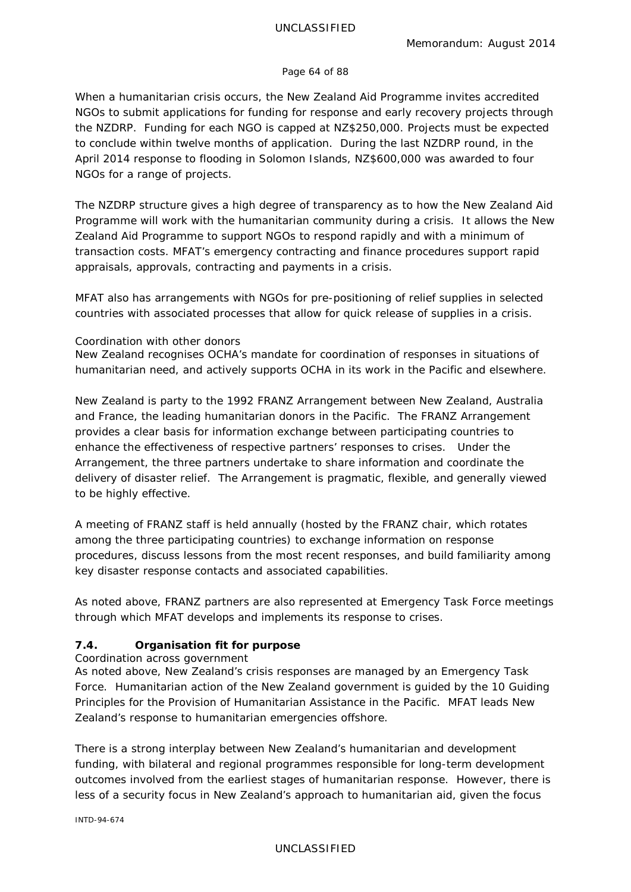When a humanitarian crisis occurs, the New Zealand Aid Programme invites accredited NGOs to submit applications for funding for response and early recovery projects through the NZDRP. Funding for each NGO is capped at NZ$250,000. Projects must be expected to conclude within twelve months of application. During the last NZDRP round, in the April 2014 response to flooding in Solomon Islands, NZ$600,000 was awarded to four NGOs for a range of projects.

The NZDRP structure gives a high degree of transparency as to how the New Zealand Aid Programme will work with the humanitarian community during a crisis. It allows the New Zealand Aid Programme to support NGOs to respond rapidly and with a minimum of transaction costs. MFAT's emergency contracting and finance procedures support rapid appraisals, approvals, contracting and payments in a crisis.

MFAT also has arrangements with NGOs for pre-positioning of relief supplies in selected countries with associated processes that allow for quick release of supplies in a crisis.

*Coordination with other donors*

New Zealand recognises OCHA's mandate for coordination of responses in situations of humanitarian need, and actively supports OCHA in its work in the Pacific and elsewhere.

New Zealand is party to the 1992 FRANZ Arrangement between New Zealand, Australia and France, the leading humanitarian donors in the Pacific. The FRANZ Arrangement provides a clear basis for information exchange between participating countries to enhance the effectiveness of respective partners' responses to crises. Under the Arrangement, the three partners undertake to share information and coordinate the delivery of disaster relief. The Arrangement is pragmatic, flexible, and generally viewed to be highly effective.

A meeting of FRANZ staff is held annually (hosted by the FRANZ chair, which rotates among the three participating countries) to exchange information on response procedures, discuss lessons from the most recent responses, and build familiarity among key disaster response contacts and associated capabilities.

As noted above, FRANZ partners are also represented at Emergency Task Force meetings through which MFAT develops and implements its response to crises.

### 7.4. Organisation fit for purpose

*Coordination across government*

As noted above, New Zealand's crisis responses are managed by an Emergency Task Force. Humanitarian action of the New Zealand government is guided by the 10 Guiding Principles for the Provision of Humanitarian Assistance in the Pacific. MFAT leads New Zealand's response to humanitarian emergencies offshore.

There is a strong interplay between New Zealand's humanitarian and development funding, with bilateral and regional programmes responsible for long-term development outcomes involved from the earliest stages of humanitarian response. However, there is less of a security focus in New Zealand's approach to humanitarian aid, given the focus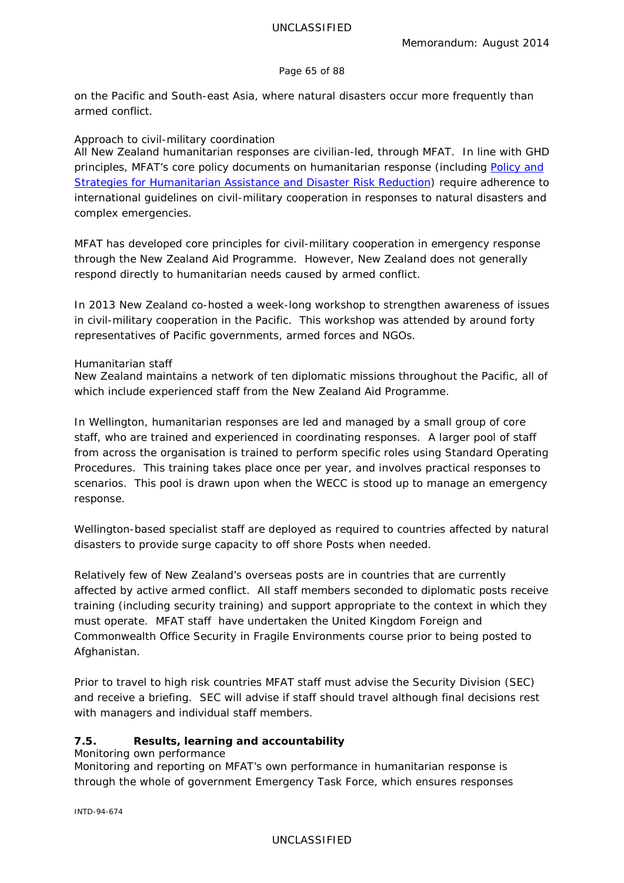on the Pacific and South-east Asia, where natural disasters occur more frequently than armed conflict.

Approach to civil-military coordination

All New Zealand humanitarian responses are civilian-led, through MFAT. In line with GHD principles, MFAT's core policy documents on humanitarian response (including [Policy and Strategies for Humanitarian Assistance and Disaster Risk Reduction]) require adherence to international guidelines on civil-military cooperation in responses to natural disasters and complex emergencies.

MFAT has developed core principles for civil-military cooperation in emergency response through the New Zealand Aid Programme. However, New Zealand does not generally respond directly to humanitarian needs caused by armed conflict.

In 2013 New Zealand co-hosted a week-long workshop to strengthen awareness of issues in civil-military cooperation in the Pacific. This workshop was attended by around forty representatives of Pacific governments, armed forces and NGOs.

Humanitarian staff

New Zealand maintains a network of ten diplomatic missions throughout the Pacific, all of which include experienced staff from the New Zealand Aid Programme.

In Wellington, humanitarian responses are led and managed by a small group of core staff, who are trained and experienced in coordinating responses. A larger pool of staff from across the organisation is trained to perform specific roles using Standard Operating Procedures. This training takes place once per year, and involves practical responses to scenarios. This pool is drawn upon when the WECC is stood up to manage an emergency response.

Wellington-based specialist staff are deployed as required to countries affected by natural disasters to provide surge capacity to off shore Posts when needed.

Relatively few of New Zealand's overseas posts are in countries that are currently affected by active armed conflict. All staff members seconded to diplomatic posts receive training (including security training) and support appropriate to the context in which they must operate. MFAT staff have undertaken the United Kingdom Foreign and Commonwealth Office Security in Fragile Environments course prior to being posted to Afghanistan.

Prior to travel to high risk countries MFAT staff must advise the Security Division (SEC) and receive a briefing. SEC will advise if staff should travel although final decisions rest with managers and individual staff members.

### 7.5. Results, learning and accountability

Monitoring own performance

Monitoring and reporting on MFAT's own performance in humanitarian response is through the whole of government Emergency Task Force, which ensures responses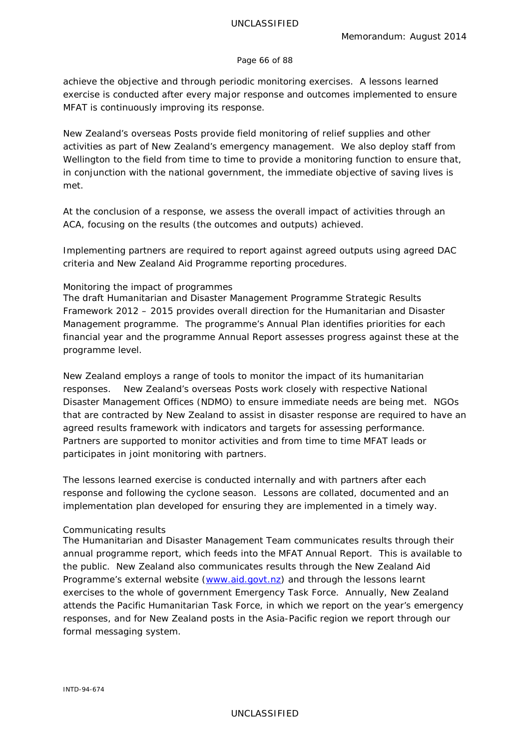achieve the objective and through periodic monitoring exercises. A lessons learned exercise is conducted after every major response and outcomes implemented to ensure MFAT is continuously improving its response.

New Zealand's overseas Posts provide field monitoring of relief supplies and other activities as part of New Zealand's emergency management. We also deploy staff from Wellington to the field from time to time to provide a monitoring function to ensure that, in conjunction with the national government, the immediate objective of saving lives is met.

At the conclusion of a response, we assess the overall impact of activities through an ACA, focusing on the results (the outcomes and outputs) achieved.

Implementing partners are required to report against agreed outputs using agreed DAC criteria and New Zealand Aid Programme reporting procedures.

*Monitoring the impact of programmes*

The draft Humanitarian and Disaster Management Programme Strategic Results Framework 2012 – 2015 provides overall direction for the Humanitarian and Disaster Management programme. The programme's Annual Plan identifies priorities for each financial year and the programme Annual Report assesses progress against these at the programme level.

New Zealand employs a range of tools to monitor the impact of its humanitarian responses. New Zealand's overseas Posts work closely with respective National Disaster Management Offices (NDMO) to ensure immediate needs are being met. NGOs that are contracted by New Zealand to assist in disaster response are required to have an agreed results framework with indicators and targets for assessing performance. Partners are supported to monitor activities and from time to time MFAT leads or participates in joint monitoring with partners.

The lessons learned exercise is conducted internally and with partners after each response and following the cyclone season. Lessons are collated, documented and an implementation plan developed for ensuring they are implemented in a timely way.

*Communicating results*

The Humanitarian and Disaster Management Team communicates results through their annual programme report, which feeds into the MFAT Annual Report. This is available to the public. New Zealand also communicates results through the New Zealand Aid Programme's external website (www.aid.govt.nz) and through the lessons learnt exercises to the whole of government Emergency Task Force. Annually, New Zealand attends the Pacific Humanitarian Task Force, in which we report on the year's emergency responses, and for New Zealand posts in the Asia-Pacific region we report through our formal messaging system.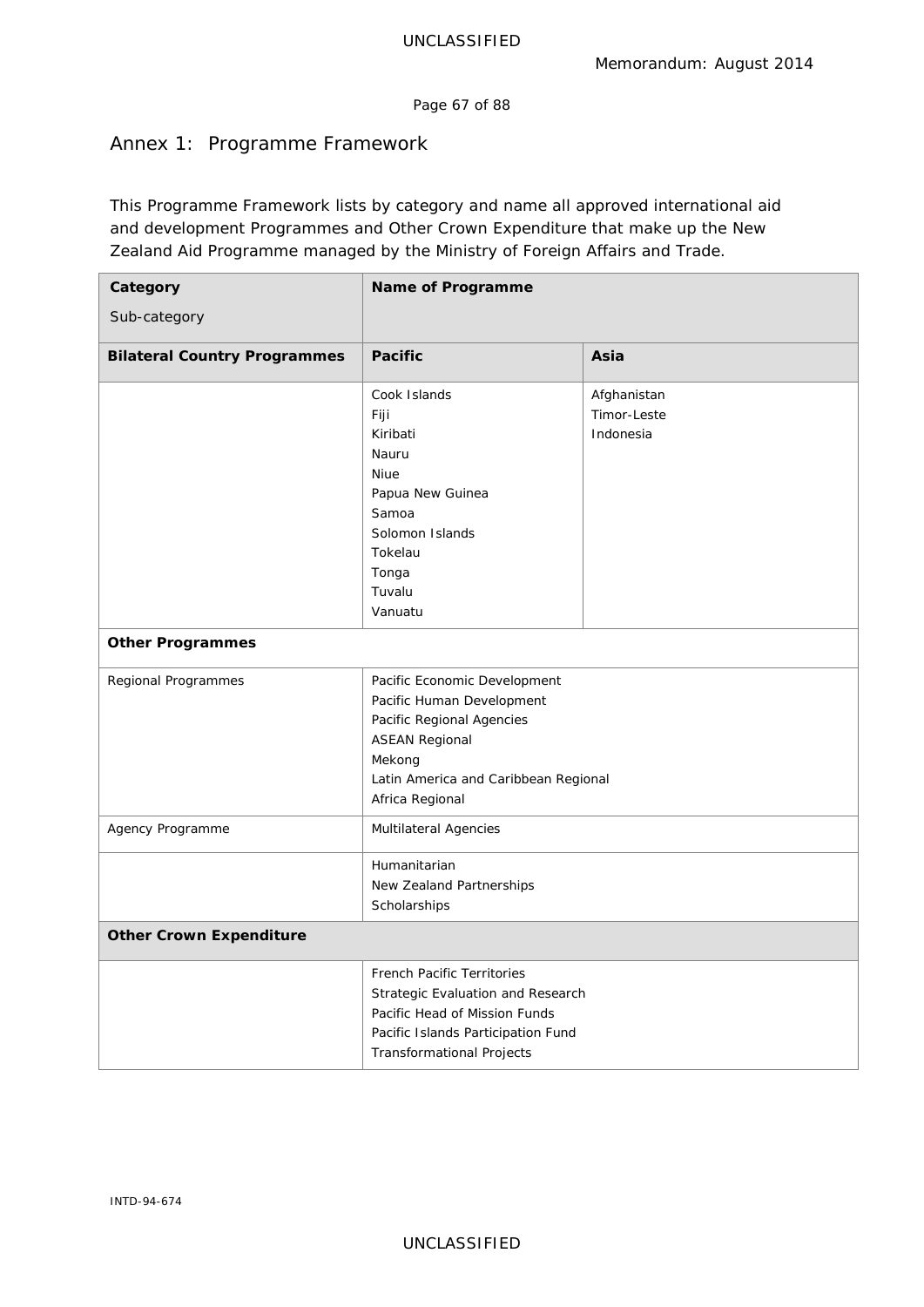## Annex 1: Programme Framework

This Programme Framework lists by category and name all approved international aid and development Programmes and Other Crown Expenditure that make up the New Zealand Aid Programme managed by the Ministry of Foreign Affairs and Trade.

| **Category**<br>Sub-category | **Name of Programme** | |
|---|---|---|
| **Bilateral Country Programmes** | **Pacific** | **Asia** |
| | Cook Islands<br>Fiji<br>Kiribati<br>Nauru<br>Niue<br>Papua New Guinea<br>Samoa<br>Solomon Islands<br>Tokelau<br>Tonga<br>Tuvalu<br>Vanuatu | Afghanistan<br>Timor-Leste<br>Indonesia |
| **Other Programmes** | | |
| Regional Programmes | Pacific Economic Development<br>Pacific Human Development<br>Pacific Regional Agencies<br>ASEAN Regional<br>Mekong<br>Latin America and Caribbean Regional<br>Africa Regional | |
| Agency Programme | Multilateral Agencies | |
| | Humanitarian<br>New Zealand Partnerships<br>Scholarships | |
| **Other Crown Expenditure** | | |
| | French Pacific Territories<br>Strategic Evaluation and Research<br>Pacific Head of Mission Funds<br>Pacific Islands Participation Fund<br>Transformational Projects | |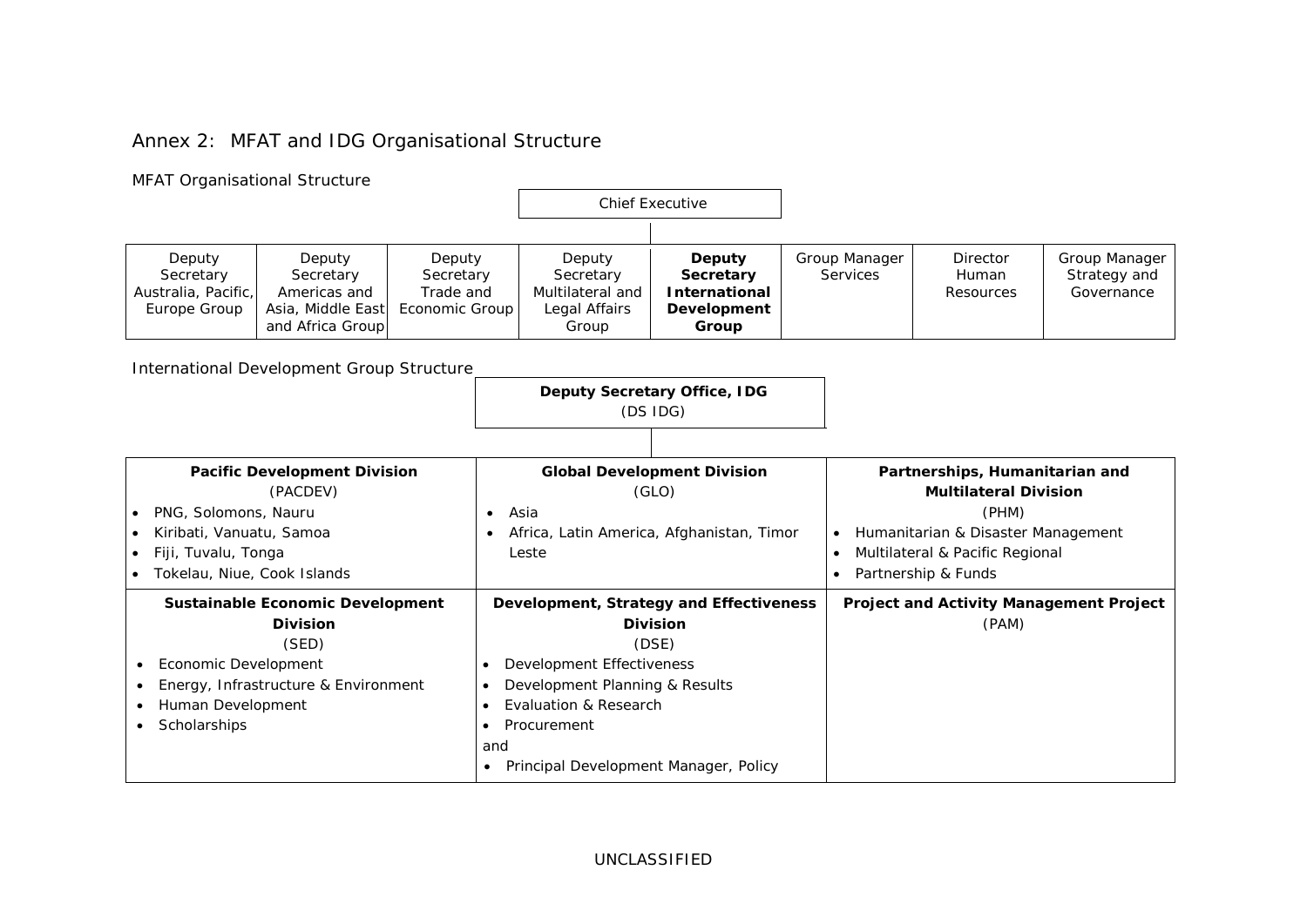## Annex 2: MFAT and IDG Organisational Structure

### MFAT Organisational Structure

Chief Executive

| Deputy Secretary Australia, Pacific, Europe Group | Deputy Secretary Americas and Asia, Middle East and Africa Group | Deputy Secretary Trade and Economic Group | Deputy Secretary Multilateral and Legal Affairs Group | **Deputy Secretary International Development Group** | Group Manager Services | Director Human Resources | Group Manager Strategy and Governance |
|---|---|---|---|---|---|---|---|

### International Development Group Structure

**Deputy Secretary Office, IDG**
(DS IDG)

| **Pacific Development Division** (PACDEV) | **Global Development Division** (GLO) | **Partnerships, Humanitarian and Multilateral Division** (PHM) |
|---|---|---|
| • PNG, Solomons, Nauru<br>• Kiribati, Vanuatu, Samoa<br>• Fiji, Tuvalu, Tonga<br>• Tokelau, Niue, Cook Islands | • Asia<br>• Africa, Latin America, Afghanistan, Timor Leste | • Humanitarian & Disaster Management<br>• Multilateral & Pacific Regional<br>• Partnership & Funds |
| **Sustainable Economic Development Division** (SED) | **Development, Strategy and Effectiveness Division** (DSE) | **Project and Activity Management Project** (PAM) |
| • Economic Development<br>• Energy, Infrastructure & Environment<br>• Human Development<br>• Scholarships | • Development Effectiveness<br>• Development Planning & Results<br>• Evaluation & Research<br>• Procurement<br>and<br>• Principal Development Manager, Policy | |

UNCLASSIFIED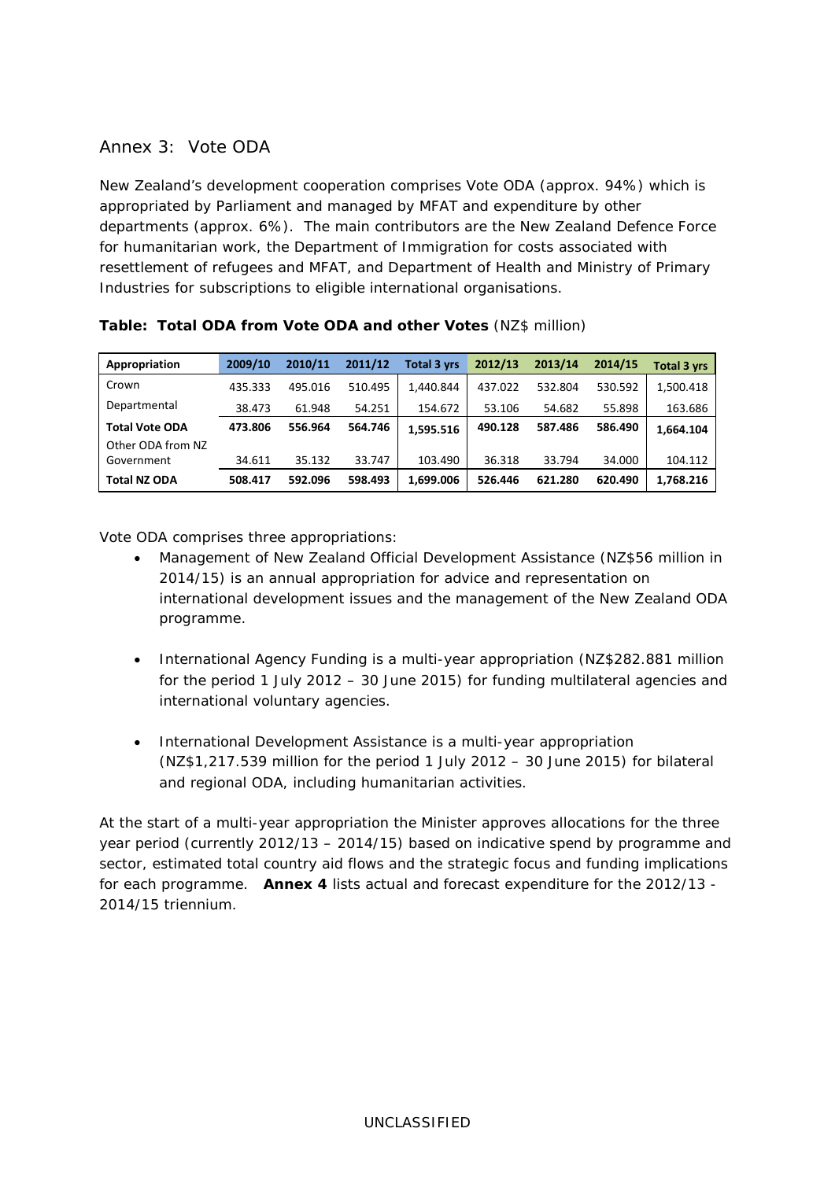## Annex 3: Vote ODA

New Zealand's development cooperation comprises Vote ODA (approx. 94%) which is appropriated by Parliament and managed by MFAT and expenditure by other departments (approx. 6%). The main contributors are the New Zealand Defence Force for humanitarian work, the Department of Immigration for costs associated with resettlement of refugees and MFAT, and Department of Health and Ministry of Primary Industries for subscriptions to eligible international organisations.

**Table: Total ODA from Vote ODA and other Votes** (NZ$ million)

| Appropriation | 2009/10 | 2010/11 | 2011/12 | Total 3 yrs | 2012/13 | 2013/14 | 2014/15 | Total 3 yrs |
|---|---|---|---|---|---|---|---|---|
| Crown | 435.333 | 495.016 | 510.495 | 1,440.844 | 437.022 | 532.804 | 530.592 | 1,500.418 |
| Departmental | 38.473 | 61.948 | 54.251 | 154.672 | 53.106 | 54.682 | 55.898 | 163.686 |
| **Total Vote ODA** | **473.806** | **556.964** | **564.746** | **1,595.516** | **490.128** | **587.486** | **586.490** | **1,664.104** |
| Other ODA from NZ Government | 34.611 | 35.132 | 33.747 | 103.490 | 36.318 | 33.794 | 34.000 | 104.112 |
| **Total NZ ODA** | **508.417** | **592.096** | **598.493** | **1,699.006** | **526.446** | **621.280** | **620.490** | **1,768.216** |

Vote ODA comprises three appropriations:

- Management of New Zealand Official Development Assistance (NZ$56 million in 2014/15) is an annual appropriation for advice and representation on international development issues and the management of the New Zealand ODA programme.
- International Agency Funding is a multi-year appropriation (NZ$282.881 million for the period 1 July 2012 – 30 June 2015) for funding multilateral agencies and international voluntary agencies.
- International Development Assistance is a multi-year appropriation (NZ$1,217.539 million for the period 1 July 2012 – 30 June 2015) for bilateral and regional ODA, including humanitarian activities.

At the start of a multi-year appropriation the Minister approves allocations for the three year period (currently 2012/13 – 2014/15) based on indicative spend by programme and sector, estimated total country aid flows and the strategic focus and funding implications for each programme. **Annex 4** lists actual and forecast expenditure for the 2012/13 - 2014/15 triennium.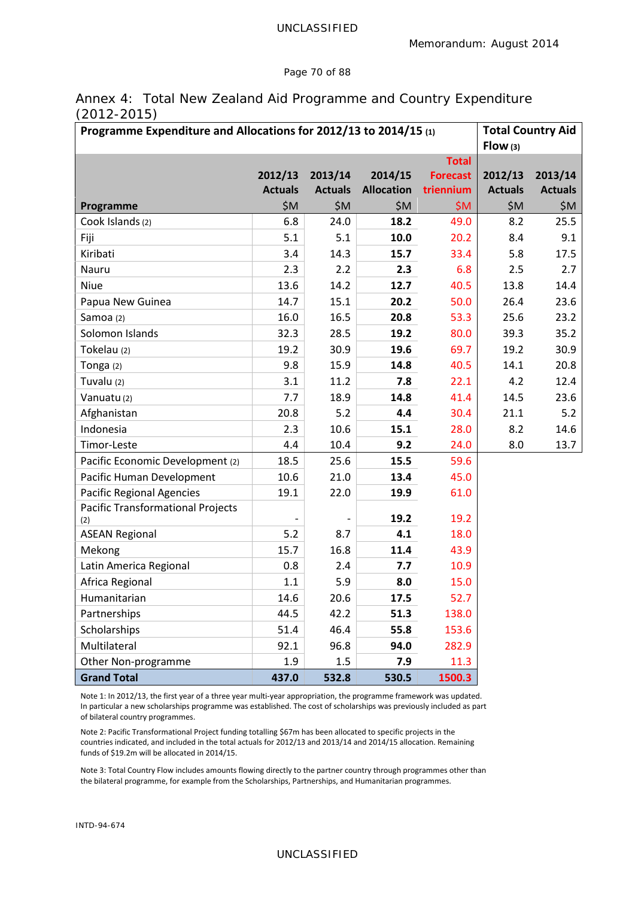## Annex 4: Total New Zealand Aid Programme and Country Expenditure (2012-2015)

| Programme Expenditure and Allocations for 2012/13 to 2014/15 (1) | | | | | Total Country Aid Flow (3) | |
|---|---|---|---|---|---|---|
| | 2012/13 Actuals | 2013/14 Actuals | 2014/15 Allocation | Total Forecast triennium | 2012/13 Actuals | 2013/14 Actuals |
| **Programme** | $M | $M | $M | $M | $M | $M |
| Cook Islands (2) | 6.8 | 24.0 | **18.2** | 49.0 | 8.2 | 25.5 |
| Fiji | 5.1 | 5.1 | **10.0** | 20.2 | 8.4 | 9.1 |
| Kiribati | 3.4 | 14.3 | **15.7** | 33.4 | 5.8 | 17.5 |
| Nauru | 2.3 | 2.2 | **2.3** | 6.8 | 2.5 | 2.7 |
| Niue | 13.6 | 14.2 | **12.7** | 40.5 | 13.8 | 14.4 |
| Papua New Guinea | 14.7 | 15.1 | **20.2** | 50.0 | 26.4 | 23.6 |
| Samoa (2) | 16.0 | 16.5 | **20.8** | 53.3 | 25.6 | 23.2 |
| Solomon Islands | 32.3 | 28.5 | **19.2** | 80.0 | 39.3 | 35.2 |
| Tokelau (2) | 19.2 | 30.9 | **19.6** | 69.7 | 19.2 | 30.9 |
| Tonga (2) | 9.8 | 15.9 | **14.8** | 40.5 | 14.1 | 20.8 |
| Tuvalu (2) | 3.1 | 11.2 | **7.8** | 22.1 | 4.2 | 12.4 |
| Vanuatu (2) | 7.7 | 18.9 | **14.8** | 41.4 | 14.5 | 23.6 |
| Afghanistan | 20.8 | 5.2 | **4.4** | 30.4 | 21.1 | 5.2 |
| Indonesia | 2.3 | 10.6 | **15.1** | 28.0 | 8.2 | 14.6 |
| Timor-Leste | 4.4 | 10.4 | **9.2** | 24.0 | 8.0 | 13.7 |
| Pacific Economic Development (2) | 18.5 | 25.6 | **15.5** | 59.6 | | |
| Pacific Human Development | 10.6 | 21.0 | **13.4** | 45.0 | | |
| Pacific Regional Agencies | 19.1 | 22.0 | **19.9** | 61.0 | | |
| Pacific Transformational Projects (2) | - | - | **19.2** | 19.2 | | |
| ASEAN Regional | 5.2 | 8.7 | **4.1** | 18.0 | | |
| Mekong | 15.7 | 16.8 | **11.4** | 43.9 | | |
| Latin America Regional | 0.8 | 2.4 | **7.7** | 10.9 | | |
| Africa Regional | 1.1 | 5.9 | **8.0** | 15.0 | | |
| Humanitarian | 14.6 | 20.6 | **17.5** | 52.7 | | |
| Partnerships | 44.5 | 42.2 | **51.3** | 138.0 | | |
| Scholarships | 51.4 | 46.4 | **55.8** | 153.6 | | |
| Multilateral | 92.1 | 96.8 | **94.0** | 282.9 | | |
| Other Non-programme | 1.9 | 1.5 | **7.9** | 11.3 | | |
| **Grand Total** | **437.0** | **532.8** | **530.5** | **1500.3** | | |

Note 1: In 2012/13, the first year of a three year multi-year appropriation, the programme framework was updated. In particular a new scholarships programme was established. The cost of scholarships was previously included as part of bilateral country programmes.

Note 2: Pacific Transformational Project funding totalling $67m has been allocated to specific projects in the countries indicated, and included in the total actuals for 2012/13 and 2013/14 and 2014/15 allocation. Remaining funds of $19.2m will be allocated in 2014/15.

Note 3: Total Country Flow includes amounts flowing directly to the partner country through programmes other than the bilateral programme, for example from the Scholarships, Partnerships, and Humanitarian programmes.

INTD-94-674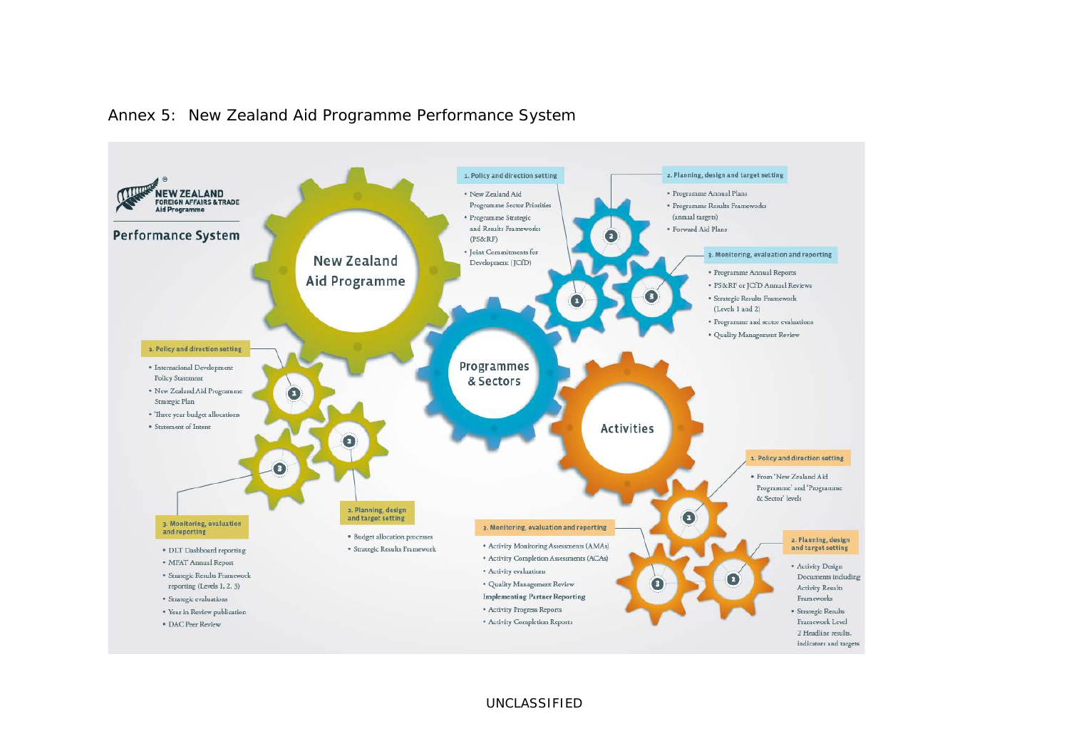## Annex 5: New Zealand Aid Programme Performance System

NEW ZEALAND FOREIGN AFFAIRS & TRADE Aid Programme

**Performance System**

### New Zealand Aid Programme

**1. Policy and direction setting**
- International Development Policy Statement
- New Zealand Aid Programme Strategic Plan
- Three year budget allocations
- Statement of Intent

**2. Planning, design and target setting**
- Budget allocation processes
- Strategic Results Framework

**3. Monitoring, evaluation and reporting**
- DLT Dashboard reporting
- MFAT Annual Report
- Strategic Results Framework reporting (Levels 1, 2, 3)
- Strategic evaluations
- Year in Review publication
- DAC Peer Review

### Programmes & Sectors

**1. Policy and direction setting**
- New Zealand Aid Programme Sector Priorities
- Programme Strategic and Results Frameworks (PS&RF)
- Joint Commitments for Development (JCfD)

**2. Planning, design and target setting**
- Programme Annual Plans
- Programme Results Frameworks (annual targets)
- Forward Aid Plans

**3. Monitoring, evaluation and reporting**
- Programme Annual Reports
- PS&RF or JCfD Annual Reviews
- Strategic Results Framework (Levels 1 and 2)
- Programme and sector evaluations
- Quality Management Review

### Activities

**1. Policy and direction setting**
- From 'New Zealand Aid Programme' and 'Programme & Sector' levels

**2. Planning, design and target setting**
- Activity Design Documents including Activity Results Frameworks
- Strategic Results Framework Level 2 Headline results, indicators and targets

**3. Monitoring, evaluation and reporting**
- Activity Monitoring Assessments (AMAs)
- Activity Completion Assessments (ACAs)
- Activity evaluations
- Quality Management Review

Implementing Partner Reporting
- Activity Progress Reports
- Activity Completion Reports

UNCLASSIFIED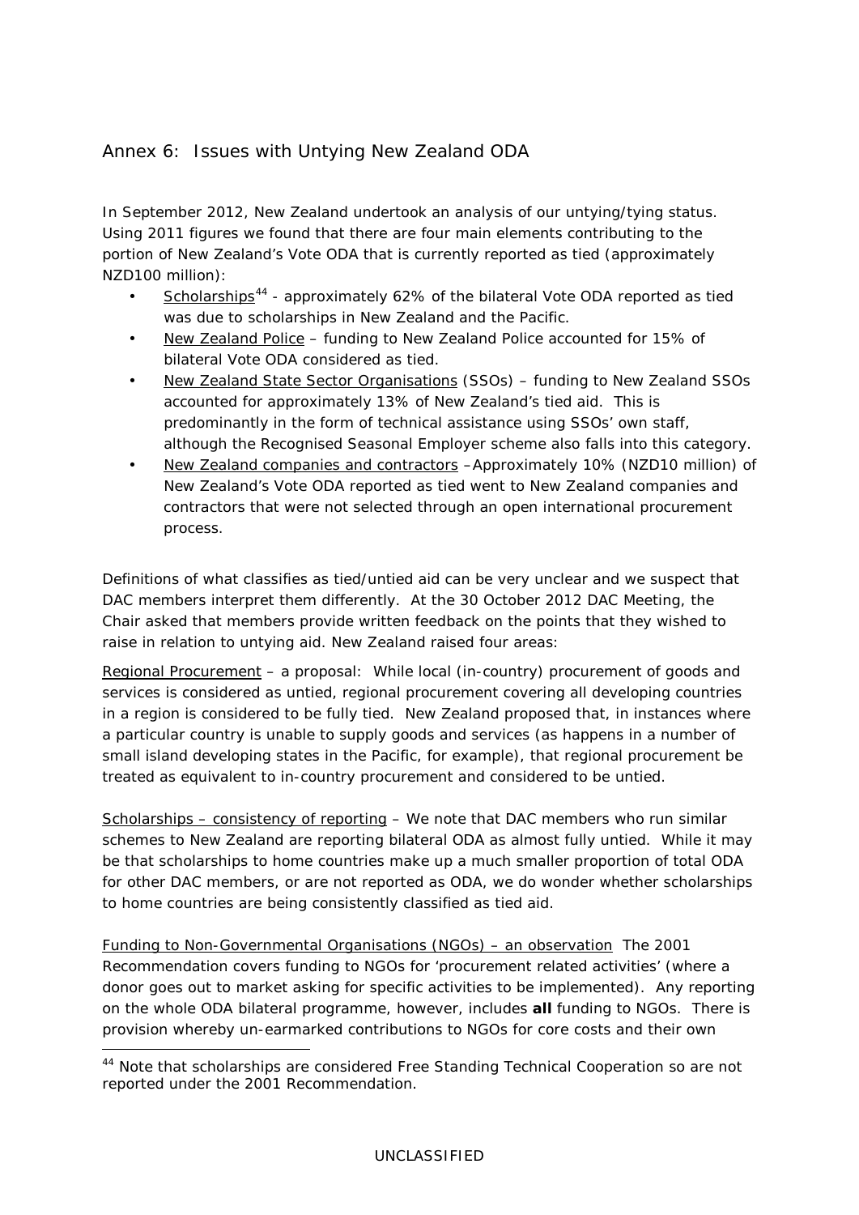## Annex 6: Issues with Untying New Zealand ODA

In September 2012, New Zealand undertook an analysis of our untying/tying status. Using 2011 figures we found that there are four main elements contributing to the portion of New Zealand's Vote ODA that is currently reported as tied (approximately NZD100 million):

- Scholarships[44] - approximately 62% of the bilateral Vote ODA reported as tied was due to scholarships in New Zealand and the Pacific.
- New Zealand Police – funding to New Zealand Police accounted for 15% of bilateral Vote ODA considered as tied.
- New Zealand State Sector Organisations (SSOs) – funding to New Zealand SSOs accounted for approximately 13% of New Zealand's tied aid. This is predominantly in the form of technical assistance using SSOs' own staff, although the Recognised Seasonal Employer scheme also falls into this category.
- New Zealand companies and contractors –Approximately 10% (NZD10 million) of New Zealand's Vote ODA reported as tied went to New Zealand companies and contractors that were not selected through an open international procurement process.

Definitions of what classifies as tied/untied aid can be very unclear and we suspect that DAC members interpret them differently. At the 30 October 2012 DAC Meeting, the Chair asked that members provide written feedback on the points that they wished to raise in relation to untying aid. New Zealand raised four areas:

Regional Procurement – a proposal: While local (in-country) procurement of goods and services is considered as untied, regional procurement covering all developing countries in a region is considered to be fully tied. New Zealand proposed that, in instances where a particular country is unable to supply goods and services (as happens in a number of small island developing states in the Pacific, for example), that regional procurement be treated as equivalent to in-country procurement and considered to be untied.

Scholarships – consistency of reporting – We note that DAC members who run similar schemes to New Zealand are reporting bilateral ODA as almost fully untied. While it may be that scholarships to home countries make up a much smaller proportion of total ODA for other DAC members, or are not reported as ODA, we do wonder whether scholarships to home countries are being consistently classified as tied aid.

Funding to Non-Governmental Organisations (NGOs) – an observation The 2001 Recommendation covers funding to NGOs for 'procurement related activities' (where a donor goes out to market asking for specific activities to be implemented). Any reporting on the whole ODA bilateral programme, however, includes **all** funding to NGOs. There is provision whereby un-earmarked contributions to NGOs for core costs and their own

[44] Note that scholarships are considered Free Standing Technical Cooperation so are not reported under the 2001 Recommendation.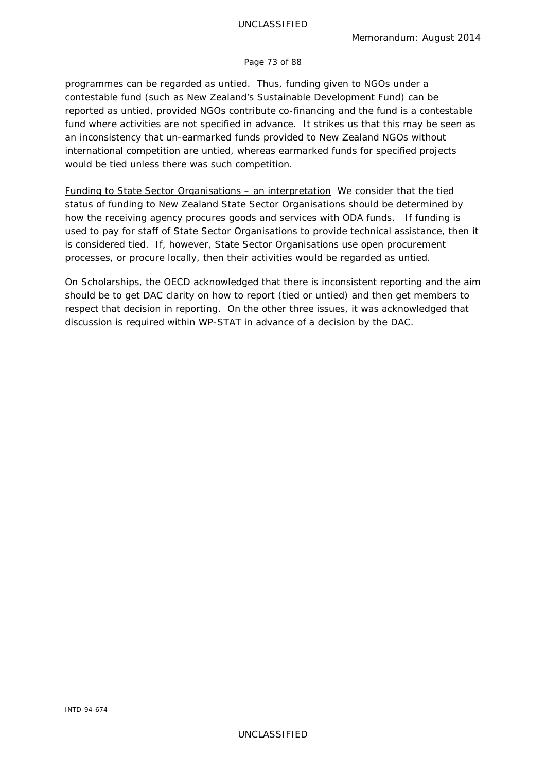programmes can be regarded as untied. Thus, funding given to NGOs under a contestable fund (such as New Zealand's Sustainable Development Fund) can be reported as untied, provided NGOs contribute co-financing and the fund is a contestable fund where activities are not specified in advance. It strikes us that this may be seen as an inconsistency that un-earmarked funds provided to New Zealand NGOs without international competition are untied, whereas earmarked funds for specified projects would be tied unless there was such competition.

<u>Funding to State Sector Organisations – an interpretation</u> We consider that the tied status of funding to New Zealand State Sector Organisations should be determined by how the receiving agency procures goods and services with ODA funds. If funding is used to pay for staff of State Sector Organisations to provide technical assistance, then it is considered tied. If, however, State Sector Organisations use open procurement processes, or procure locally, then their activities would be regarded as untied.

On Scholarships, the OECD acknowledged that there is inconsistent reporting and the aim should be to get DAC clarity on how to report (tied or untied) and then get members to respect that decision in reporting. On the other three issues, it was acknowledged that discussion is required within WP-STAT in advance of a decision by the DAC.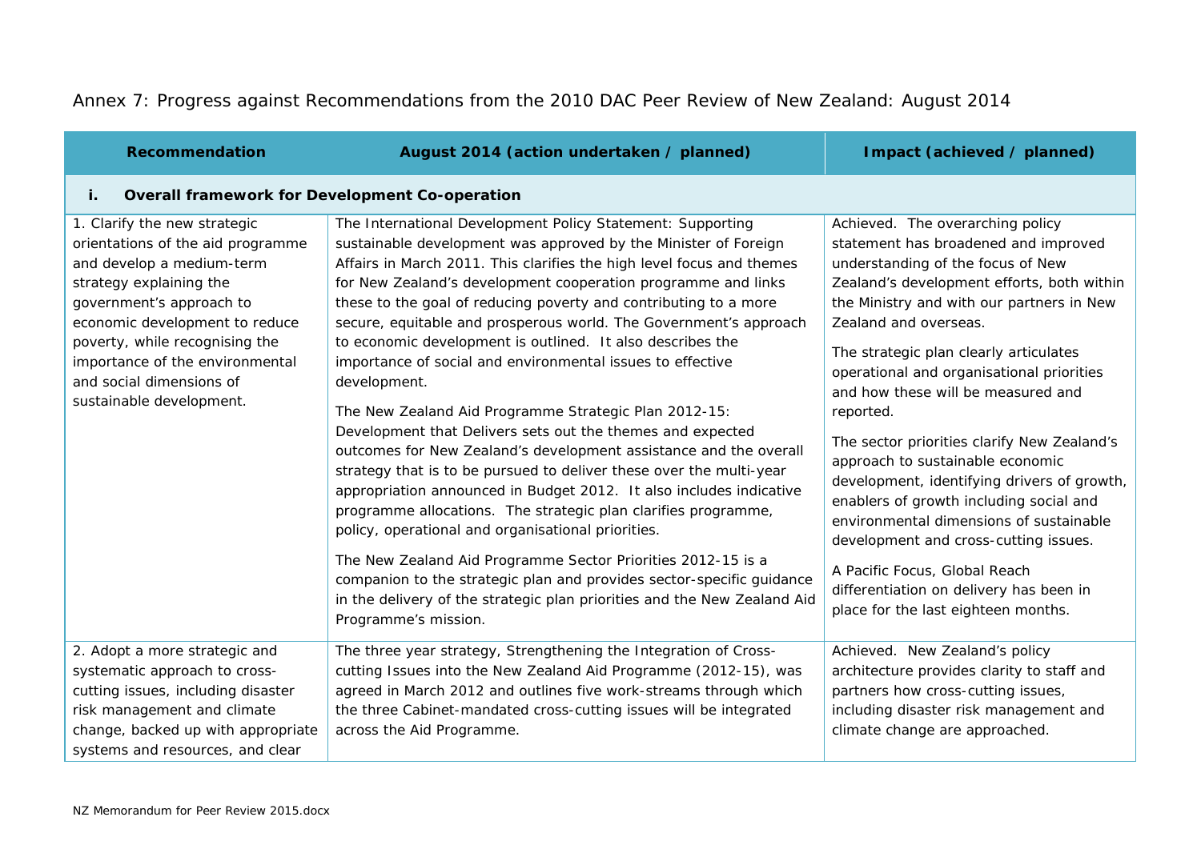# Annex 7: Progress against Recommendations from the 2010 DAC Peer Review of New Zealand: August 2014

| Recommendation | August 2014 (action undertaken / planned) | Impact (achieved / planned) |
|---|---|---|
| **i. Overall framework for Development Co-operation** | | |
| 1. Clarify the new strategic orientations of the aid programme and develop a medium-term strategy explaining the government's approach to economic development to reduce poverty, while recognising the importance of the environmental and social dimensions of sustainable development. | The International Development Policy Statement: Supporting sustainable development was approved by the Minister of Foreign Affairs in March 2011. This clarifies the high level focus and themes for New Zealand's development cooperation programme and links these to the goal of reducing poverty and contributing to a more secure, equitable and prosperous world. The Government's approach to economic development is outlined. It also describes the importance of social and environmental issues to effective development.<br><br>The New Zealand Aid Programme Strategic Plan 2012-15: Development that Delivers sets out the themes and expected outcomes for New Zealand's development assistance and the overall strategy that is to be pursued to deliver these over the multi-year appropriation announced in Budget 2012. It also includes indicative programme allocations. The strategic plan clarifies programme, policy, operational and organisational priorities.<br><br>The New Zealand Aid Programme Sector Priorities 2012-15 is a companion to the strategic plan and provides sector-specific guidance in the delivery of the strategic plan priorities and the New Zealand Aid Programme's mission. | Achieved. The overarching policy statement has broadened and improved understanding of the focus of New Zealand's development efforts, both within the Ministry and with our partners in New Zealand and overseas.<br><br>The strategic plan clearly articulates operational and organisational priorities and how these will be measured and reported.<br><br>The sector priorities clarify New Zealand's approach to sustainable economic development, identifying drivers of growth, enablers of growth including social and environmental dimensions of sustainable development and cross-cutting issues.<br><br>A Pacific Focus, Global Reach differentiation on delivery has been in place for the last eighteen months. |
| 2. Adopt a more strategic and systematic approach to cross-cutting issues, including disaster risk management and climate change, backed up with appropriate systems and resources, and clear | The three year strategy, Strengthening the Integration of Cross-cutting Issues into the New Zealand Aid Programme (2012-15), was agreed in March 2012 and outlines five work-streams through which the three Cabinet-mandated cross-cutting issues will be integrated across the Aid Programme. | Achieved. New Zealand's policy architecture provides clarity to staff and partners how cross-cutting issues, including disaster risk management and climate change are approached. |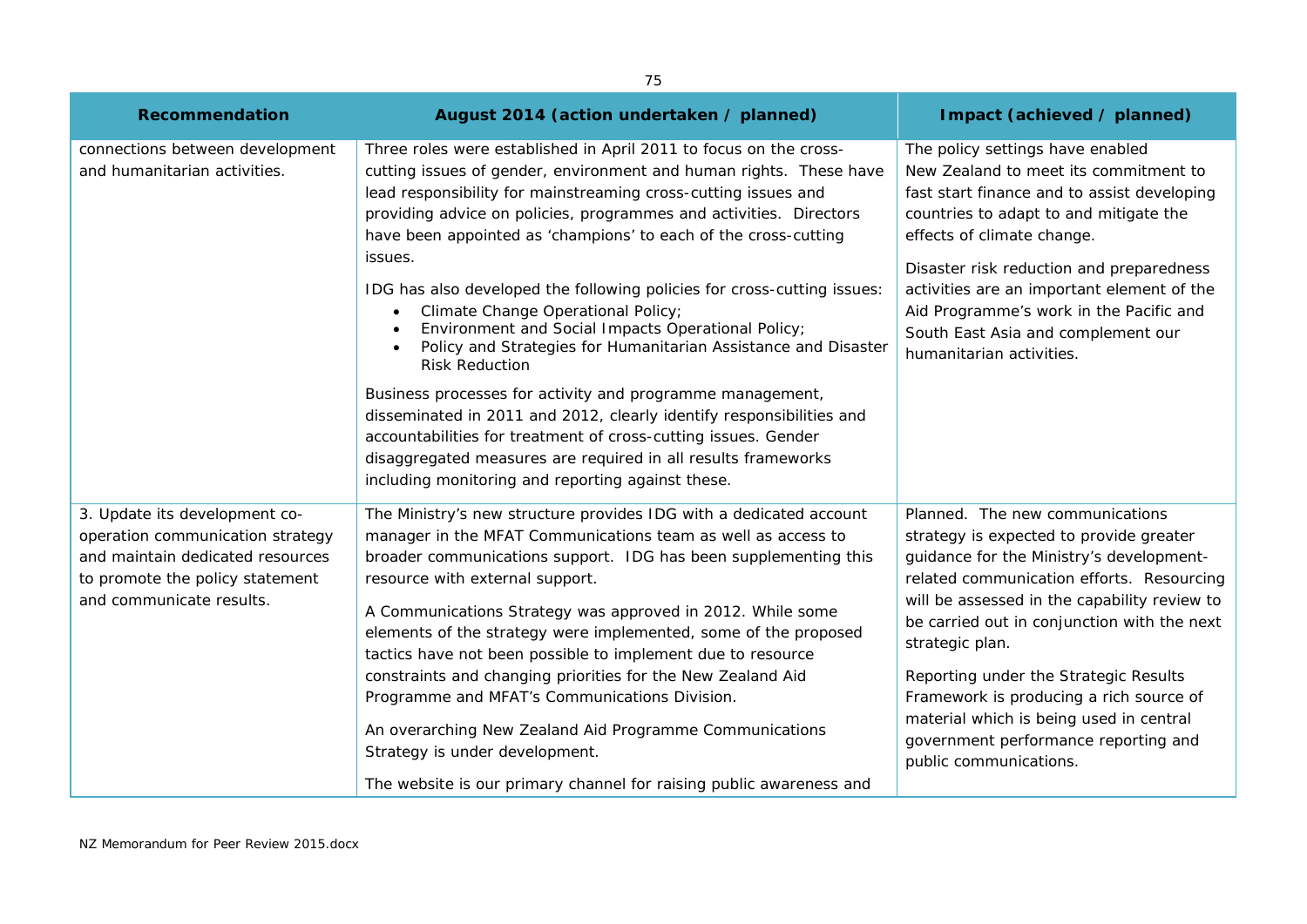| Recommendation | August 2014 (action undertaken / planned) | Impact (achieved / planned) |
|---|---|---|
| connections between development and humanitarian activities. | Three roles were established in April 2011 to focus on the cross-cutting issues of gender, environment and human rights. These have lead responsibility for mainstreaming cross-cutting issues and providing advice on policies, programmes and activities. Directors have been appointed as 'champions' to each of the cross-cutting issues.<br><br>IDG has also developed the following policies for cross-cutting issues:<br>• Climate Change Operational Policy;<br>• Environment and Social Impacts Operational Policy;<br>• Policy and Strategies for Humanitarian Assistance and Disaster Risk Reduction<br><br>Business processes for activity and programme management, disseminated in 2011 and 2012, clearly identify responsibilities and accountabilities for treatment of cross-cutting issues. Gender disaggregated measures are required in all results frameworks including monitoring and reporting against these. | The policy settings have enabled New Zealand to meet its commitment to fast start finance and to assist developing countries to adapt to and mitigate the effects of climate change.<br><br>Disaster risk reduction and preparedness activities are an important element of the Aid Programme's work in the Pacific and South East Asia and complement our humanitarian activities. |
| 3. Update its development co-operation communication strategy and maintain dedicated resources to promote the policy statement and communicate results. | The Ministry's new structure provides IDG with a dedicated account manager in the MFAT Communications team as well as access to broader communications support. IDG has been supplementing this resource with external support.<br><br>A Communications Strategy was approved in 2012. While some elements of the strategy were implemented, some of the proposed tactics have not been possible to implement due to resource constraints and changing priorities for the New Zealand Aid Programme and MFAT's Communications Division.<br><br>An overarching New Zealand Aid Programme Communications Strategy is under development.<br><br>The website is our primary channel for raising public awareness and | Planned. The new communications strategy is expected to provide greater guidance for the Ministry's development-related communication efforts. Resourcing will be assessed in the capability review to be carried out in conjunction with the next strategic plan.<br><br>Reporting under the Strategic Results Framework is producing a rich source of material which is being used in central government performance reporting and public communications. |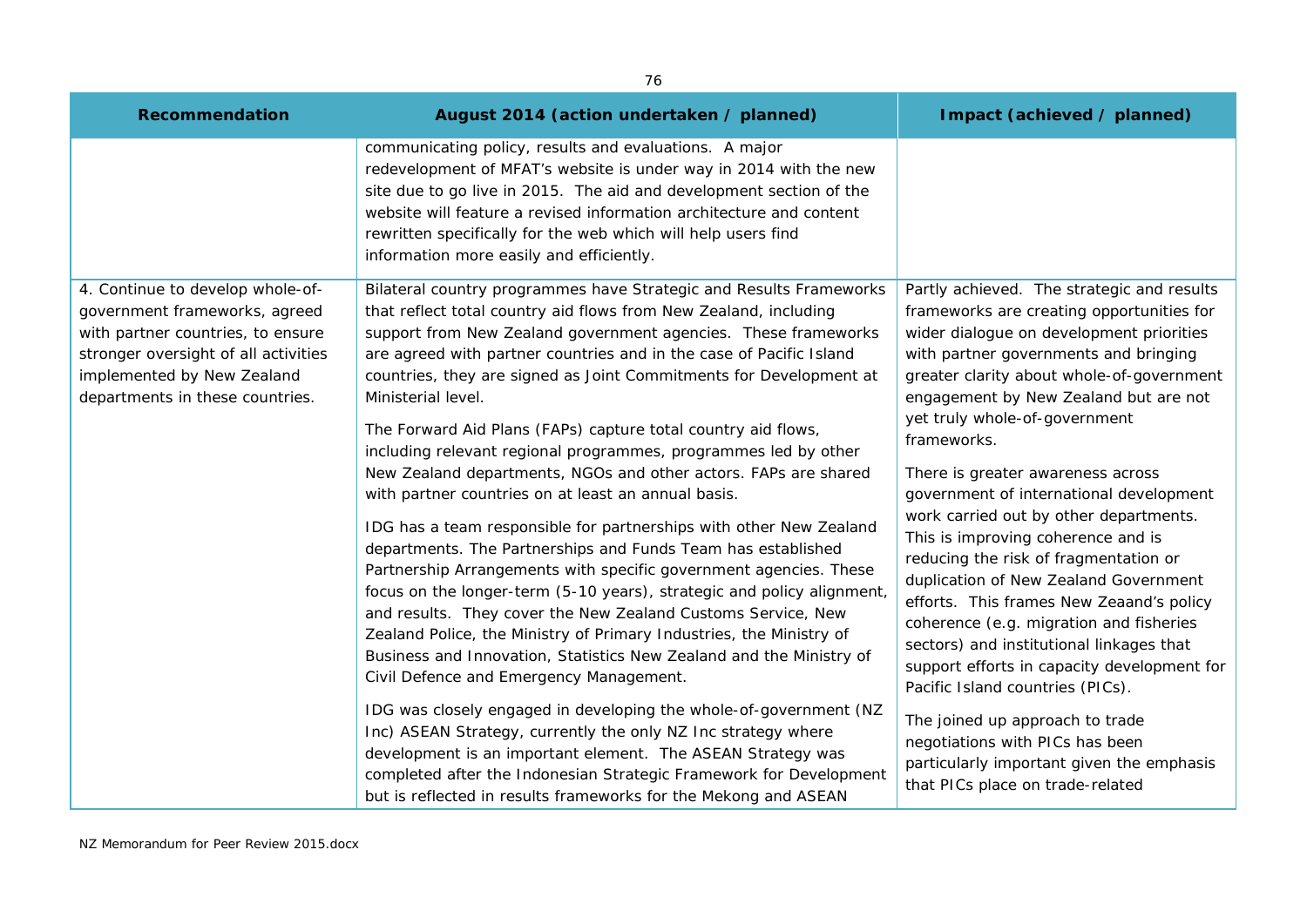| Recommendation | August 2014 (action undertaken / planned) | Impact (achieved / planned) |
| --- | --- | --- |
| | communicating policy, results and evaluations. A major redevelopment of MFAT's website is under way in 2014 with the new site due to go live in 2015. The aid and development section of the website will feature a revised information architecture and content rewritten specifically for the web which will help users find information more easily and efficiently. | |
| 4. Continue to develop whole-of-government frameworks, agreed with partner countries, to ensure stronger oversight of all activities implemented by New Zealand departments in these countries. | Bilateral country programmes have Strategic and Results Frameworks that reflect total country aid flows from New Zealand, including support from New Zealand government agencies. These frameworks are agreed with partner countries and in the case of Pacific Island countries, they are signed as Joint Commitments for Development at Ministerial level.<br><br>The Forward Aid Plans (FAPs) capture total country aid flows, including relevant regional programmes, programmes led by other New Zealand departments, NGOs and other actors. FAPs are shared with partner countries on at least an annual basis.<br><br>IDG has a team responsible for partnerships with other New Zealand departments. The Partnerships and Funds Team has established Partnership Arrangements with specific government agencies. These focus on the longer-term (5-10 years), strategic and policy alignment, and results. They cover the New Zealand Customs Service, New Zealand Police, the Ministry of Primary Industries, the Ministry of Business and Innovation, Statistics New Zealand and the Ministry of Civil Defence and Emergency Management.<br><br>IDG was closely engaged in developing the whole-of-government (NZ Inc) ASEAN Strategy, currently the only NZ Inc strategy where development is an important element. The ASEAN Strategy was completed after the Indonesian Strategic Framework for Development but is reflected in results frameworks for the Mekong and ASEAN | Partly achieved. The strategic and results frameworks are creating opportunities for wider dialogue on development priorities with partner governments and bringing greater clarity about whole-of-government engagement by New Zealand but are not yet truly whole-of-government frameworks.<br><br>There is greater awareness across government of international development work carried out by other departments. This is improving coherence and is reducing the risk of fragmentation or duplication of New Zealand Government efforts. This frames New Zeaand's policy coherence (e.g. migration and fisheries sectors) and institutional linkages that support efforts in capacity development for Pacific Island countries (PICs).<br><br>The joined up approach to trade negotiations with PICs has been particularly important given the emphasis that PICs place on trade-related |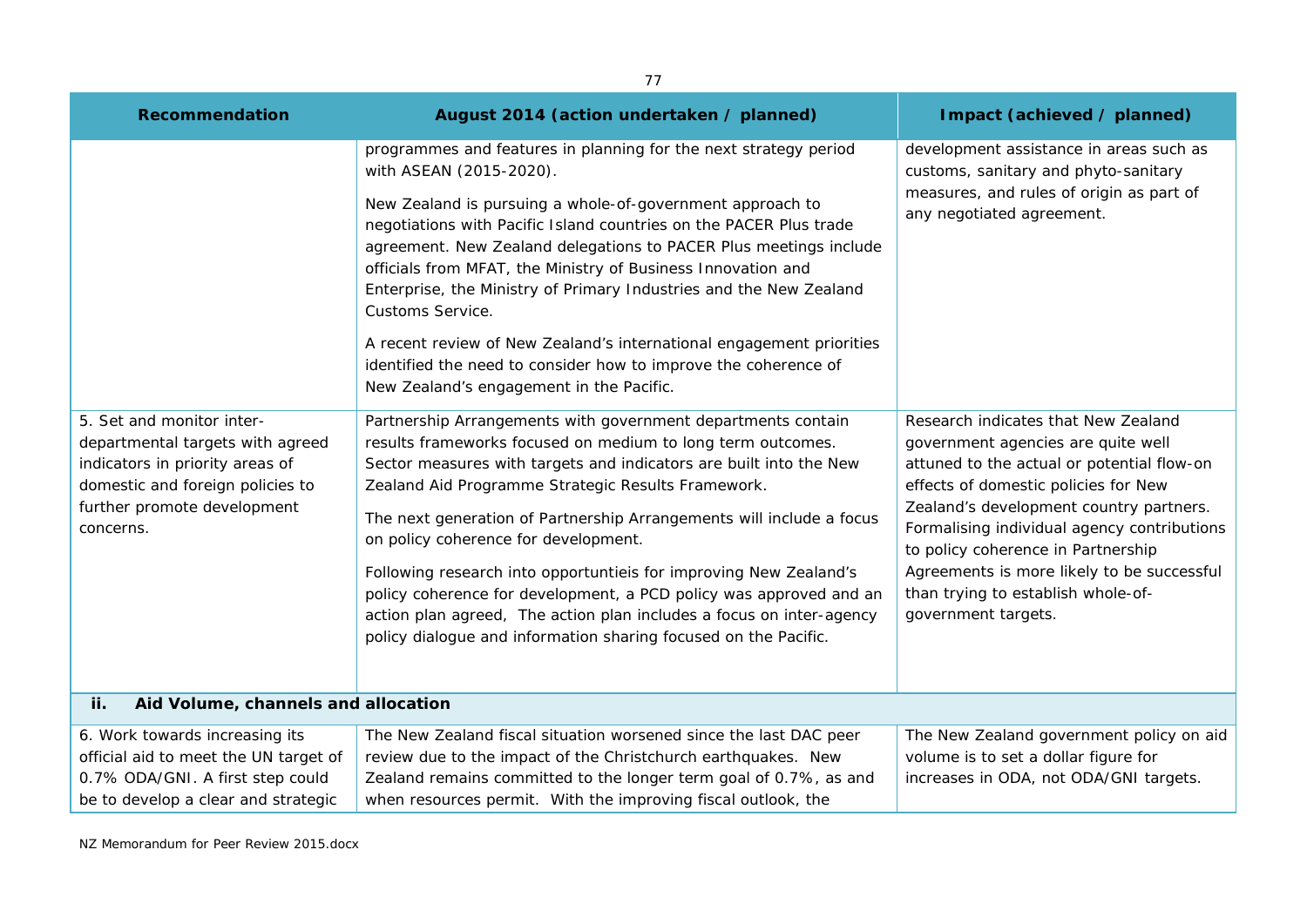| Recommendation | August 2014 (action undertaken / planned) | Impact (achieved / planned) |
|---|---|---|
| | programmes and features in planning for the next strategy period with ASEAN (2015-2020).<br><br>New Zealand is pursuing a whole-of-government approach to negotiations with Pacific Island countries on the PACER Plus trade agreement. New Zealand delegations to PACER Plus meetings include officials from MFAT, the Ministry of Business Innovation and Enterprise, the Ministry of Primary Industries and the New Zealand Customs Service.<br><br>A recent review of New Zealand's international engagement priorities identified the need to consider how to improve the coherence of New Zealand's engagement in the Pacific. | development assistance in areas such as customs, sanitary and phyto-sanitary measures, and rules of origin as part of any negotiated agreement. |
| 5. Set and monitor inter-departmental targets with agreed indicators in priority areas of domestic and foreign policies to further promote development concerns. | Partnership Arrangements with government departments contain results frameworks focused on medium to long term outcomes. Sector measures with targets and indicators are built into the New Zealand Aid Programme Strategic Results Framework.<br><br>The next generation of Partnership Arrangements will include a focus on policy coherence for development.<br><br>Following research into opportuntieis for improving New Zealand's policy coherence for development, a PCD policy was approved and an action plan agreed, The action plan includes a focus on inter-agency policy dialogue and information sharing focused on the Pacific. | Research indicates that New Zealand government agencies are quite well attuned to the actual or potential flow-on effects of domestic policies for New Zealand's development country partners. Formalising individual agency contributions to policy coherence in Partnership Agreements is more likely to be successful than trying to establish whole-of-government targets. |
| **ii. Aid Volume, channels and allocation** | | |
| 6. Work towards increasing its official aid to meet the UN target of 0.7% ODA/GNI. A first step could be to develop a clear and strategic | The New Zealand fiscal situation worsened since the last DAC peer review due to the impact of the Christchurch earthquakes. New Zealand remains committed to the longer term goal of 0.7%, as and when resources permit. With the improving fiscal outlook, the | The New Zealand government policy on aid volume is to set a dollar figure for increases in ODA, not ODA/GNI targets. |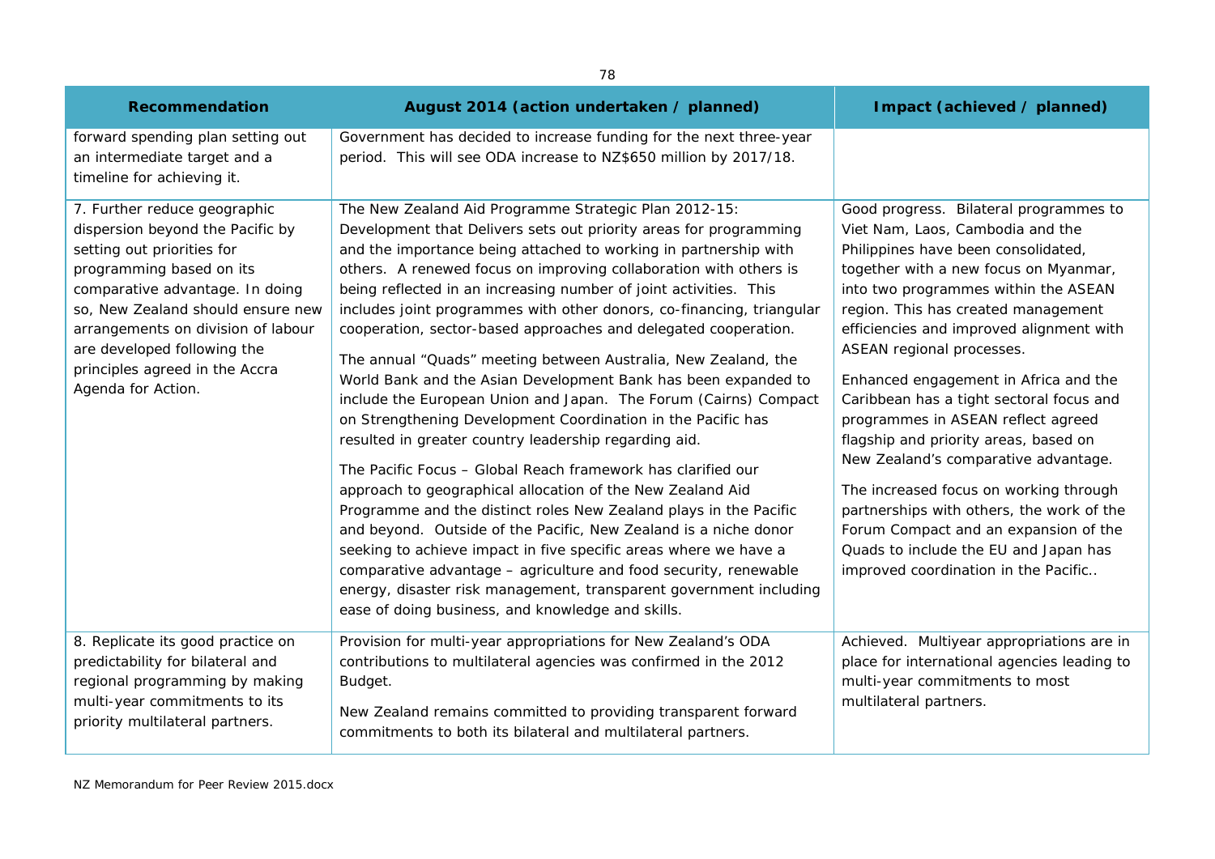| Recommendation | August 2014 (action undertaken / planned) | Impact (achieved / planned) |
|---|---|---|
| forward spending plan setting out an intermediate target and a timeline for achieving it. | Government has decided to increase funding for the next three-year period. This will see ODA increase to NZ$650 million by 2017/18. | |
| 7. Further reduce geographic dispersion beyond the Pacific by setting out priorities for programming based on its comparative advantage. In doing so, New Zealand should ensure new arrangements on division of labour are developed following the principles agreed in the Accra Agenda for Action. | The New Zealand Aid Programme Strategic Plan 2012-15: Development that Delivers sets out priority areas for programming and the importance being attached to working in partnership with others. A renewed focus on improving collaboration with others is being reflected in an increasing number of joint activities. This includes joint programmes with other donors, co-financing, triangular cooperation, sector-based approaches and delegated cooperation.<br><br>The annual "Quads" meeting between Australia, New Zealand, the World Bank and the Asian Development Bank has been expanded to include the European Union and Japan. The Forum (Cairns) Compact on Strengthening Development Coordination in the Pacific has resulted in greater country leadership regarding aid.<br><br>The Pacific Focus – Global Reach framework has clarified our approach to geographical allocation of the New Zealand Aid Programme and the distinct roles New Zealand plays in the Pacific and beyond. Outside of the Pacific, New Zealand is a niche donor seeking to achieve impact in five specific areas where we have a comparative advantage – agriculture and food security, renewable energy, disaster risk management, transparent government including ease of doing business, and knowledge and skills. | Good progress. Bilateral programmes to Viet Nam, Laos, Cambodia and the Philippines have been consolidated, together with a new focus on Myanmar, into two programmes within the ASEAN region. This has created management efficiencies and improved alignment with ASEAN regional processes.<br><br>Enhanced engagement in Africa and the Caribbean has a tight sectoral focus and programmes in ASEAN reflect agreed flagship and priority areas, based on New Zealand's comparative advantage.<br><br>The increased focus on working through partnerships with others, the work of the Forum Compact and an expansion of the Quads to include the EU and Japan has improved coordination in the Pacific.. |
| 8. Replicate its good practice on predictability for bilateral and regional programming by making multi-year commitments to its priority multilateral partners. | Provision for multi-year appropriations for New Zealand's ODA contributions to multilateral agencies was confirmed in the 2012 Budget.<br><br>New Zealand remains committed to providing transparent forward commitments to both its bilateral and multilateral partners. | Achieved. Multiyear appropriations are in place for international agencies leading to multi-year commitments to most multilateral partners. |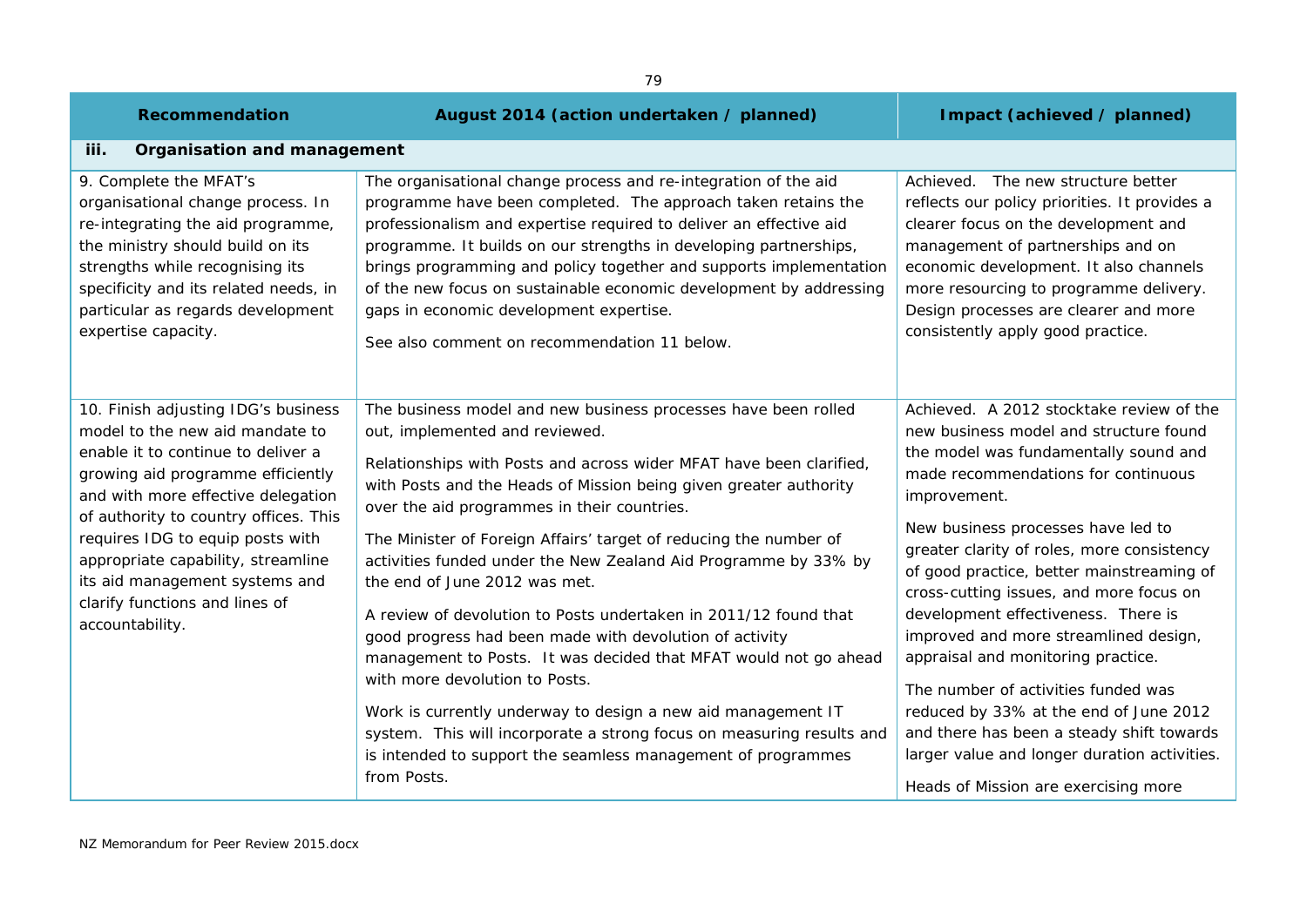| Recommendation | August 2014 (action undertaken / planned) | Impact (achieved / planned) |
|---|---|---|
| **iii. Organisation and management** | | |
| 9. Complete the MFAT's organisational change process. In re-integrating the aid programme, the ministry should build on its strengths while recognising its specificity and its related needs, in particular as regards development expertise capacity. | The organisational change process and re-integration of the aid programme have been completed. The approach taken retains the professionalism and expertise required to deliver an effective aid programme. It builds on our strengths in developing partnerships, brings programming and policy together and supports implementation of the new focus on sustainable economic development by addressing gaps in economic development expertise.<br><br>See also comment on recommendation 11 below. | Achieved. The new structure better reflects our policy priorities. It provides a clearer focus on the development and management of partnerships and on economic development. It also channels more resourcing to programme delivery. Design processes are clearer and more consistently apply good practice. |
| 10. Finish adjusting IDG's business model to the new aid mandate to enable it to continue to deliver a growing aid programme efficiently and with more effective delegation of authority to country offices. This requires IDG to equip posts with appropriate capability, streamline its aid management systems and clarify functions and lines of accountability. | The business model and new business processes have been rolled out, implemented and reviewed.<br><br>Relationships with Posts and across wider MFAT have been clarified, with Posts and the Heads of Mission being given greater authority over the aid programmes in their countries.<br><br>The Minister of Foreign Affairs' target of reducing the number of activities funded under the New Zealand Aid Programme by 33% by the end of June 2012 was met.<br><br>A review of devolution to Posts undertaken in 2011/12 found that good progress had been made with devolution of activity management to Posts. It was decided that MFAT would not go ahead with more devolution to Posts.<br><br>Work is currently underway to design a new aid management IT system. This will incorporate a strong focus on measuring results and is intended to support the seamless management of programmes from Posts. | Achieved. A 2012 stocktake review of the new business model and structure found the model was fundamentally sound and made recommendations for continuous improvement.<br><br>New business processes have led to greater clarity of roles, more consistency of good practice, better mainstreaming of cross-cutting issues, and more focus on development effectiveness. There is improved and more streamlined design, appraisal and monitoring practice.<br><br>The number of activities funded was reduced by 33% at the end of June 2012 and there has been a steady shift towards larger value and longer duration activities.<br><br>Heads of Mission are exercising more |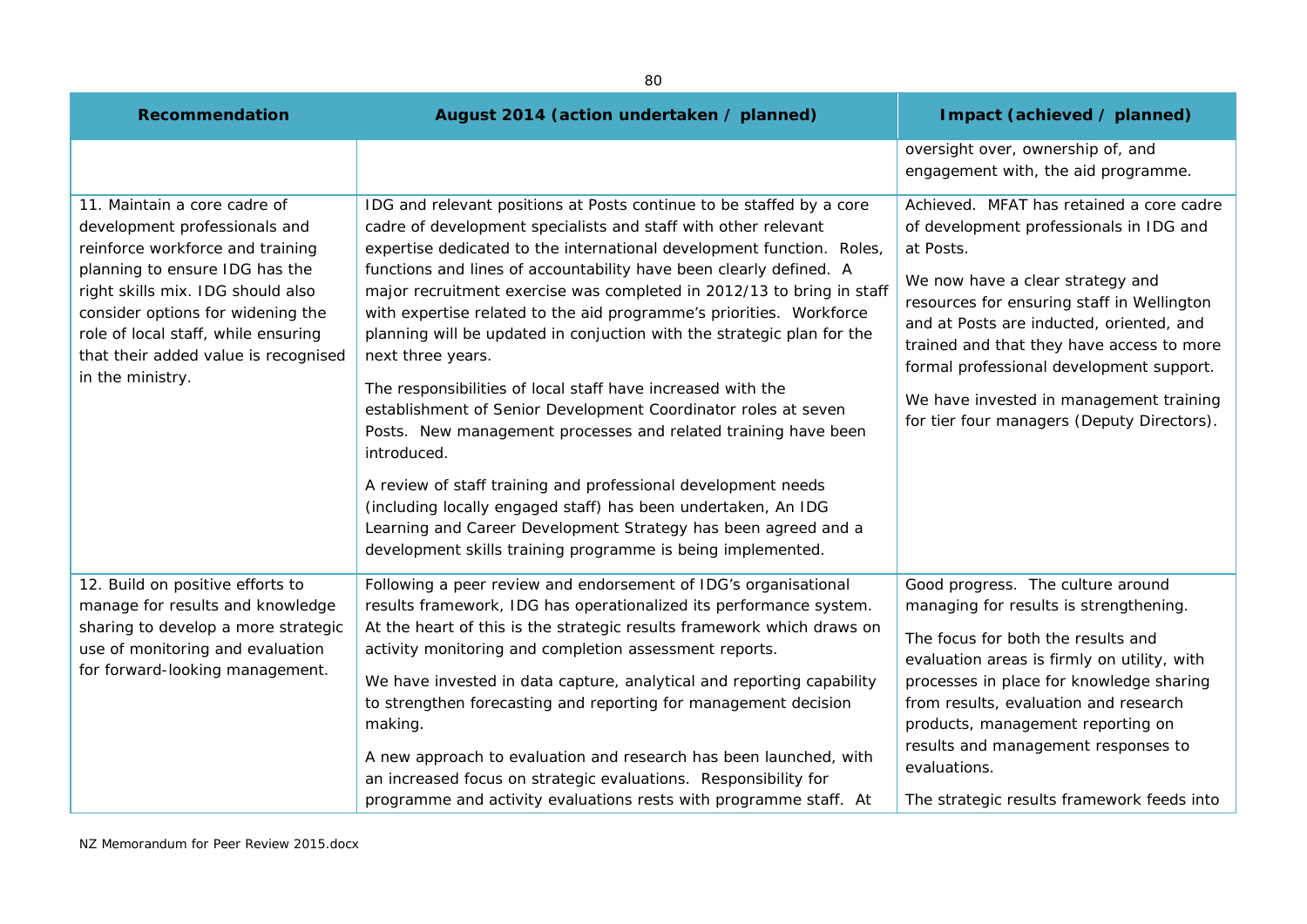| Recommendation | August 2014 (action undertaken / planned) | Impact (achieved / planned) |
|---|---|---|
| | | oversight over, ownership of, and engagement with, the aid programme. |
| 11. Maintain a core cadre of development professionals and reinforce workforce and training planning to ensure IDG has the right skills mix. IDG should also consider options for widening the role of local staff, while ensuring that their added value is recognised in the ministry. | IDG and relevant positions at Posts continue to be staffed by a core cadre of development specialists and staff with other relevant expertise dedicated to the international development function. Roles, functions and lines of accountability have been clearly defined. A major recruitment exercise was completed in 2012/13 to bring in staff with expertise related to the aid programme's priorities. Workforce planning will be updated in conjuction with the strategic plan for the next three years.<br><br>The responsibilities of local staff have increased with the establishment of Senior Development Coordinator roles at seven Posts. New management processes and related training have been introduced.<br><br>A review of staff training and professional development needs (including locally engaged staff) has been undertaken, An IDG Learning and Career Development Strategy has been agreed and a development skills training programme is being implemented. | Achieved. MFAT has retained a core cadre of development professionals in IDG and at Posts.<br><br>We now have a clear strategy and resources for ensuring staff in Wellington and at Posts are inducted, oriented, and trained and that they have access to more formal professional development support.<br><br>We have invested in management training for tier four managers (Deputy Directors). |
| 12. Build on positive efforts to manage for results and knowledge sharing to develop a more strategic use of monitoring and evaluation for forward-looking management. | Following a peer review and endorsement of IDG's organisational results framework, IDG has operationalized its performance system. At the heart of this is the strategic results framework which draws on activity monitoring and completion assessment reports.<br><br>We have invested in data capture, analytical and reporting capability to strengthen forecasting and reporting for management decision making.<br><br>A new approach to evaluation and research has been launched, with an increased focus on strategic evaluations. Responsibility for programme and activity evaluations rests with programme staff. At | Good progress. The culture around managing for results is strengthening.<br><br>The focus for both the results and evaluation areas is firmly on utility, with processes in place for knowledge sharing from results, evaluation and research products, management reporting on results and management responses to evaluations.<br><br>The strategic results framework feeds into |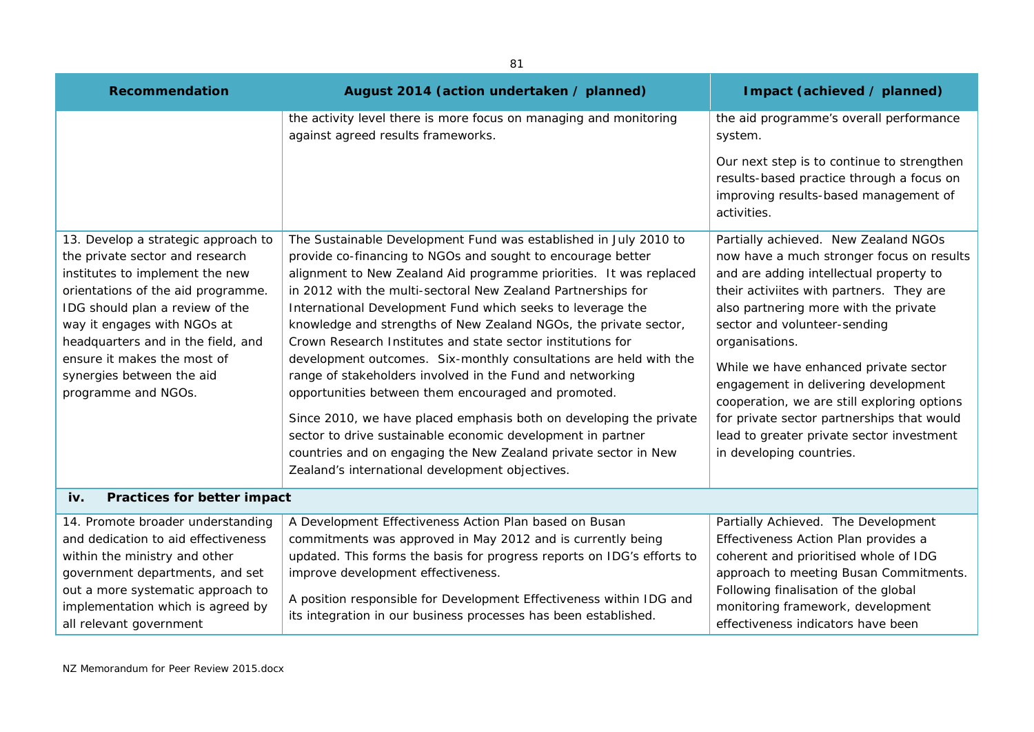| Recommendation | August 2014 (action undertaken / planned) | Impact (achieved / planned) |
|---|---|---|
| | the activity level there is more focus on managing and monitoring against agreed results frameworks. | the aid programme's overall performance system.<br><br>Our next step is to continue to strengthen results-based practice through a focus on improving results-based management of activities. |
| 13. Develop a strategic approach to the private sector and research institutes to implement the new orientations of the aid programme. IDG should plan a review of the way it engages with NGOs at headquarters and in the field, and ensure it makes the most of synergies between the aid programme and NGOs. | The Sustainable Development Fund was established in July 2010 to provide co-financing to NGOs and sought to encourage better alignment to New Zealand Aid programme priorities. It was replaced in 2012 with the multi-sectoral New Zealand Partnerships for International Development Fund which seeks to leverage the knowledge and strengths of New Zealand NGOs, the private sector, Crown Research Institutes and state sector institutions for development outcomes. Six-monthly consultations are held with the range of stakeholders involved in the Fund and networking opportunities between them encouraged and promoted.<br><br>Since 2010, we have placed emphasis both on developing the private sector to drive sustainable economic development in partner countries and on engaging the New Zealand private sector in New Zealand's international development objectives. | Partially achieved. New Zealand NGOs now have a much stronger focus on results and are adding intellectual property to their activiites with partners. They are also partnering more with the private sector and volunteer-sending organisations.<br><br>While we have enhanced private sector engagement in delivering development cooperation, we are still exploring options for private sector partnerships that would lead to greater private sector investment in developing countries. |
| **iv. Practices for better impact** | | |
| 14. Promote broader understanding and dedication to aid effectiveness within the ministry and other government departments, and set out a more systematic approach to implementation which is agreed by all relevant government | A Development Effectiveness Action Plan based on Busan commitments was approved in May 2012 and is currently being updated. This forms the basis for progress reports on IDG's efforts to improve development effectiveness.<br><br>A position responsible for Development Effectiveness within IDG and its integration in our business processes has been established. | Partially Achieved. The Development Effectiveness Action Plan provides a coherent and prioritised whole of IDG approach to meeting Busan Commitments. Following finalisation of the global monitoring framework, development effectiveness indicators have been |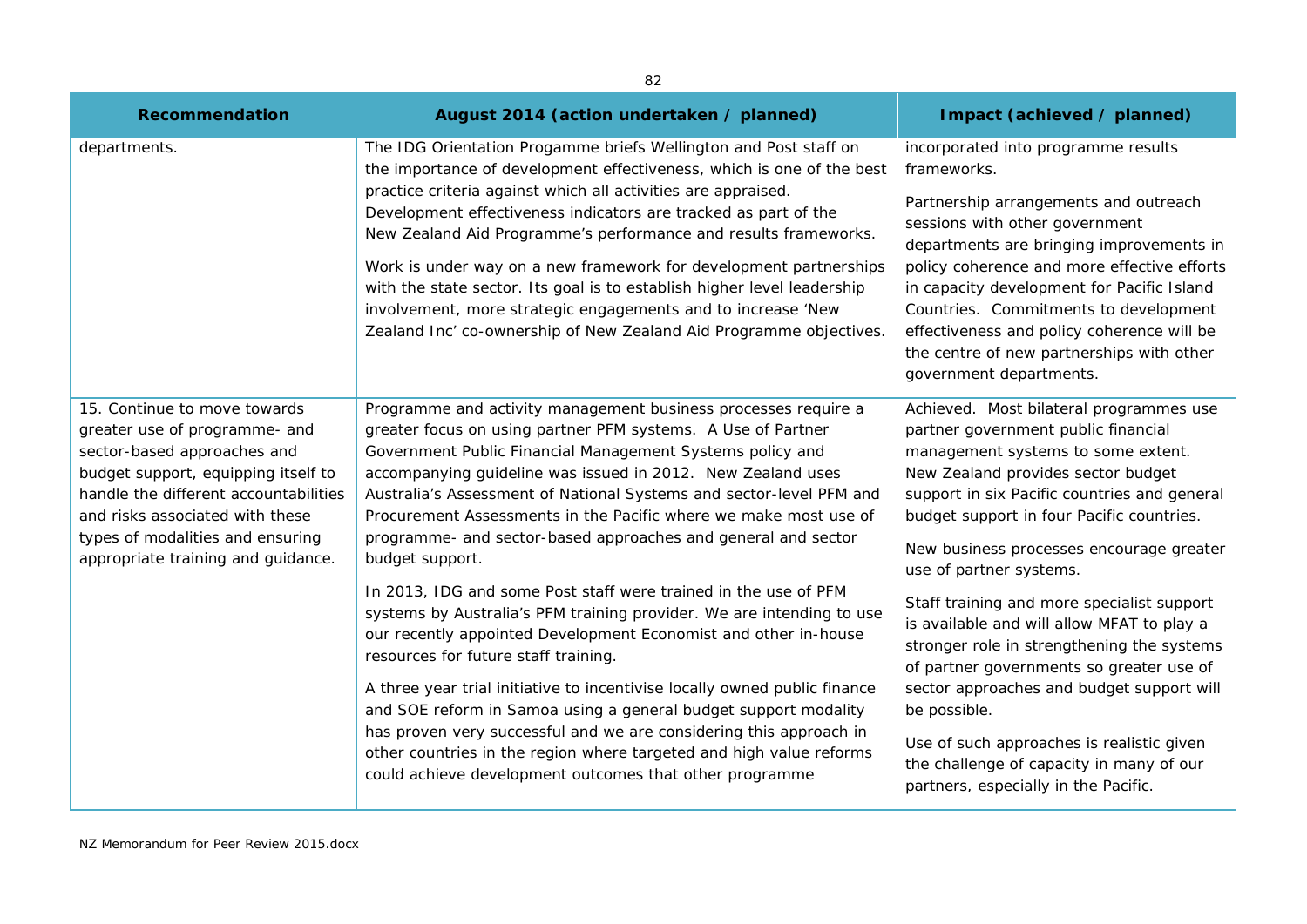| Recommendation | August 2014 (action undertaken / planned) | Impact (achieved / planned) |
| --- | --- | --- |
| departments. | The IDG Orientation Progamme briefs Wellington and Post staff on the importance of development effectiveness, which is one of the best practice criteria against which all activities are appraised. Development effectiveness indicators are tracked as part of the New Zealand Aid Programme's performance and results frameworks.<br><br>Work is under way on a new framework for development partnerships with the state sector. Its goal is to establish higher level leadership involvement, more strategic engagements and to increase 'New Zealand Inc' co-ownership of New Zealand Aid Programme objectives. | incorporated into programme results frameworks.<br><br>Partnership arrangements and outreach sessions with other government departments are bringing improvements in policy coherence and more effective efforts in capacity development for Pacific Island Countries. Commitments to development effectiveness and policy coherence will be the centre of new partnerships with other government departments. |
| 15. Continue to move towards greater use of programme- and sector-based approaches and budget support, equipping itself to handle the different accountabilities and risks associated with these types of modalities and ensuring appropriate training and guidance. | Programme and activity management business processes require a greater focus on using partner PFM systems. A Use of Partner Government Public Financial Management Systems policy and accompanying guideline was issued in 2012. New Zealand uses Australia's Assessment of National Systems and sector-level PFM and Procurement Assessments in the Pacific where we make most use of programme- and sector-based approaches and general and sector budget support.<br><br>In 2013, IDG and some Post staff were trained in the use of PFM systems by Australia's PFM training provider. We are intending to use our recently appointed Development Economist and other in-house resources for future staff training.<br><br>A three year trial initiative to incentivise locally owned public finance and SOE reform in Samoa using a general budget support modality has proven very successful and we are considering this approach in other countries in the region where targeted and high value reforms could achieve development outcomes that other programme | Achieved. Most bilateral programmes use partner government public financial management systems to some extent. New Zealand provides sector budget support in six Pacific countries and general budget support in four Pacific countries.<br><br>New business processes encourage greater use of partner systems.<br><br>Staff training and more specialist support is available and will allow MFAT to play a stronger role in strengthening the systems of partner governments so greater use of sector approaches and budget support will be possible.<br><br>Use of such approaches is realistic given the challenge of capacity in many of our partners, especially in the Pacific. |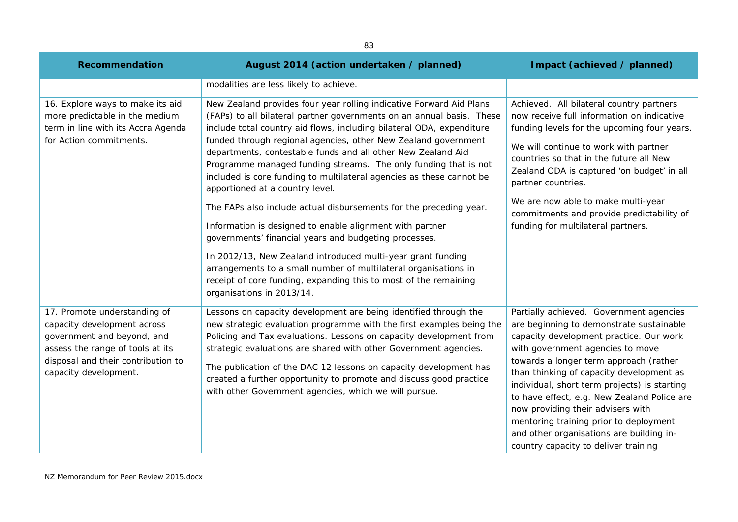| Recommendation | August 2014 (action undertaken / planned) | Impact (achieved / planned) |
|---|---|---|
| | modalities are less likely to achieve. | |
| 16. Explore ways to make its aid more predictable in the medium term in line with its Accra Agenda for Action commitments. | New Zealand provides four year rolling indicative Forward Aid Plans (FAPs) to all bilateral partner governments on an annual basis. These include total country aid flows, including bilateral ODA, expenditure funded through regional agencies, other New Zealand government departments, contestable funds and all other New Zealand Aid Programme managed funding streams. The only funding that is not included is core funding to multilateral agencies as these cannot be apportioned at a country level.<br><br>The FAPs also include actual disbursements for the preceding year.<br><br>Information is designed to enable alignment with partner governments' financial years and budgeting processes.<br><br>In 2012/13, New Zealand introduced multi-year grant funding arrangements to a small number of multilateral organisations in receipt of core funding, expanding this to most of the remaining organisations in 2013/14. | Achieved. All bilateral country partners now receive full information on indicative funding levels for the upcoming four years.<br><br>We will continue to work with partner countries so that in the future all New Zealand ODA is captured 'on budget' in all partner countries.<br><br>We are now able to make multi-year commitments and provide predictability of funding for multilateral partners. |
| 17. Promote understanding of capacity development across government and beyond, and assess the range of tools at its disposal and their contribution to capacity development. | Lessons on capacity development are being identified through the new strategic evaluation programme with the first examples being the Policing and Tax evaluations. Lessons on capacity development from strategic evaluations are shared with other Government agencies.<br><br>The publication of the DAC 12 lessons on capacity development has created a further opportunity to promote and discuss good practice with other Government agencies, which we will pursue. | Partially achieved. Government agencies are beginning to demonstrate sustainable capacity development practice. Our work with government agencies to move towards a longer term approach (rather than thinking of capacity development as individual, short term projects) is starting to have effect, e.g. New Zealand Police are now providing their advisers with mentoring training prior to deployment and other organisations are building in-country capacity to deliver training |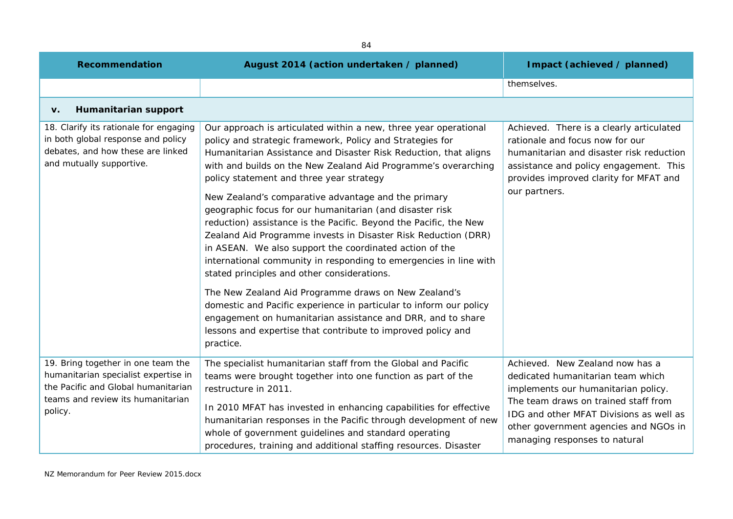| Recommendation | August 2014 (action undertaken / planned) | Impact (achieved / planned) |
|---|---|---|
| | | themselves. |
| **v. Humanitarian support** | | |
| 18. Clarify its rationale for engaging in both global response and policy debates, and how these are linked and mutually supportive. | Our approach is articulated within a new, three year operational policy and strategic framework, Policy and Strategies for Humanitarian Assistance and Disaster Risk Reduction, that aligns with and builds on the New Zealand Aid Programme's overarching policy statement and three year strategy<br><br>New Zealand's comparative advantage and the primary geographic focus for our humanitarian (and disaster risk reduction) assistance is the Pacific. Beyond the Pacific, the New Zealand Aid Programme invests in Disaster Risk Reduction (DRR) in ASEAN. We also support the coordinated action of the international community in responding to emergencies in line with stated principles and other considerations.<br><br>The New Zealand Aid Programme draws on New Zealand's domestic and Pacific experience in particular to inform our policy engagement on humanitarian assistance and DRR, and to share lessons and expertise that contribute to improved policy and practice. | Achieved. There is a clearly articulated rationale and focus now for our humanitarian and disaster risk reduction assistance and policy engagement. This provides improved clarity for MFAT and our partners. |
| 19. Bring together in one team the humanitarian specialist expertise in the Pacific and Global humanitarian teams and review its humanitarian policy. | The specialist humanitarian staff from the Global and Pacific teams were brought together into one function as part of the restructure in 2011.<br><br>In 2010 MFAT has invested in enhancing capabilities for effective humanitarian responses in the Pacific through development of new whole of government guidelines and standard operating procedures, training and additional staffing resources. Disaster | Achieved. New Zealand now has a dedicated humanitarian team which implements our humanitarian policy. The team draws on trained staff from IDG and other MFAT Divisions as well as other government agencies and NGOs in managing responses to natural |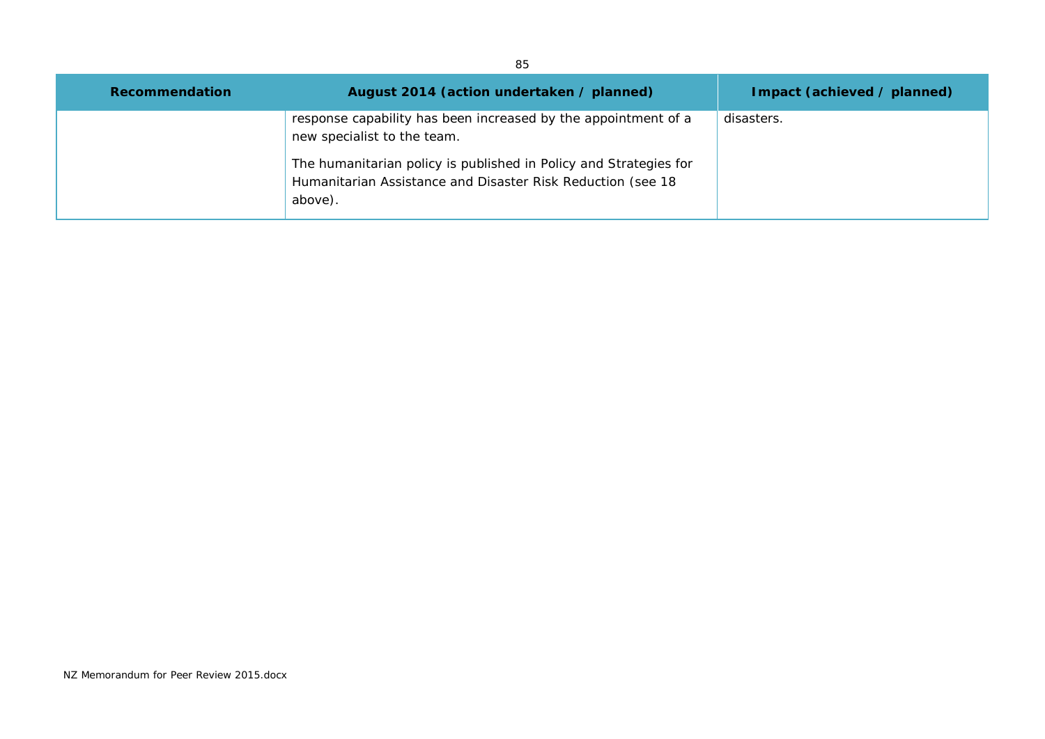| Recommendation | August 2014 (action undertaken / planned) | Impact (achieved / planned) |
|---|---|---|
| | response capability has been increased by the appointment of a new specialist to the team.<br><br>The humanitarian policy is published in Policy and Strategies for Humanitarian Assistance and Disaster Risk Reduction (see 18 above). | disasters. |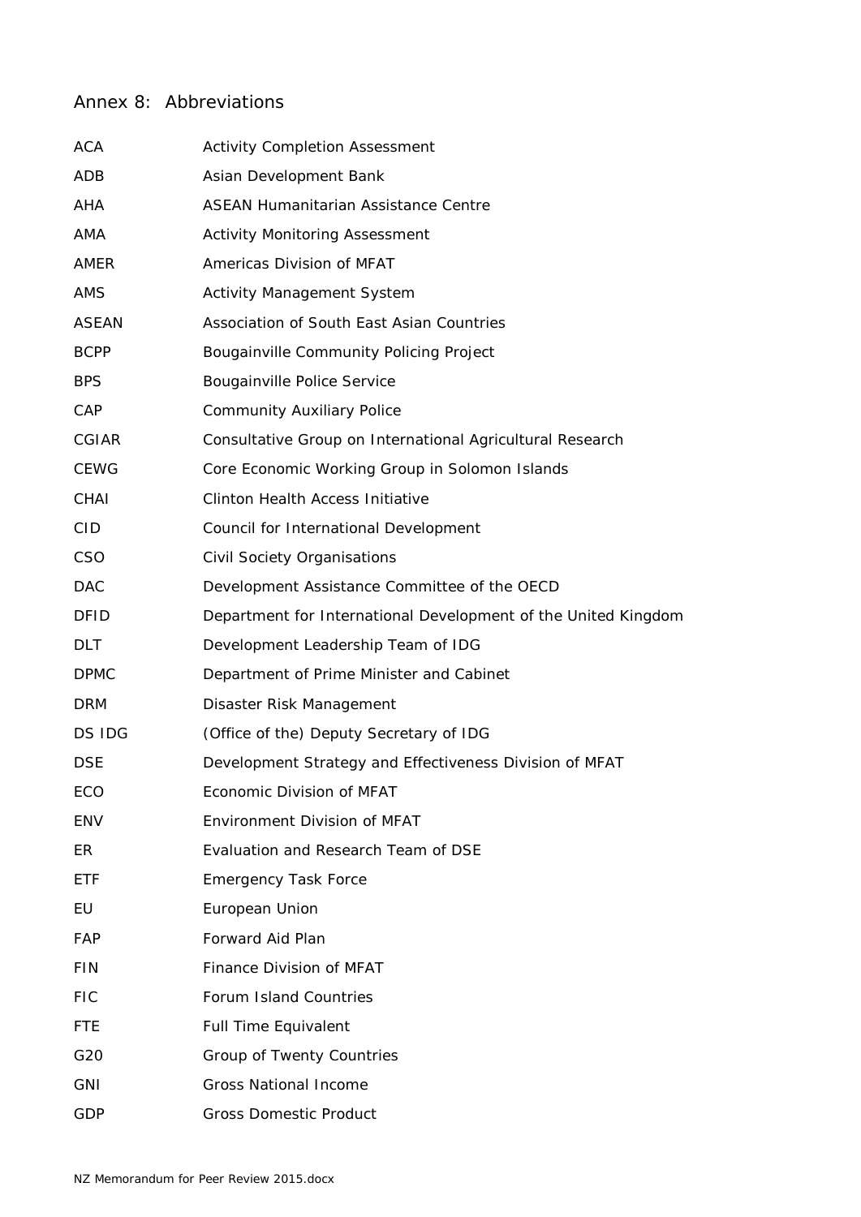## Annex 8: Abbreviations

| | |
|---|---|
| ACA | Activity Completion Assessment |
| ADB | Asian Development Bank |
| AHA | ASEAN Humanitarian Assistance Centre |
| AMA | Activity Monitoring Assessment |
| AMER | Americas Division of MFAT |
| AMS | Activity Management System |
| ASEAN | Association of South East Asian Countries |
| BCPP | Bougainville Community Policing Project |
| BPS | Bougainville Police Service |
| CAP | Community Auxiliary Police |
| CGIAR | Consultative Group on International Agricultural Research |
| CEWG | Core Economic Working Group in Solomon Islands |
| CHAI | Clinton Health Access Initiative |
| CID | Council for International Development |
| CSO | Civil Society Organisations |
| DAC | Development Assistance Committee of the OECD |
| DFID | Department for International Development of the United Kingdom |
| DLT | Development Leadership Team of IDG |
| DPMC | Department of Prime Minister and Cabinet |
| DRM | Disaster Risk Management |
| DS IDG | (Office of the) Deputy Secretary of IDG |
| DSE | Development Strategy and Effectiveness Division of MFAT |
| ECO | Economic Division of MFAT |
| ENV | Environment Division of MFAT |
| ER | Evaluation and Research Team of DSE |
| ETF | Emergency Task Force |
| EU | European Union |
| FAP | Forward Aid Plan |
| FIN | Finance Division of MFAT |
| FIC | Forum Island Countries |
| FTE | Full Time Equivalent |
| G20 | Group of Twenty Countries |
| GNI | Gross National Income |
| GDP | Gross Domestic Product |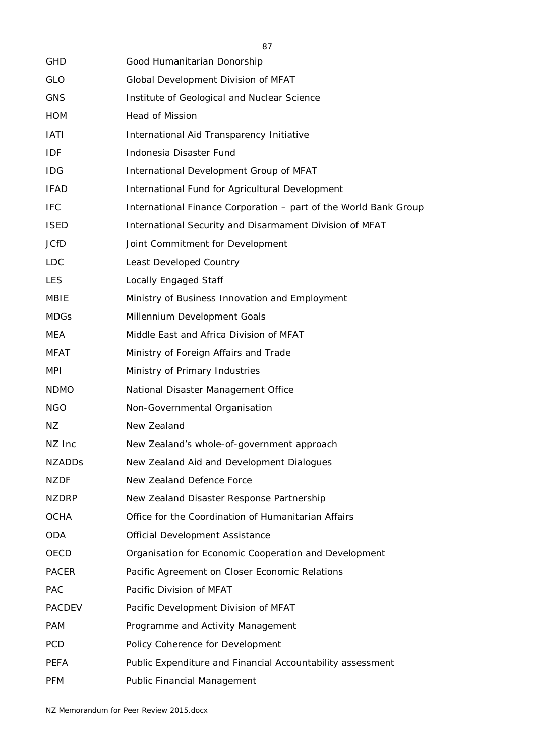| | |
|---|---|
| GHD | Good Humanitarian Donorship |
| GLO | Global Development Division of MFAT |
| GNS | Institute of Geological and Nuclear Science |
| HOM | Head of Mission |
| IATI | International Aid Transparency Initiative |
| IDF | Indonesia Disaster Fund |
| IDG | International Development Group of MFAT |
| IFAD | International Fund for Agricultural Development |
| IFC | International Finance Corporation – part of the World Bank Group |
| ISED | International Security and Disarmament Division of MFAT |
| JCfD | Joint Commitment for Development |
| LDC | Least Developed Country |
| LES | Locally Engaged Staff |
| MBIE | Ministry of Business Innovation and Employment |
| MDGs | Millennium Development Goals |
| MEA | Middle East and Africa Division of MFAT |
| MFAT | Ministry of Foreign Affairs and Trade |
| MPI | Ministry of Primary Industries |
| NDMO | National Disaster Management Office |
| NGO | Non-Governmental Organisation |
| NZ | New Zealand |
| NZ Inc | New Zealand's whole-of-government approach |
| NZADDs | New Zealand Aid and Development Dialogues |
| NZDF | New Zealand Defence Force |
| NZDRP | New Zealand Disaster Response Partnership |
| OCHA | Office for the Coordination of Humanitarian Affairs |
| ODA | Official Development Assistance |
| OECD | Organisation for Economic Cooperation and Development |
| PACER | Pacific Agreement on Closer Economic Relations |
| PAC | Pacific Division of MFAT |
| PACDEV | Pacific Development Division of MFAT |
| PAM | Programme and Activity Management |
| PCD | Policy Coherence for Development |
| PEFA | Public Expenditure and Financial Accountability assessment |
| PFM | Public Financial Management |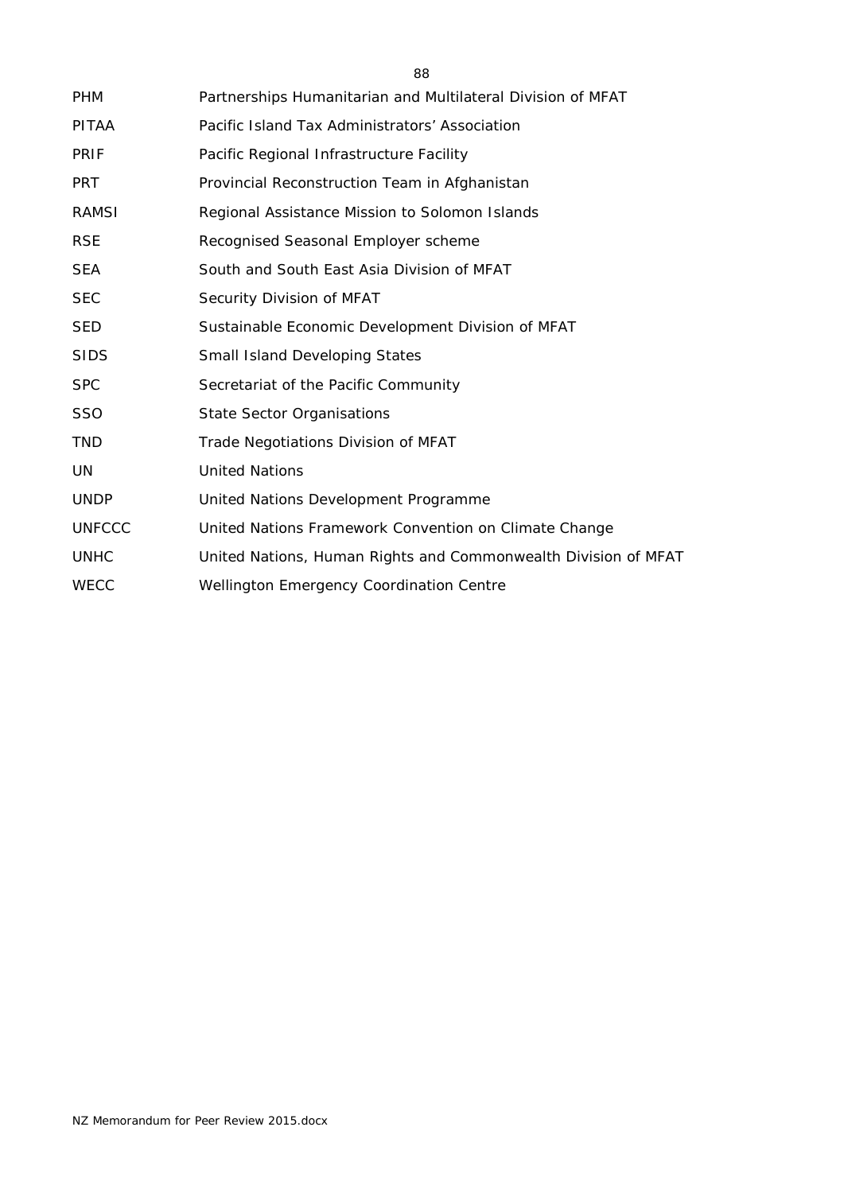| | |
|---|---|
| PHM | Partnerships Humanitarian and Multilateral Division of MFAT |
| PITAA | Pacific Island Tax Administrators' Association |
| PRIF | Pacific Regional Infrastructure Facility |
| PRT | Provincial Reconstruction Team in Afghanistan |
| RAMSI | Regional Assistance Mission to Solomon Islands |
| RSE | Recognised Seasonal Employer scheme |
| SEA | South and South East Asia Division of MFAT |
| SEC | Security Division of MFAT |
| SED | Sustainable Economic Development Division of MFAT |
| SIDS | Small Island Developing States |
| SPC | Secretariat of the Pacific Community |
| SSO | State Sector Organisations |
| TND | Trade Negotiations Division of MFAT |
| UN | United Nations |
| UNDP | United Nations Development Programme |
| UNFCCC | United Nations Framework Convention on Climate Change |
| UNHC | United Nations, Human Rights and Commonwealth Division of MFAT |
| WECC | Wellington Emergency Coordination Centre |